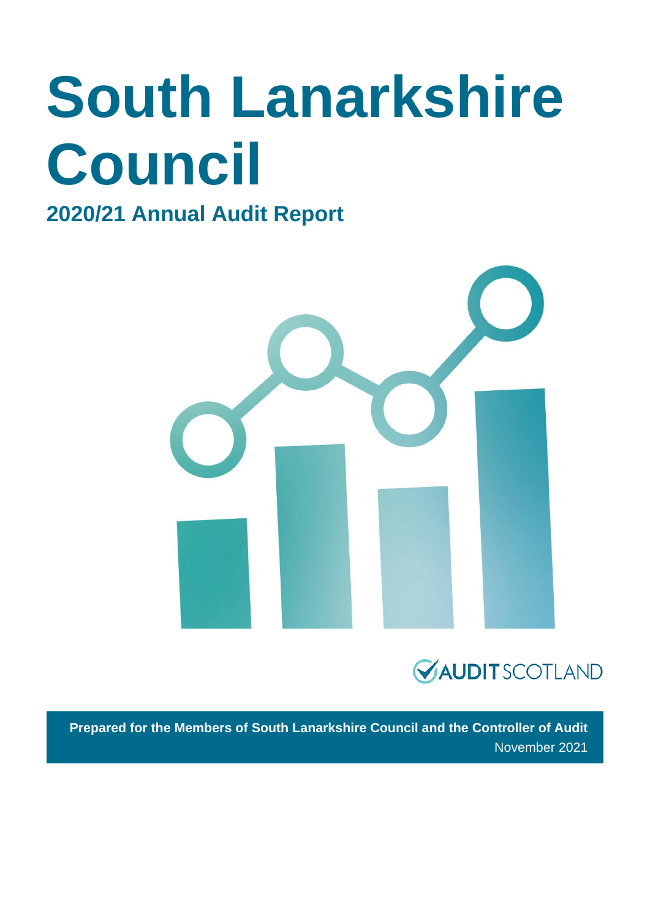# South Lanarkshire Council

## 2020/21 Annual Audit Report

AUDIT SCOTLAND

**Prepared for the Members of South Lanarkshire Council and the Controller of Audit**

November 2021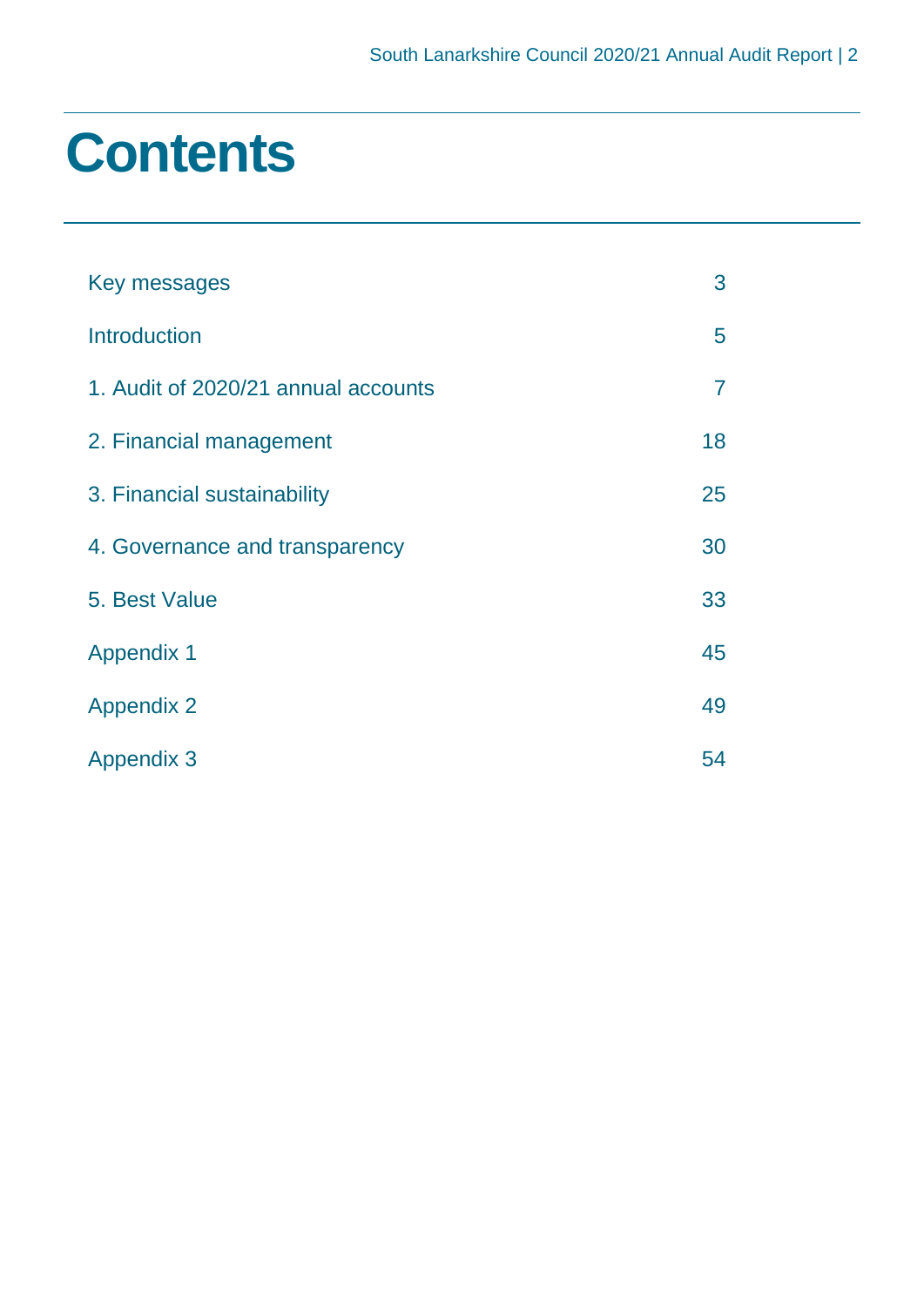# Contents

| | |
|---|---|
| Key messages | 3 |
| Introduction | 5 |
| 1. Audit of 2020/21 annual accounts | 7 |
| 2. Financial management | 18 |
| 3. Financial sustainability | 25 |
| 4. Governance and transparency | 30 |
| 5. Best Value | 33 |
| Appendix 1 | 45 |
| Appendix 2 | 49 |
| Appendix 3 | 54 |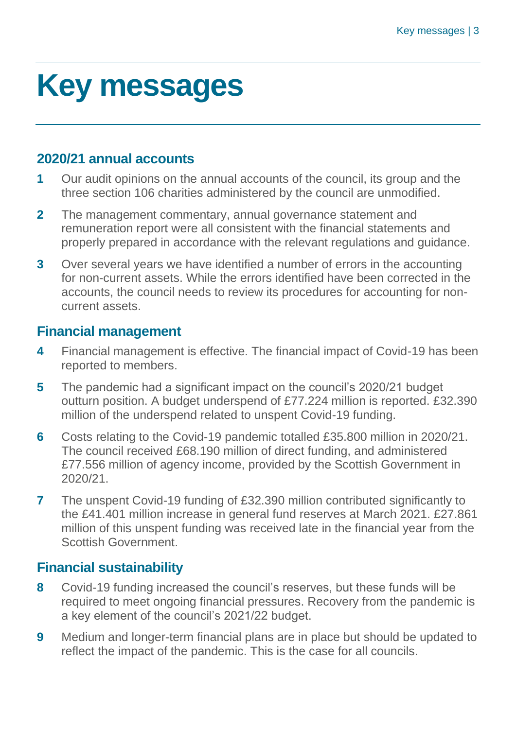# Key messages

## 2020/21 annual accounts

1. Our audit opinions on the annual accounts of the council, its group and the three section 106 charities administered by the council are unmodified.
2. The management commentary, annual governance statement and remuneration report were all consistent with the financial statements and properly prepared in accordance with the relevant regulations and guidance.
3. Over several years we have identified a number of errors in the accounting for non-current assets. While the errors identified have been corrected in the accounts, the council needs to review its procedures for accounting for non-current assets.

## Financial management

4. Financial management is effective. The financial impact of Covid-19 has been reported to members.
5. The pandemic had a significant impact on the council's 2020/21 budget outturn position. A budget underspend of £77.224 million is reported. £32.390 million of the underspend related to unspent Covid-19 funding.
6. Costs relating to the Covid-19 pandemic totalled £35.800 million in 2020/21. The council received £68.190 million of direct funding, and administered £77.556 million of agency income, provided by the Scottish Government in 2020/21.
7. The unspent Covid-19 funding of £32.390 million contributed significantly to the £41.401 million increase in general fund reserves at March 2021. £27.861 million of this unspent funding was received late in the financial year from the Scottish Government.

## Financial sustainability

8. Covid-19 funding increased the council's reserves, but these funds will be required to meet ongoing financial pressures. Recovery from the pandemic is a key element of the council's 2021/22 budget.
9. Medium and longer-term financial plans are in place but should be updated to reflect the impact of the pandemic. This is the case for all councils.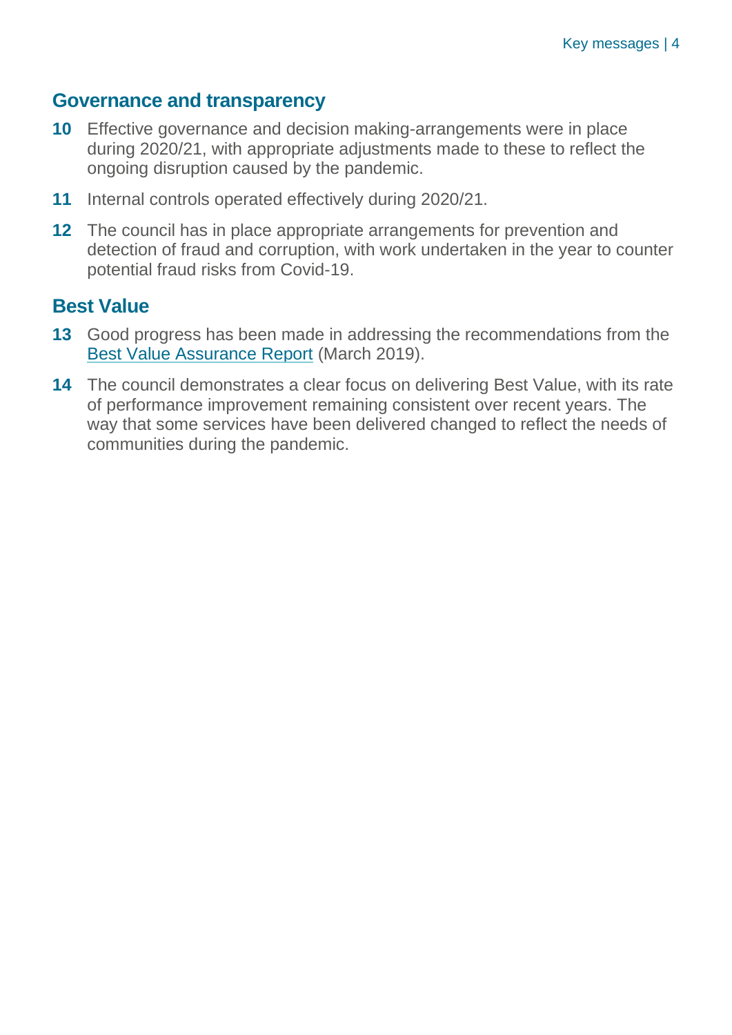## Governance and transparency

**10** Effective governance and decision making-arrangements were in place during 2020/21, with appropriate adjustments made to these to reflect the ongoing disruption caused by the pandemic.

**11** Internal controls operated effectively during 2020/21.

**12** The council has in place appropriate arrangements for prevention and detection of fraud and corruption, with work undertaken in the year to counter potential fraud risks from Covid-19.

## Best Value

**13** Good progress has been made in addressing the recommendations from the Best Value Assurance Report (March 2019).

**14** The council demonstrates a clear focus on delivering Best Value, with its rate of performance improvement remaining consistent over recent years. The way that some services have been delivered changed to reflect the needs of communities during the pandemic.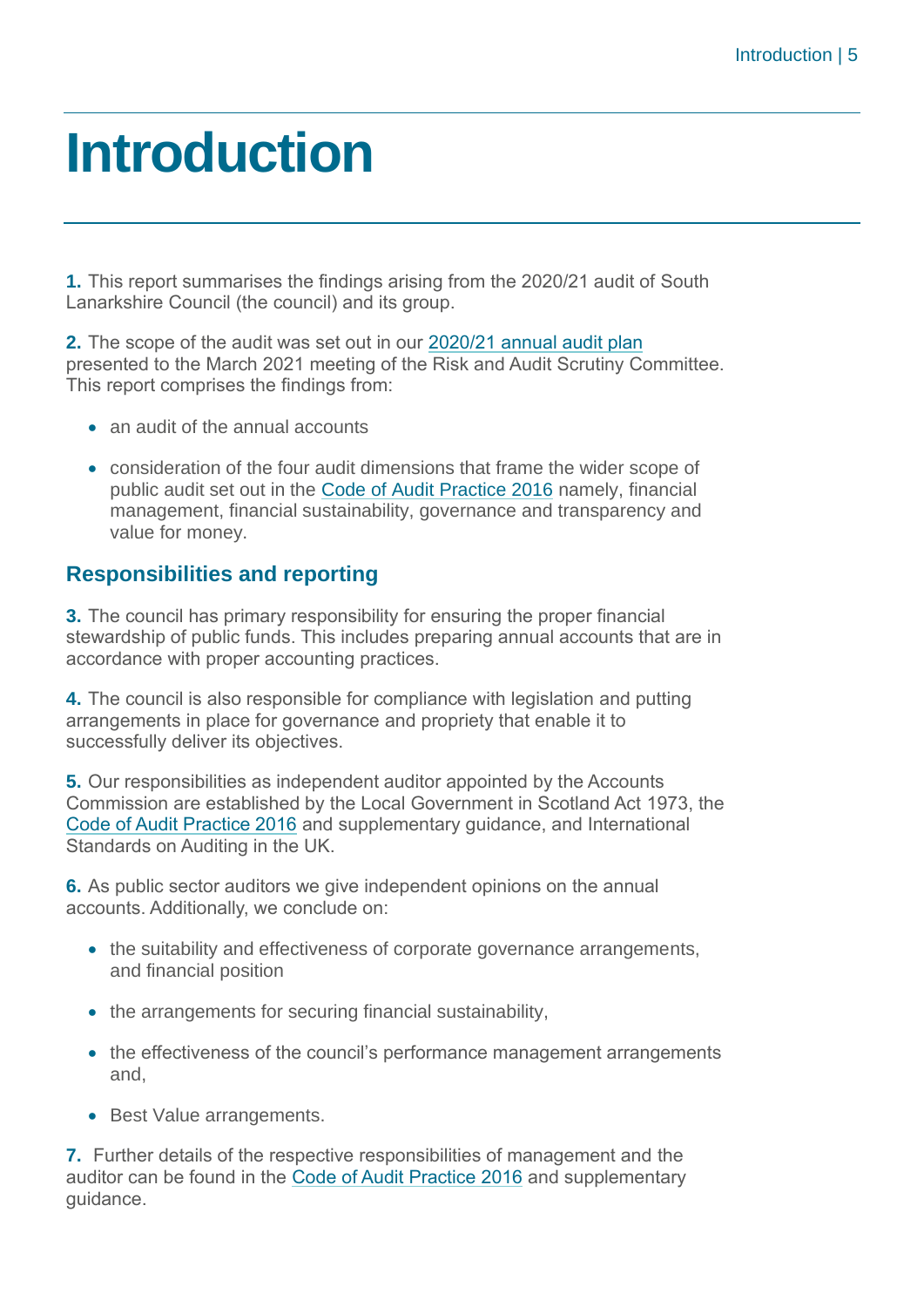# Introduction

**1.** This report summarises the findings arising from the 2020/21 audit of South Lanarkshire Council (the council) and its group.

**2.** The scope of the audit was set out in our 2020/21 annual audit plan presented to the March 2021 meeting of the Risk and Audit Scrutiny Committee. This report comprises the findings from:

- an audit of the annual accounts
- consideration of the four audit dimensions that frame the wider scope of public audit set out in the Code of Audit Practice 2016 namely, financial management, financial sustainability, governance and transparency and value for money.

## Responsibilities and reporting

**3.** The council has primary responsibility for ensuring the proper financial stewardship of public funds. This includes preparing annual accounts that are in accordance with proper accounting practices.

**4.** The council is also responsible for compliance with legislation and putting arrangements in place for governance and propriety that enable it to successfully deliver its objectives.

**5.** Our responsibilities as independent auditor appointed by the Accounts Commission are established by the Local Government in Scotland Act 1973, the Code of Audit Practice 2016 and supplementary guidance, and International Standards on Auditing in the UK.

**6.** As public sector auditors we give independent opinions on the annual accounts. Additionally, we conclude on:

- the suitability and effectiveness of corporate governance arrangements, and financial position
- the arrangements for securing financial sustainability,
- the effectiveness of the council's performance management arrangements and,
- Best Value arrangements.

**7.** Further details of the respective responsibilities of management and the auditor can be found in the Code of Audit Practice 2016 and supplementary guidance.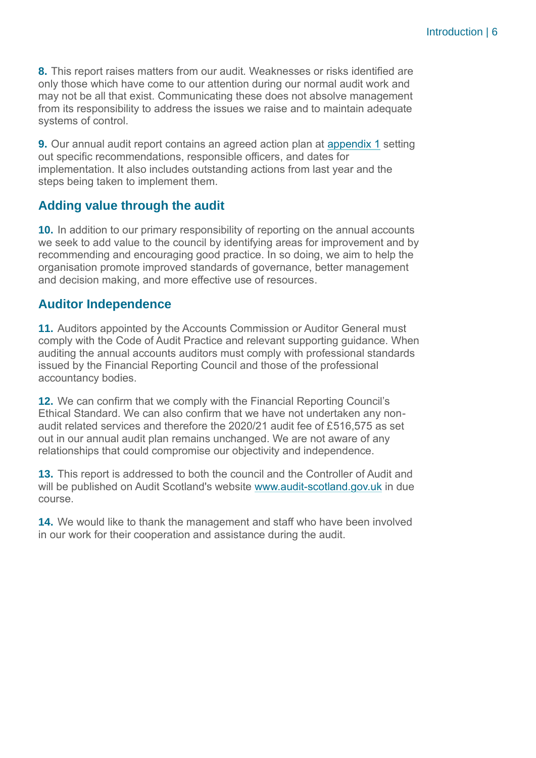**8.** This report raises matters from our audit. Weaknesses or risks identified are only those which have come to our attention during our normal audit work and may not be all that exist. Communicating these does not absolve management from its responsibility to address the issues we raise and to maintain adequate systems of control.

**9.** Our annual audit report contains an agreed action plan at appendix 1 setting out specific recommendations, responsible officers, and dates for implementation. It also includes outstanding actions from last year and the steps being taken to implement them.

## Adding value through the audit

**10.** In addition to our primary responsibility of reporting on the annual accounts we seek to add value to the council by identifying areas for improvement and by recommending and encouraging good practice. In so doing, we aim to help the organisation promote improved standards of governance, better management and decision making, and more effective use of resources.

## Auditor Independence

**11.** Auditors appointed by the Accounts Commission or Auditor General must comply with the Code of Audit Practice and relevant supporting guidance. When auditing the annual accounts auditors must comply with professional standards issued by the Financial Reporting Council and those of the professional accountancy bodies.

**12.** We can confirm that we comply with the Financial Reporting Council's Ethical Standard. We can also confirm that we have not undertaken any non-audit related services and therefore the 2020/21 audit fee of £516,575 as set out in our annual audit plan remains unchanged. We are not aware of any relationships that could compromise our objectivity and independence.

**13.** This report is addressed to both the council and the Controller of Audit and will be published on Audit Scotland's website www.audit-scotland.gov.uk in due course.

**14.** We would like to thank the management and staff who have been involved in our work for their cooperation and assistance during the audit.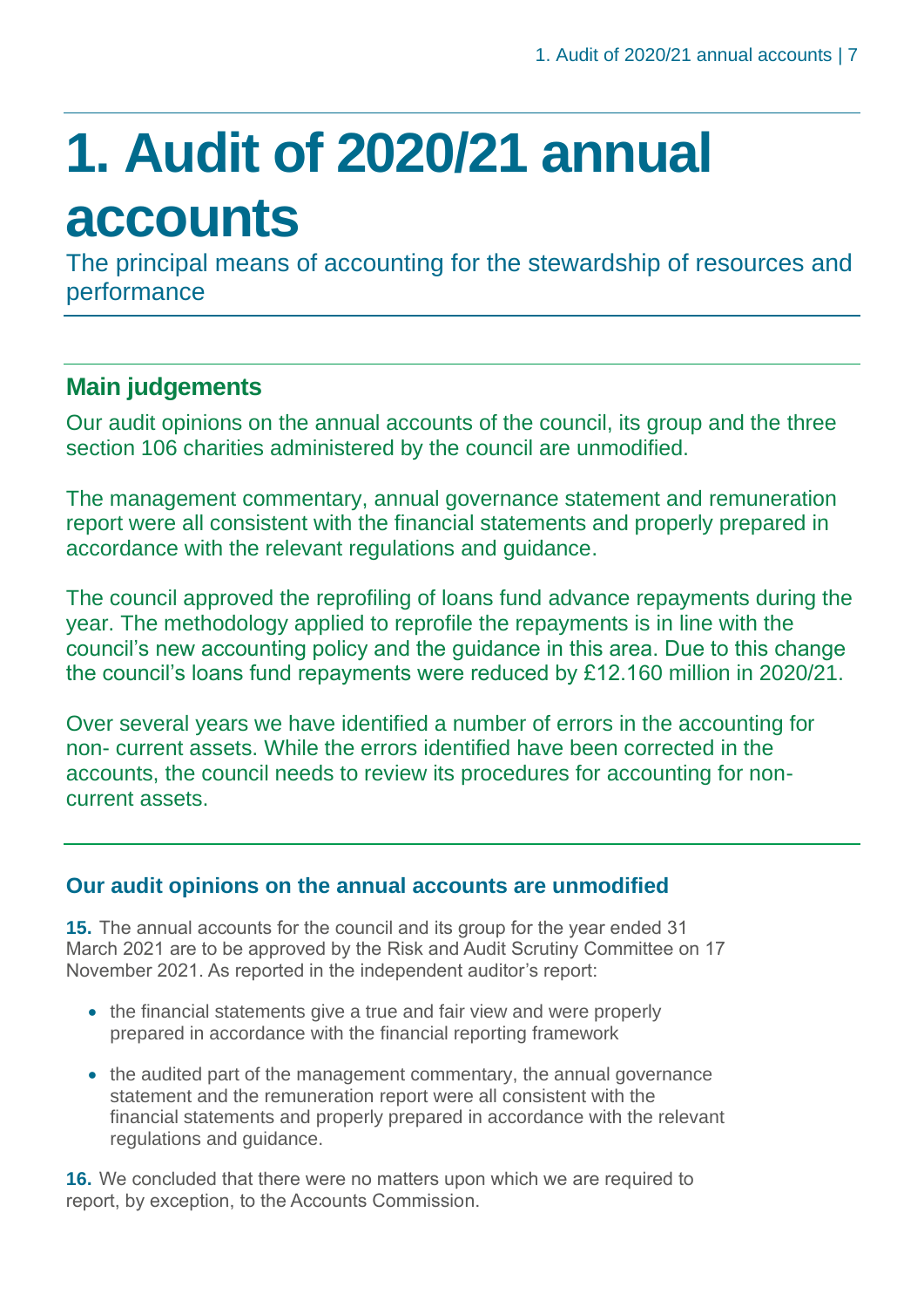# 1. Audit of 2020/21 annual accounts

The principal means of accounting for the stewardship of resources and performance

## Main judgements

Our audit opinions on the annual accounts of the council, its group and the three section 106 charities administered by the council are unmodified.

The management commentary, annual governance statement and remuneration report were all consistent with the financial statements and properly prepared in accordance with the relevant regulations and guidance.

The council approved the reprofiling of loans fund advance repayments during the year. The methodology applied to reprofile the repayments is in line with the council's new accounting policy and the guidance in this area. Due to this change the council's loans fund repayments were reduced by £12.160 million in 2020/21.

Over several years we have identified a number of errors in the accounting for non- current assets. While the errors identified have been corrected in the accounts, the council needs to review its procedures for accounting for non-current assets.

### Our audit opinions on the annual accounts are unmodified

**15.** The annual accounts for the council and its group for the year ended 31 March 2021 are to be approved by the Risk and Audit Scrutiny Committee on 17 November 2021. As reported in the independent auditor's report:

- the financial statements give a true and fair view and were properly prepared in accordance with the financial reporting framework
- the audited part of the management commentary, the annual governance statement and the remuneration report were all consistent with the financial statements and properly prepared in accordance with the relevant regulations and guidance.

**16.** We concluded that there were no matters upon which we are required to report, by exception, to the Accounts Commission.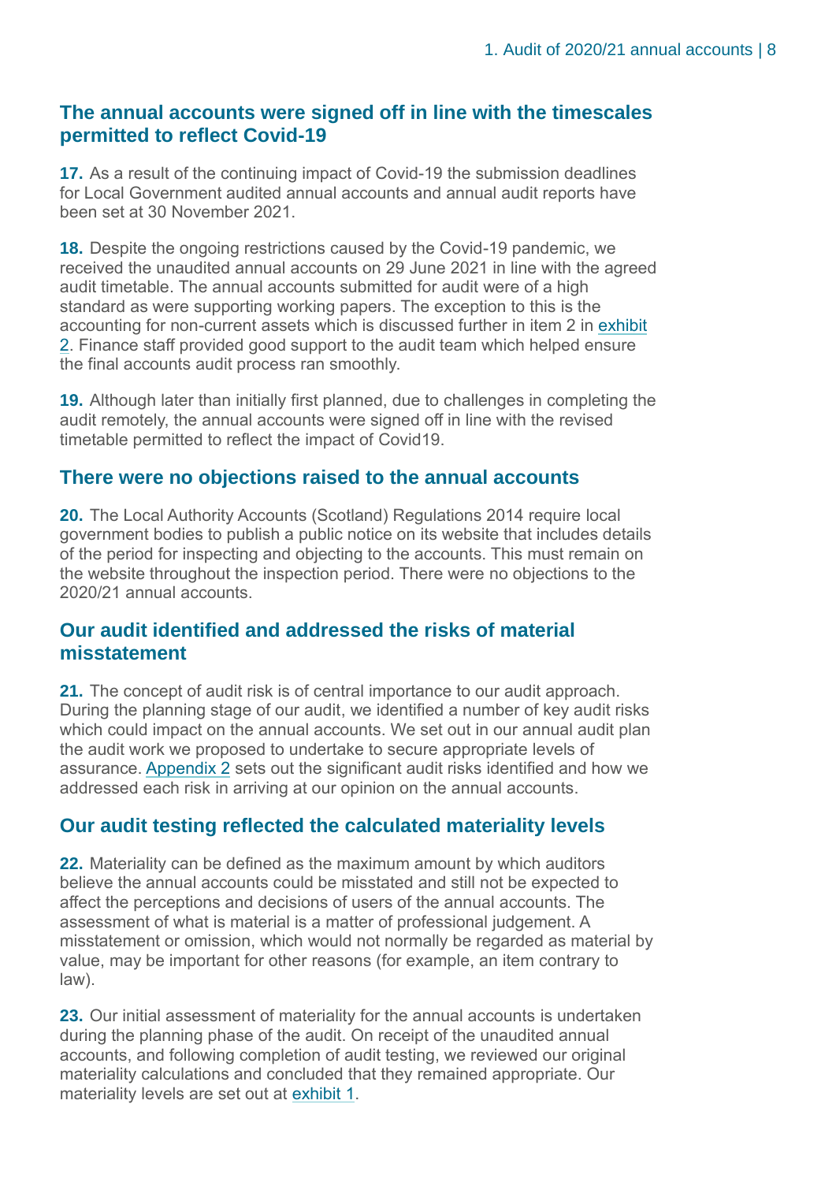## The annual accounts were signed off in line with the timescales permitted to reflect Covid-19

**17.** As a result of the continuing impact of Covid-19 the submission deadlines for Local Government audited annual accounts and annual audit reports have been set at 30 November 2021.

**18.** Despite the ongoing restrictions caused by the Covid-19 pandemic, we received the unaudited annual accounts on 29 June 2021 in line with the agreed audit timetable. The annual accounts submitted for audit were of a high standard as were supporting working papers. The exception to this is the accounting for non-current assets which is discussed further in item 2 in exhibit 2. Finance staff provided good support to the audit team which helped ensure the final accounts audit process ran smoothly.

**19.** Although later than initially first planned, due to challenges in completing the audit remotely, the annual accounts were signed off in line with the revised timetable permitted to reflect the impact of Covid19.

## There were no objections raised to the annual accounts

**20.** The Local Authority Accounts (Scotland) Regulations 2014 require local government bodies to publish a public notice on its website that includes details of the period for inspecting and objecting to the accounts. This must remain on the website throughout the inspection period. There were no objections to the 2020/21 annual accounts.

## Our audit identified and addressed the risks of material misstatement

**21.** The concept of audit risk is of central importance to our audit approach. During the planning stage of our audit, we identified a number of key audit risks which could impact on the annual accounts. We set out in our annual audit plan the audit work we proposed to undertake to secure appropriate levels of assurance. Appendix 2 sets out the significant audit risks identified and how we addressed each risk in arriving at our opinion on the annual accounts.

## Our audit testing reflected the calculated materiality levels

**22.** Materiality can be defined as the maximum amount by which auditors believe the annual accounts could be misstated and still not be expected to affect the perceptions and decisions of users of the annual accounts. The assessment of what is material is a matter of professional judgement. A misstatement or omission, which would not normally be regarded as material by value, may be important for other reasons (for example, an item contrary to law).

**23.** Our initial assessment of materiality for the annual accounts is undertaken during the planning phase of the audit. On receipt of the unaudited annual accounts, and following completion of audit testing, we reviewed our original materiality calculations and concluded that they remained appropriate. Our materiality levels are set out at exhibit 1.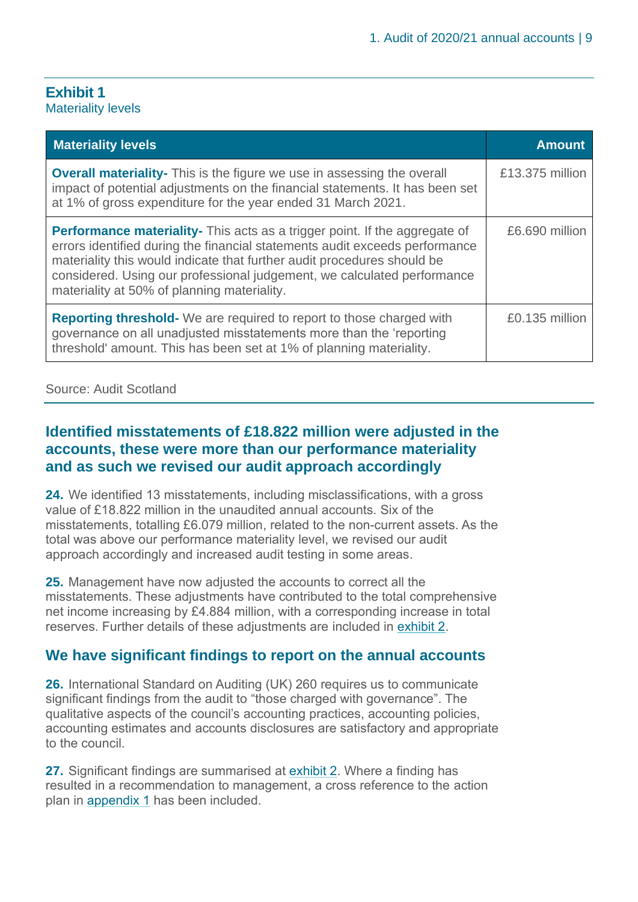**Exhibit 1**
Materiality levels

| Materiality levels | Amount |
|---|---|
| **Overall materiality-** This is the figure we use in assessing the overall impact of potential adjustments on the financial statements. It has been set at 1% of gross expenditure for the year ended 31 March 2021. | £13.375 million |
| **Performance materiality-** This acts as a trigger point. If the aggregate of errors identified during the financial statements audit exceeds performance materiality this would indicate that further audit procedures should be considered. Using our professional judgement, we calculated performance materiality at 50% of planning materiality. | £6.690 million |
| **Reporting threshold-** We are required to report to those charged with governance on all unadjusted misstatements more than the 'reporting threshold' amount. This has been set at 1% of planning materiality. | £0.135 million |

Source: Audit Scotland

## Identified misstatements of £18.822 million were adjusted in the accounts, these were more than our performance materiality and as such we revised our audit approach accordingly

**24.** We identified 13 misstatements, including misclassifications, with a gross value of £18.822 million in the unaudited annual accounts. Six of the misstatements, totalling £6.079 million, related to the non-current assets. As the total was above our performance materiality level, we revised our audit approach accordingly and increased audit testing in some areas.

**25.** Management have now adjusted the accounts to correct all the misstatements. These adjustments have contributed to the total comprehensive net income increasing by £4.884 million, with a corresponding increase in total reserves. Further details of these adjustments are included in exhibit 2.

## We have significant findings to report on the annual accounts

**26.** International Standard on Auditing (UK) 260 requires us to communicate significant findings from the audit to "those charged with governance". The qualitative aspects of the council's accounting practices, accounting policies, accounting estimates and accounts disclosures are satisfactory and appropriate to the council.

**27.** Significant findings are summarised at exhibit 2. Where a finding has resulted in a recommendation to management, a cross reference to the action plan in appendix 1 has been included.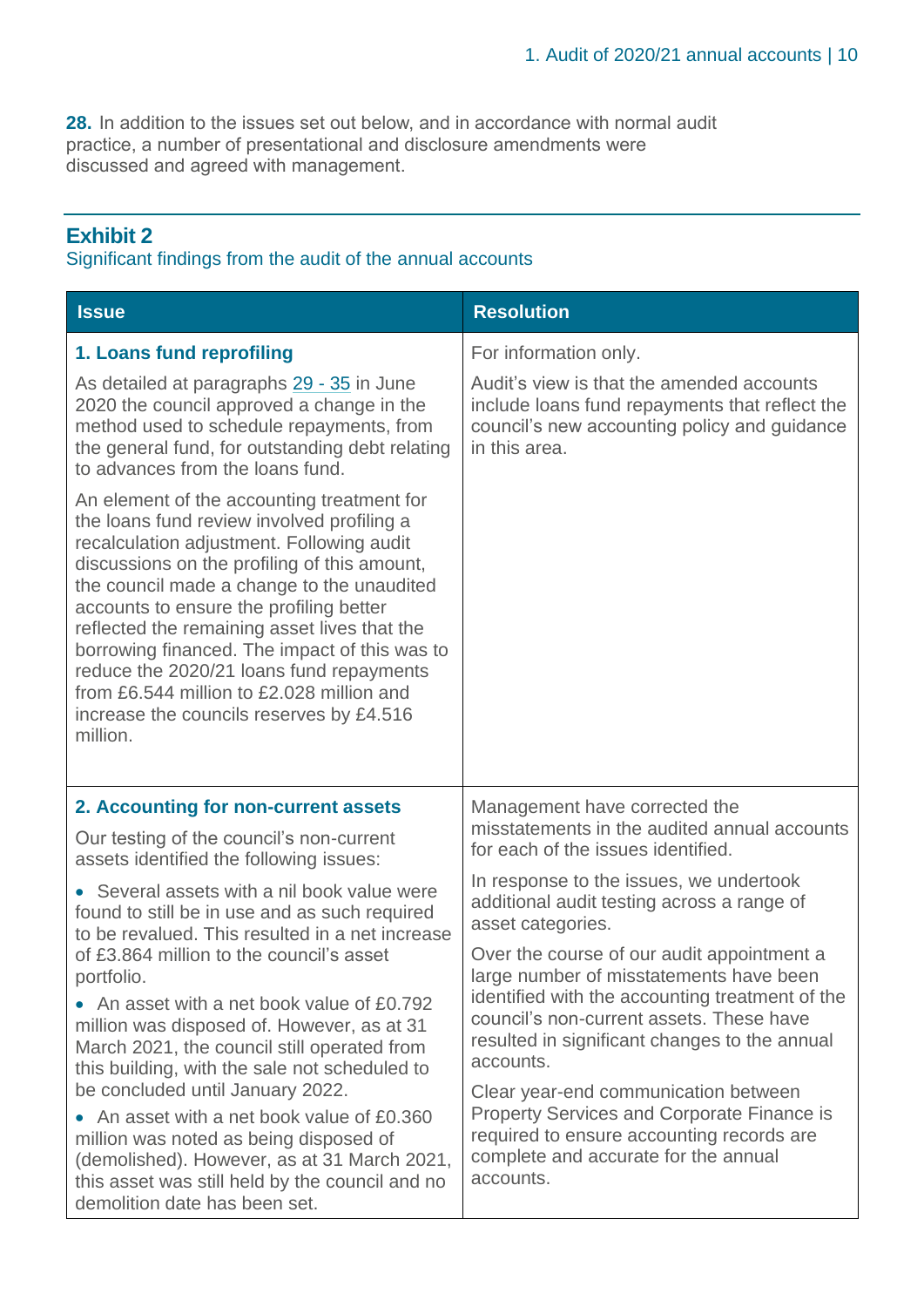**28.** In addition to the issues set out below, and in accordance with normal audit practice, a number of presentational and disclosure amendments were discussed and agreed with management.

## Exhibit 2

Significant findings from the audit of the annual accounts

| Issue | Resolution |
|---|---|
| **1. Loans fund reprofiling**<br><br>As detailed at paragraphs 29 - 35 in June 2020 the council approved a change in the method used to schedule repayments, from the general fund, for outstanding debt relating to advances from the loans fund.<br><br>An element of the accounting treatment for the loans fund review involved profiling a recalculation adjustment. Following audit discussions on the profiling of this amount, the council made a change to the unaudited accounts to ensure the profiling better reflected the remaining asset lives that the borrowing financed. The impact of this was to reduce the 2020/21 loans fund repayments from £6.544 million to £2.028 million and increase the councils reserves by £4.516 million. | For information only.<br><br>Audit's view is that the amended accounts include loans fund repayments that reflect the council's new accounting policy and guidance in this area. |
| **2. Accounting for non-current assets**<br><br>Our testing of the council's non-current assets identified the following issues:<br><br>• Several assets with a nil book value were found to still be in use and as such required to be revalued. This resulted in a net increase of £3.864 million to the council's asset portfolio.<br><br>• An asset with a net book value of £0.792 million was disposed of. However, as at 31 March 2021, the council still operated from this building, with the sale not scheduled to be concluded until January 2022.<br><br>• An asset with a net book value of £0.360 million was noted as being disposed of (demolished). However, as at 31 March 2021, this asset was still held by the council and no demolition date has been set. | Management have corrected the misstatements in the audited annual accounts for each of the issues identified.<br><br>In response to the issues, we undertook additional audit testing across a range of asset categories.<br><br>Over the course of our audit appointment a large number of misstatements have been identified with the accounting treatment of the council's non-current assets. These have resulted in significant changes to the annual accounts.<br><br>Clear year-end communication between Property Services and Corporate Finance is required to ensure accounting records are complete and accurate for the annual accounts. |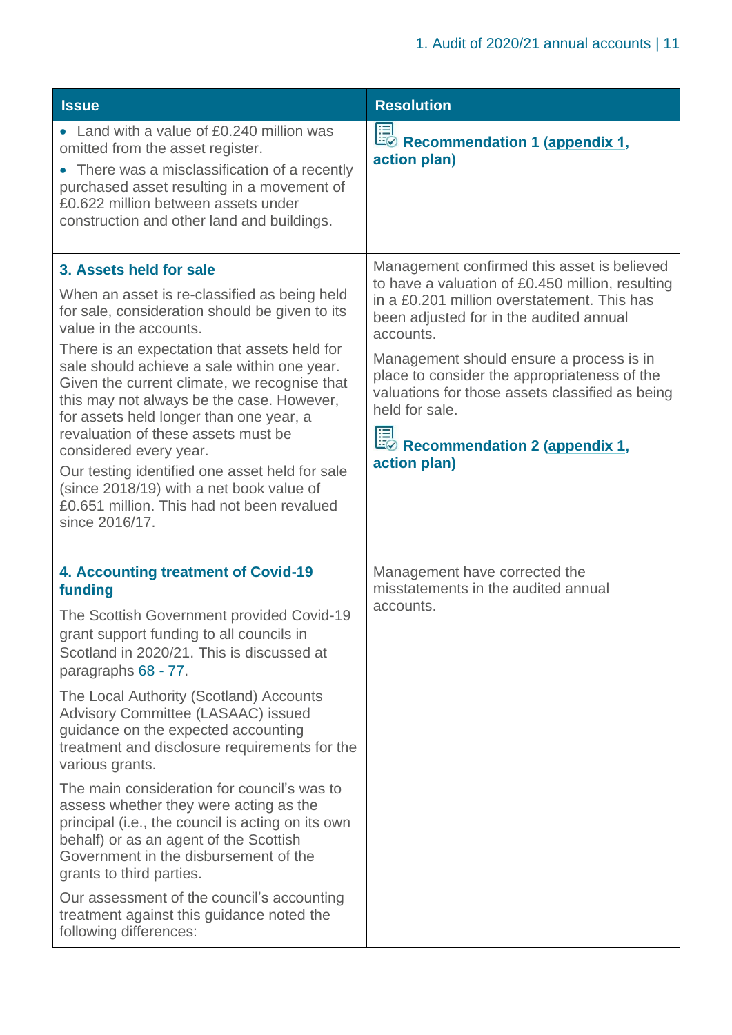| Issue | Resolution |
|---|---|
| • Land with a value of £0.240 million was omitted from the asset register.<br>• There was a misclassification of a recently purchased asset resulting in a movement of £0.622 million between assets under construction and other land and buildings. | **Recommendation 1 (appendix 1, action plan)** |
| **3. Assets held for sale**<br><br>When an asset is re-classified as being held for sale, consideration should be given to its value in the accounts.<br><br>There is an expectation that assets held for sale should achieve a sale within one year. Given the current climate, we recognise that this may not always be the case. However, for assets held longer than one year, a revaluation of these assets must be considered every year.<br><br>Our testing identified one asset held for sale (since 2018/19) with a net book value of £0.651 million. This had not been revalued since 2016/17. | Management confirmed this asset is believed to have a valuation of £0.450 million, resulting in a £0.201 million overstatement. This has been adjusted for in the audited annual accounts.<br><br>Management should ensure a process is in place to consider the appropriateness of the valuations for those assets classified as being held for sale.<br><br>**Recommendation 2 (appendix 1, action plan)** |
| **4. Accounting treatment of Covid-19 funding**<br><br>The Scottish Government provided Covid-19 grant support funding to all councils in Scotland in 2020/21. This is discussed at paragraphs 68 - 77.<br><br>The Local Authority (Scotland) Accounts Advisory Committee (LASAAC) issued guidance on the expected accounting treatment and disclosure requirements for the various grants.<br><br>The main consideration for council's was to assess whether they were acting as the principal (i.e., the council is acting on its own behalf) or as an agent of the Scottish Government in the disbursement of the grants to third parties.<br><br>Our assessment of the council's accounting treatment against this guidance noted the following differences: | Management have corrected the misstatements in the audited annual accounts. |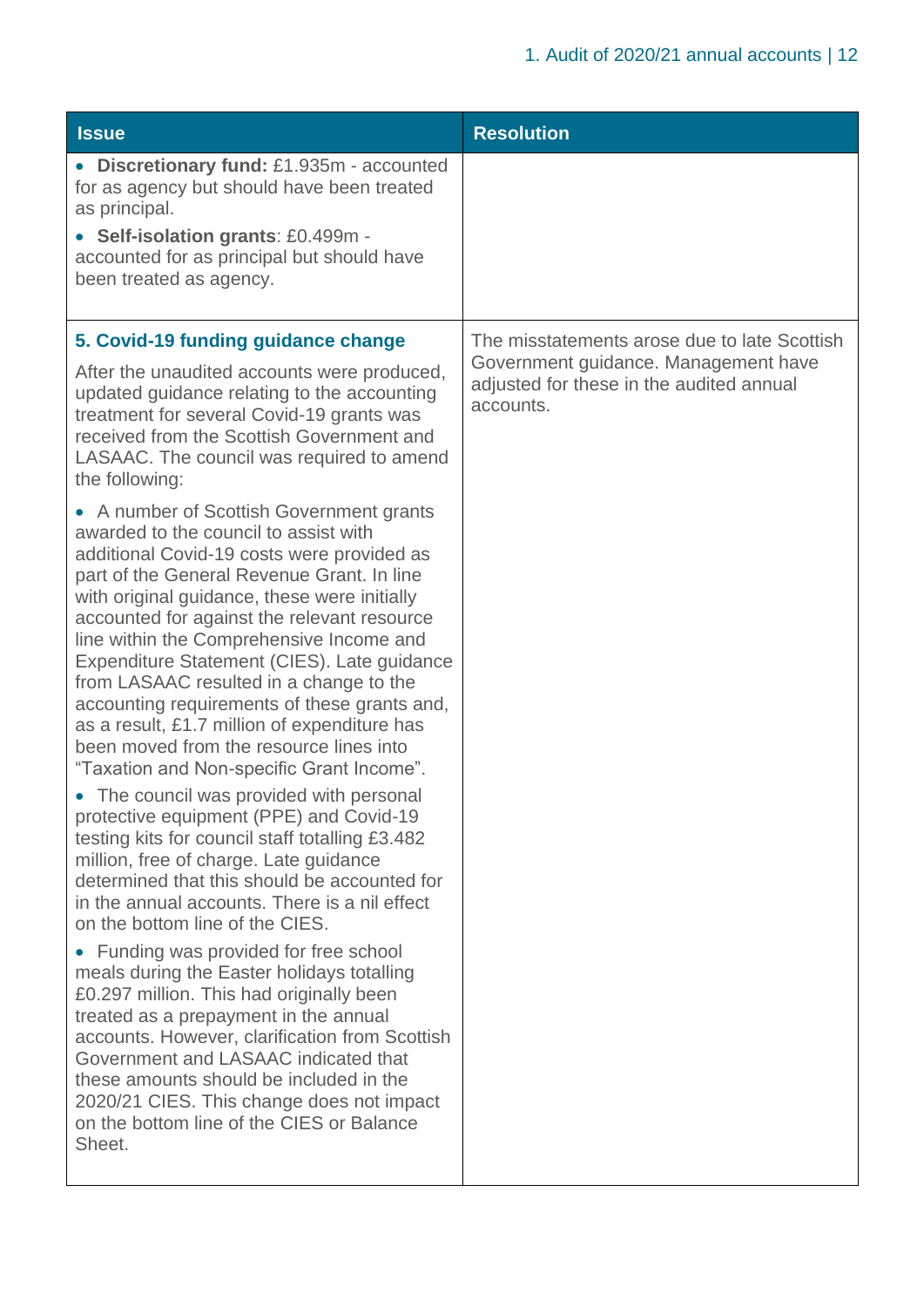| Issue | Resolution |
| --- | --- |
| • **Discretionary fund:** £1.935m - accounted for as agency but should have been treated as principal.<br>• **Self-isolation grants**: £0.499m - accounted for as principal but should have been treated as agency. | |
| **5. Covid-19 funding guidance change**<br><br>After the unaudited accounts were produced, updated guidance relating to the accounting treatment for several Covid-19 grants was received from the Scottish Government and LASAAC. The council was required to amend the following:<br><br>• A number of Scottish Government grants awarded to the council to assist with additional Covid-19 costs were provided as part of the General Revenue Grant. In line with original guidance, these were initially accounted for against the relevant resource line within the Comprehensive Income and Expenditure Statement (CIES). Late guidance from LASAAC resulted in a change to the accounting requirements of these grants and, as a result, £1.7 million of expenditure has been moved from the resource lines into “Taxation and Non-specific Grant Income”.<br>• The council was provided with personal protective equipment (PPE) and Covid-19 testing kits for council staff totalling £3.482 million, free of charge. Late guidance determined that this should be accounted for in the annual accounts. There is a nil effect on the bottom line of the CIES.<br>• Funding was provided for free school meals during the Easter holidays totalling £0.297 million. This had originally been treated as a prepayment in the annual accounts. However, clarification from Scottish Government and LASAAC indicated that these amounts should be included in the 2020/21 CIES. This change does not impact on the bottom line of the CIES or Balance Sheet. | The misstatements arose due to late Scottish Government guidance. Management have adjusted for these in the audited annual accounts. |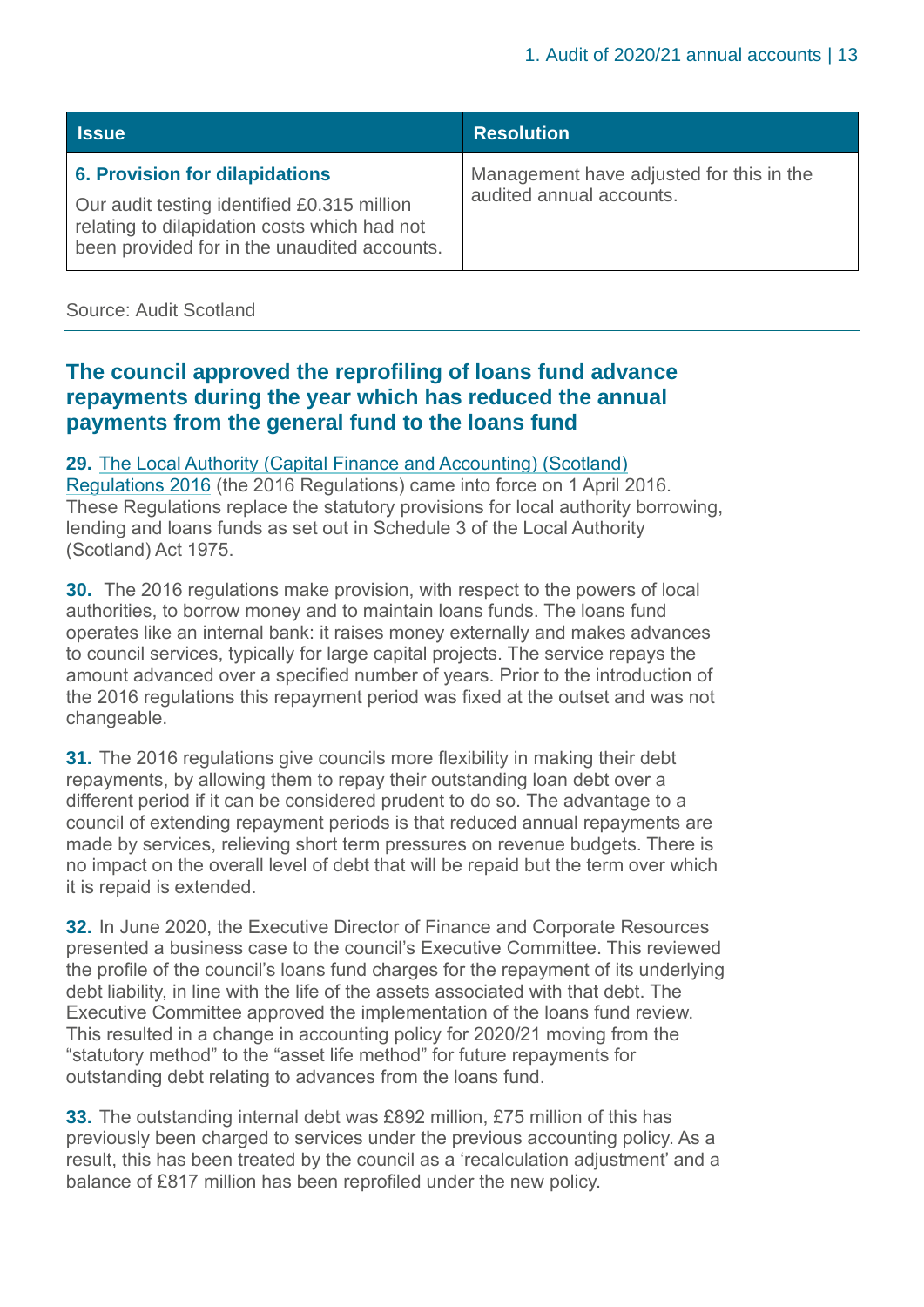| Issue | Resolution |
|---|---|
| **6. Provision for dilapidations**<br>Our audit testing identified £0.315 million relating to dilapidation costs which had not been provided for in the unaudited accounts. | Management have adjusted for this in the audited annual accounts. |

Source: Audit Scotland

## The council approved the reprofiling of loans fund advance repayments during the year which has reduced the annual payments from the general fund to the loans fund

**29.** The Local Authority (Capital Finance and Accounting) (Scotland) Regulations 2016 (the 2016 Regulations) came into force on 1 April 2016. These Regulations replace the statutory provisions for local authority borrowing, lending and loans funds as set out in Schedule 3 of the Local Authority (Scotland) Act 1975.

**30.** The 2016 regulations make provision, with respect to the powers of local authorities, to borrow money and to maintain loans funds. The loans fund operates like an internal bank: it raises money externally and makes advances to council services, typically for large capital projects. The service repays the amount advanced over a specified number of years. Prior to the introduction of the 2016 regulations this repayment period was fixed at the outset and was not changeable.

**31.** The 2016 regulations give councils more flexibility in making their debt repayments, by allowing them to repay their outstanding loan debt over a different period if it can be considered prudent to do so. The advantage to a council of extending repayment periods is that reduced annual repayments are made by services, relieving short term pressures on revenue budgets. There is no impact on the overall level of debt that will be repaid but the term over which it is repaid is extended.

**32.** In June 2020, the Executive Director of Finance and Corporate Resources presented a business case to the council's Executive Committee. This reviewed the profile of the council's loans fund charges for the repayment of its underlying debt liability, in line with the life of the assets associated with that debt. The Executive Committee approved the implementation of the loans fund review. This resulted in a change in accounting policy for 2020/21 moving from the "statutory method" to the "asset life method" for future repayments for outstanding debt relating to advances from the loans fund.

**33.** The outstanding internal debt was £892 million, £75 million of this has previously been charged to services under the previous accounting policy. As a result, this has been treated by the council as a 'recalculation adjustment' and a balance of £817 million has been reprofiled under the new policy.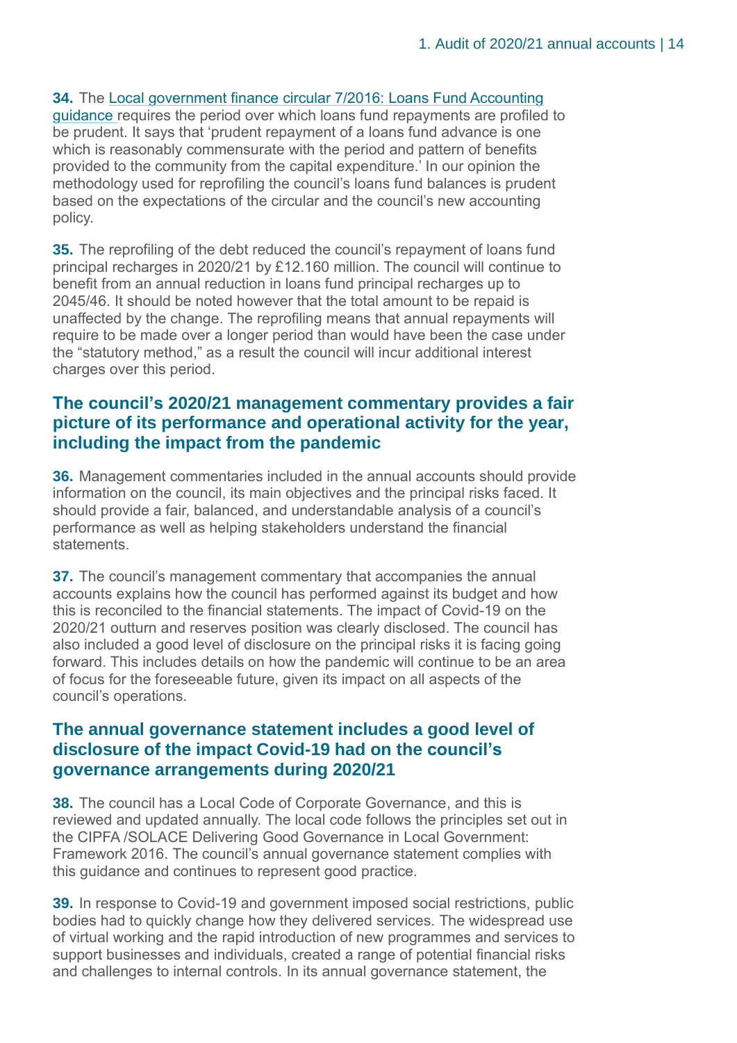**34.** The [Local government finance circular 7/2016: Loans Fund Accounting guidance] requires the period over which loans fund repayments are profiled to be prudent. It says that 'prudent repayment of a loans fund advance is one which is reasonably commensurate with the period and pattern of benefits provided to the community from the capital expenditure.' In our opinion the methodology used for reprofiling the council's loans fund balances is prudent based on the expectations of the circular and the council's new accounting policy.

**35.** The reprofiling of the debt reduced the council's repayment of loans fund principal recharges in 2020/21 by £12.160 million. The council will continue to benefit from an annual reduction in loans fund principal recharges up to 2045/46. It should be noted however that the total amount to be repaid is unaffected by the change. The reprofiling means that annual repayments will require to be made over a longer period than would have been the case under the "statutory method," as a result the council will incur additional interest charges over this period.

### The council's 2020/21 management commentary provides a fair picture of its performance and operational activity for the year, including the impact from the pandemic

**36.** Management commentaries included in the annual accounts should provide information on the council, its main objectives and the principal risks faced. It should provide a fair, balanced, and understandable analysis of a council's performance as well as helping stakeholders understand the financial statements.

**37.** The council's management commentary that accompanies the annual accounts explains how the council has performed against its budget and how this is reconciled to the financial statements. The impact of Covid-19 on the 2020/21 outturn and reserves position was clearly disclosed. The council has also included a good level of disclosure on the principal risks it is facing going forward. This includes details on how the pandemic will continue to be an area of focus for the foreseeable future, given its impact on all aspects of the council's operations.

### The annual governance statement includes a good level of disclosure of the impact Covid-19 had on the council's governance arrangements during 2020/21

**38.** The council has a Local Code of Corporate Governance, and this is reviewed and updated annually. The local code follows the principles set out in the CIPFA /SOLACE Delivering Good Governance in Local Government: Framework 2016. The council's annual governance statement complies with this guidance and continues to represent good practice.

**39.** In response to Covid-19 and government imposed social restrictions, public bodies had to quickly change how they delivered services. The widespread use of virtual working and the rapid introduction of new programmes and services to support businesses and individuals, created a range of potential financial risks and challenges to internal controls. In its annual governance statement, the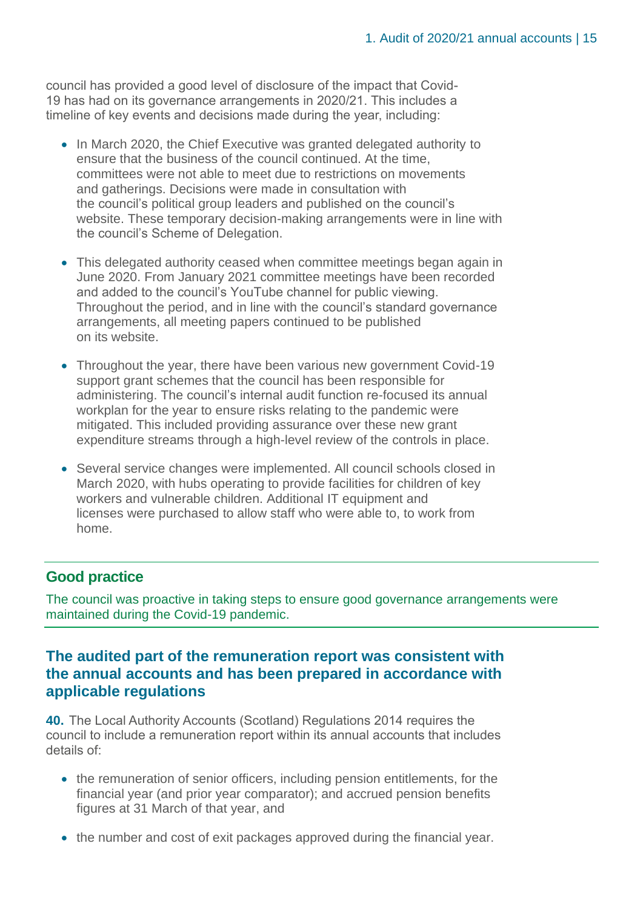council has provided a good level of disclosure of the impact that Covid-19 has had on its governance arrangements in 2020/21. This includes a timeline of key events and decisions made during the year, including:

- In March 2020, the Chief Executive was granted delegated authority to ensure that the business of the council continued. At the time, committees were not able to meet due to restrictions on movements and gatherings. Decisions were made in consultation with the council's political group leaders and published on the council's website. These temporary decision-making arrangements were in line with the council's Scheme of Delegation.
- This delegated authority ceased when committee meetings began again in June 2020. From January 2021 committee meetings have been recorded and added to the council's YouTube channel for public viewing. Throughout the period, and in line with the council's standard governance arrangements, all meeting papers continued to be published on its website.
- Throughout the year, there have been various new government Covid-19 support grant schemes that the council has been responsible for administering. The council's internal audit function re-focused its annual workplan for the year to ensure risks relating to the pandemic were mitigated. This included providing assurance over these new grant expenditure streams through a high-level review of the controls in place.
- Several service changes were implemented. All council schools closed in March 2020, with hubs operating to provide facilities for children of key workers and vulnerable children. Additional IT equipment and licenses were purchased to allow staff who were able to, to work from home.

**Good practice**

The council was proactive in taking steps to ensure good governance arrangements were maintained during the Covid-19 pandemic.

## The audited part of the remuneration report was consistent with the annual accounts and has been prepared in accordance with applicable regulations

**40.** The Local Authority Accounts (Scotland) Regulations 2014 requires the council to include a remuneration report within its annual accounts that includes details of:

- the remuneration of senior officers, including pension entitlements, for the financial year (and prior year comparator); and accrued pension benefits figures at 31 March of that year, and
- the number and cost of exit packages approved during the financial year.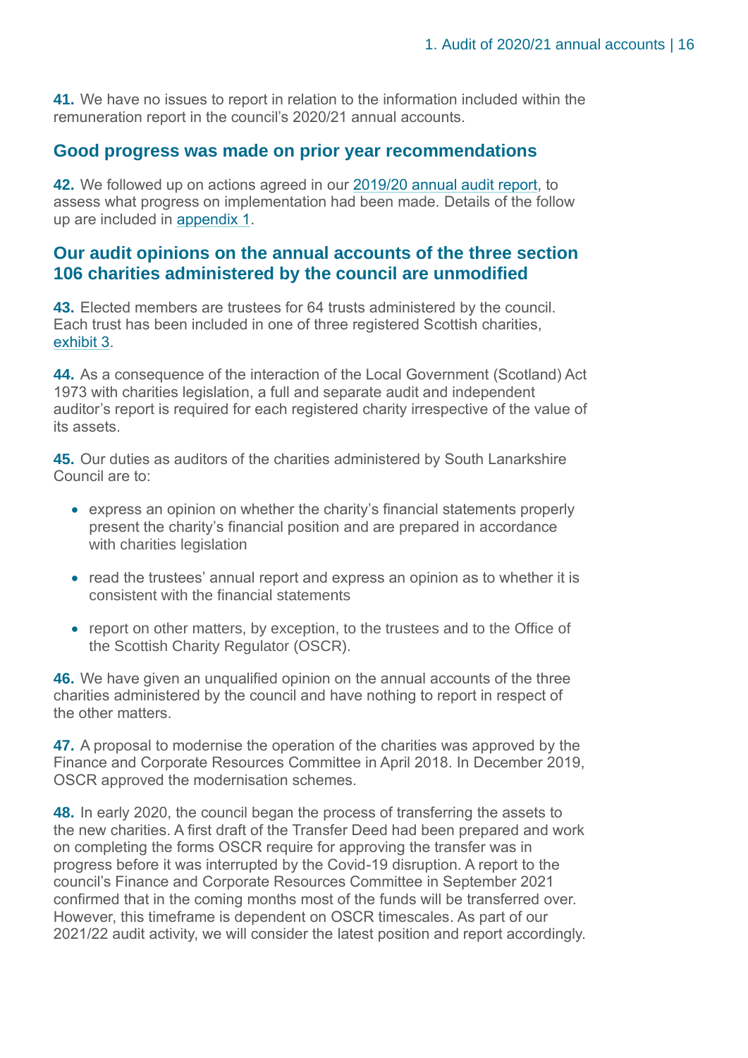**41.** We have no issues to report in relation to the information included within the remuneration report in the council's 2020/21 annual accounts.

## Good progress was made on prior year recommendations

**42.** We followed up on actions agreed in our 2019/20 annual audit report, to assess what progress on implementation had been made. Details of the follow up are included in appendix 1.

## Our audit opinions on the annual accounts of the three section 106 charities administered by the council are unmodified

**43.** Elected members are trustees for 64 trusts administered by the council. Each trust has been included in one of three registered Scottish charities, exhibit 3.

**44.** As a consequence of the interaction of the Local Government (Scotland) Act 1973 with charities legislation, a full and separate audit and independent auditor's report is required for each registered charity irrespective of the value of its assets.

**45.** Our duties as auditors of the charities administered by South Lanarkshire Council are to:

- express an opinion on whether the charity's financial statements properly present the charity's financial position and are prepared in accordance with charities legislation
- read the trustees' annual report and express an opinion as to whether it is consistent with the financial statements
- report on other matters, by exception, to the trustees and to the Office of the Scottish Charity Regulator (OSCR).

**46.** We have given an unqualified opinion on the annual accounts of the three charities administered by the council and have nothing to report in respect of the other matters.

**47.** A proposal to modernise the operation of the charities was approved by the Finance and Corporate Resources Committee in April 2018. In December 2019, OSCR approved the modernisation schemes.

**48.** In early 2020, the council began the process of transferring the assets to the new charities. A first draft of the Transfer Deed had been prepared and work on completing the forms OSCR require for approving the transfer was in progress before it was interrupted by the Covid-19 disruption. A report to the council's Finance and Corporate Resources Committee in September 2021 confirmed that in the coming months most of the funds will be transferred over. However, this timeframe is dependent on OSCR timescales. As part of our 2021/22 audit activity, we will consider the latest position and report accordingly.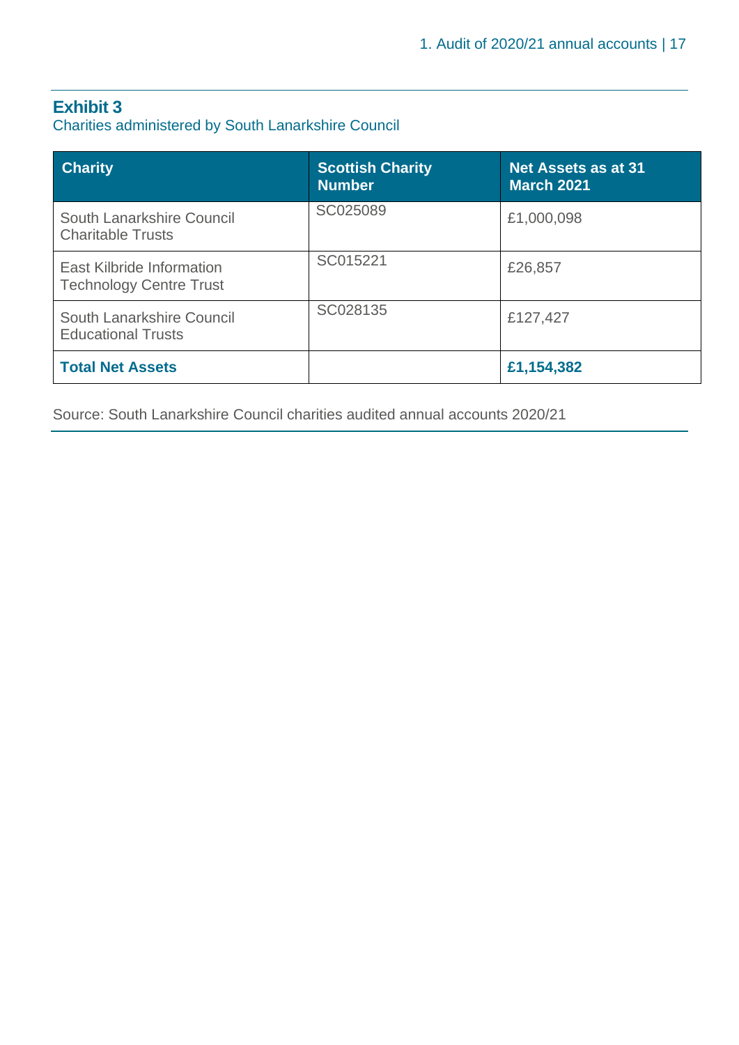## Exhibit 3

Charities administered by South Lanarkshire Council

| Charity | Scottish Charity Number | Net Assets as at 31 March 2021 |
|---|---|---|
| South Lanarkshire Council Charitable Trusts | SC025089 | £1,000,098 |
| East Kilbride Information Technology Centre Trust | SC015221 | £26,857 |
| South Lanarkshire Council Educational Trusts | SC028135 | £127,427 |
| **Total Net Assets** | | **£1,154,382** |

Source: South Lanarkshire Council charities audited annual accounts 2020/21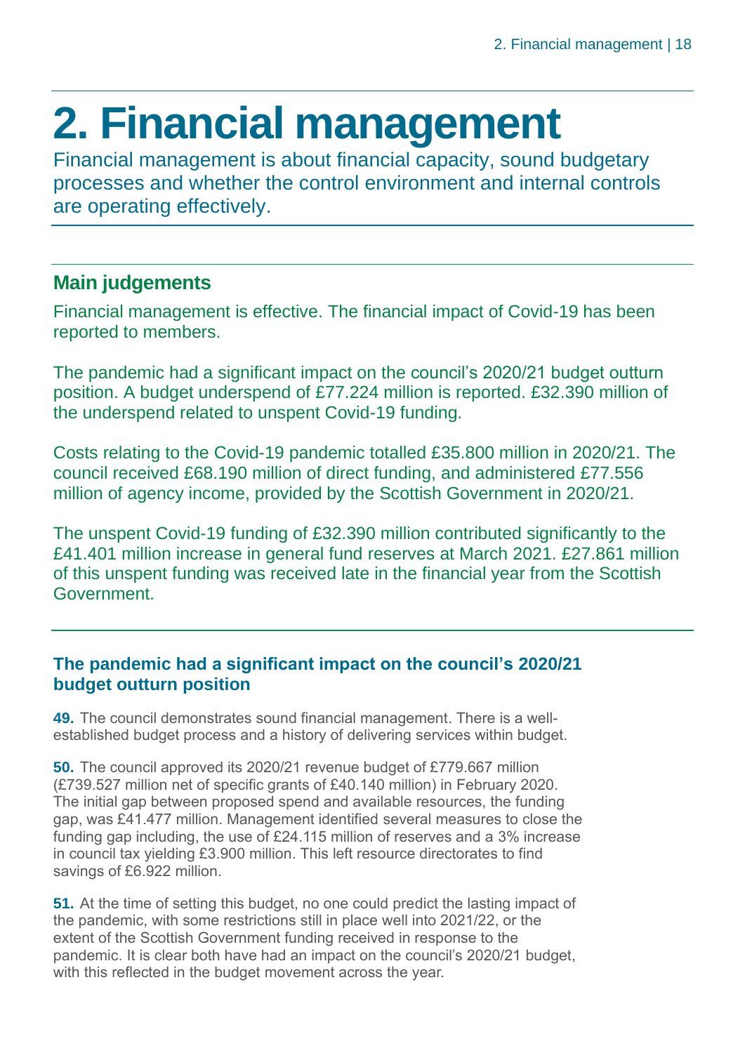# 2. Financial management

Financial management is about financial capacity, sound budgetary processes and whether the control environment and internal controls are operating effectively.

## Main judgements

Financial management is effective. The financial impact of Covid-19 has been reported to members.

The pandemic had a significant impact on the council's 2020/21 budget outturn position. A budget underspend of £77.224 million is reported. £32.390 million of the underspend related to unspent Covid-19 funding.

Costs relating to the Covid-19 pandemic totalled £35.800 million in 2020/21. The council received £68.190 million of direct funding, and administered £77.556 million of agency income, provided by the Scottish Government in 2020/21.

The unspent Covid-19 funding of £32.390 million contributed significantly to the £41.401 million increase in general fund reserves at March 2021. £27.861 million of this unspent funding was received late in the financial year from the Scottish Government.

### The pandemic had a significant impact on the council's 2020/21 budget outturn position

**49.** The council demonstrates sound financial management. There is a well-established budget process and a history of delivering services within budget.

**50.** The council approved its 2020/21 revenue budget of £779.667 million (£739.527 million net of specific grants of £40.140 million) in February 2020. The initial gap between proposed spend and available resources, the funding gap, was £41.477 million. Management identified several measures to close the funding gap including, the use of £24.115 million of reserves and a 3% increase in council tax yielding £3.900 million. This left resource directorates to find savings of £6.922 million.

**51.** At the time of setting this budget, no one could predict the lasting impact of the pandemic, with some restrictions still in place well into 2021/22, or the extent of the Scottish Government funding received in response to the pandemic. It is clear both have had an impact on the council's 2020/21 budget, with this reflected in the budget movement across the year.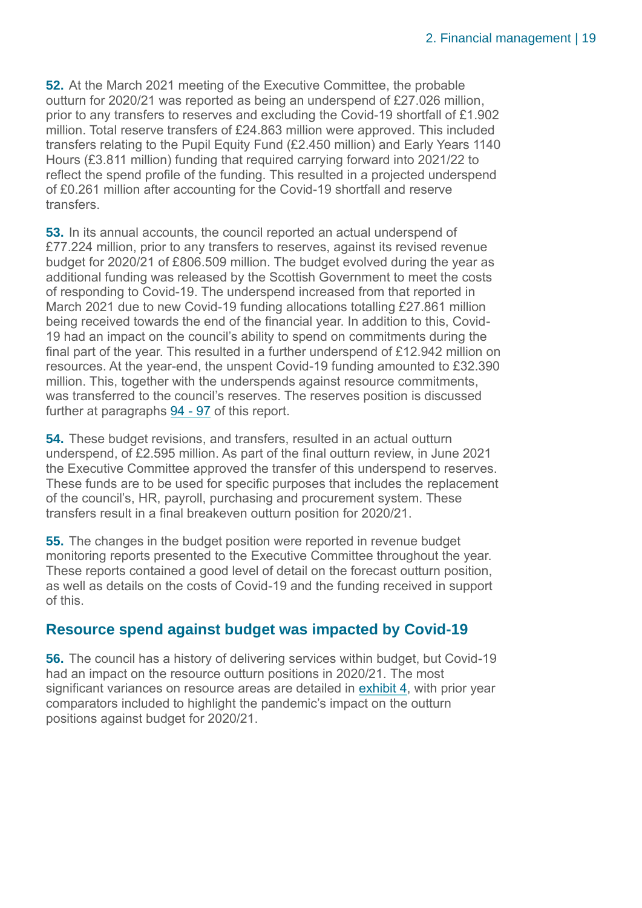**52.** At the March 2021 meeting of the Executive Committee, the probable outturn for 2020/21 was reported as being an underspend of £27.026 million, prior to any transfers to reserves and excluding the Covid-19 shortfall of £1.902 million. Total reserve transfers of £24.863 million were approved. This included transfers relating to the Pupil Equity Fund (£2.450 million) and Early Years 1140 Hours (£3.811 million) funding that required carrying forward into 2021/22 to reflect the spend profile of the funding. This resulted in a projected underspend of £0.261 million after accounting for the Covid-19 shortfall and reserve transfers.

**53.** In its annual accounts, the council reported an actual underspend of £77.224 million, prior to any transfers to reserves, against its revised revenue budget for 2020/21 of £806.509 million. The budget evolved during the year as additional funding was released by the Scottish Government to meet the costs of responding to Covid-19. The underspend increased from that reported in March 2021 due to new Covid-19 funding allocations totalling £27.861 million being received towards the end of the financial year. In addition to this, Covid-19 had an impact on the council's ability to spend on commitments during the final part of the year. This resulted in a further underspend of £12.942 million on resources. At the year-end, the unspent Covid-19 funding amounted to £32.390 million. This, together with the underspends against resource commitments, was transferred to the council's reserves. The reserves position is discussed further at paragraphs 94 - 97 of this report.

**54.** These budget revisions, and transfers, resulted in an actual outturn underspend, of £2.595 million. As part of the final outturn review, in June 2021 the Executive Committee approved the transfer of this underspend to reserves. These funds are to be used for specific purposes that includes the replacement of the council's, HR, payroll, purchasing and procurement system. These transfers result in a final breakeven outturn position for 2020/21.

**55.** The changes in the budget position were reported in revenue budget monitoring reports presented to the Executive Committee throughout the year. These reports contained a good level of detail on the forecast outturn position, as well as details on the costs of Covid-19 and the funding received in support of this.

## Resource spend against budget was impacted by Covid-19

**56.** The council has a history of delivering services within budget, but Covid-19 had an impact on the resource outturn positions in 2020/21. The most significant variances on resource areas are detailed in exhibit 4, with prior year comparators included to highlight the pandemic's impact on the outturn positions against budget for 2020/21.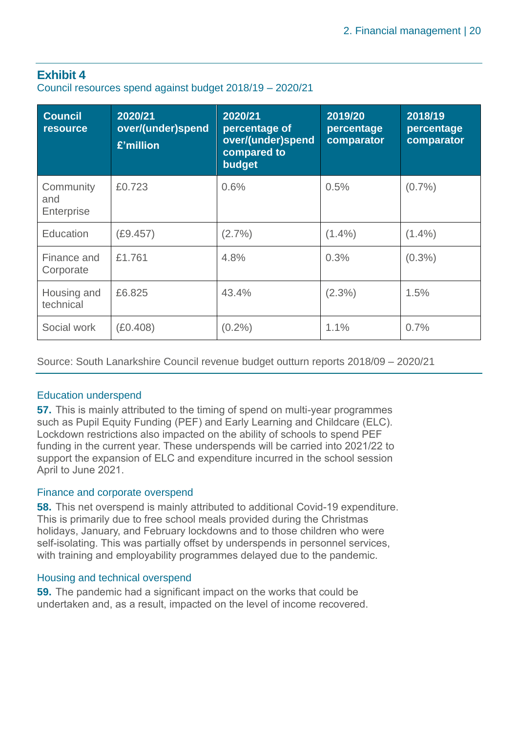## Exhibit 4

Council resources spend against budget 2018/19 – 2020/21

| Council resource | 2020/21 over/(under)spend £'million | 2020/21 percentage of over/(under)spend compared to budget | 2019/20 percentage comparator | 2018/19 percentage comparator |
|---|---|---|---|---|
| Community and Enterprise | £0.723 | 0.6% | 0.5% | (0.7%) |
| Education | (£9.457) | (2.7%) | (1.4%) | (1.4%) |
| Finance and Corporate | £1.761 | 4.8% | 0.3% | (0.3%) |
| Housing and technical | £6.825 | 43.4% | (2.3%) | 1.5% |
| Social work | (£0.408) | (0.2%) | 1.1% | 0.7% |

Source: South Lanarkshire Council revenue budget outturn reports 2018/09 – 2020/21

### Education underspend

**57.** This is mainly attributed to the timing of spend on multi-year programmes such as Pupil Equity Funding (PEF) and Early Learning and Childcare (ELC). Lockdown restrictions also impacted on the ability of schools to spend PEF funding in the current year. These underspends will be carried into 2021/22 to support the expansion of ELC and expenditure incurred in the school session April to June 2021.

### Finance and corporate overspend

**58.** This net overspend is mainly attributed to additional Covid-19 expenditure. This is primarily due to free school meals provided during the Christmas holidays, January, and February lockdowns and to those children who were self-isolating. This was partially offset by underspends in personnel services, with training and employability programmes delayed due to the pandemic.

### Housing and technical overspend

**59.** The pandemic had a significant impact on the works that could be undertaken and, as a result, impacted on the level of income recovered.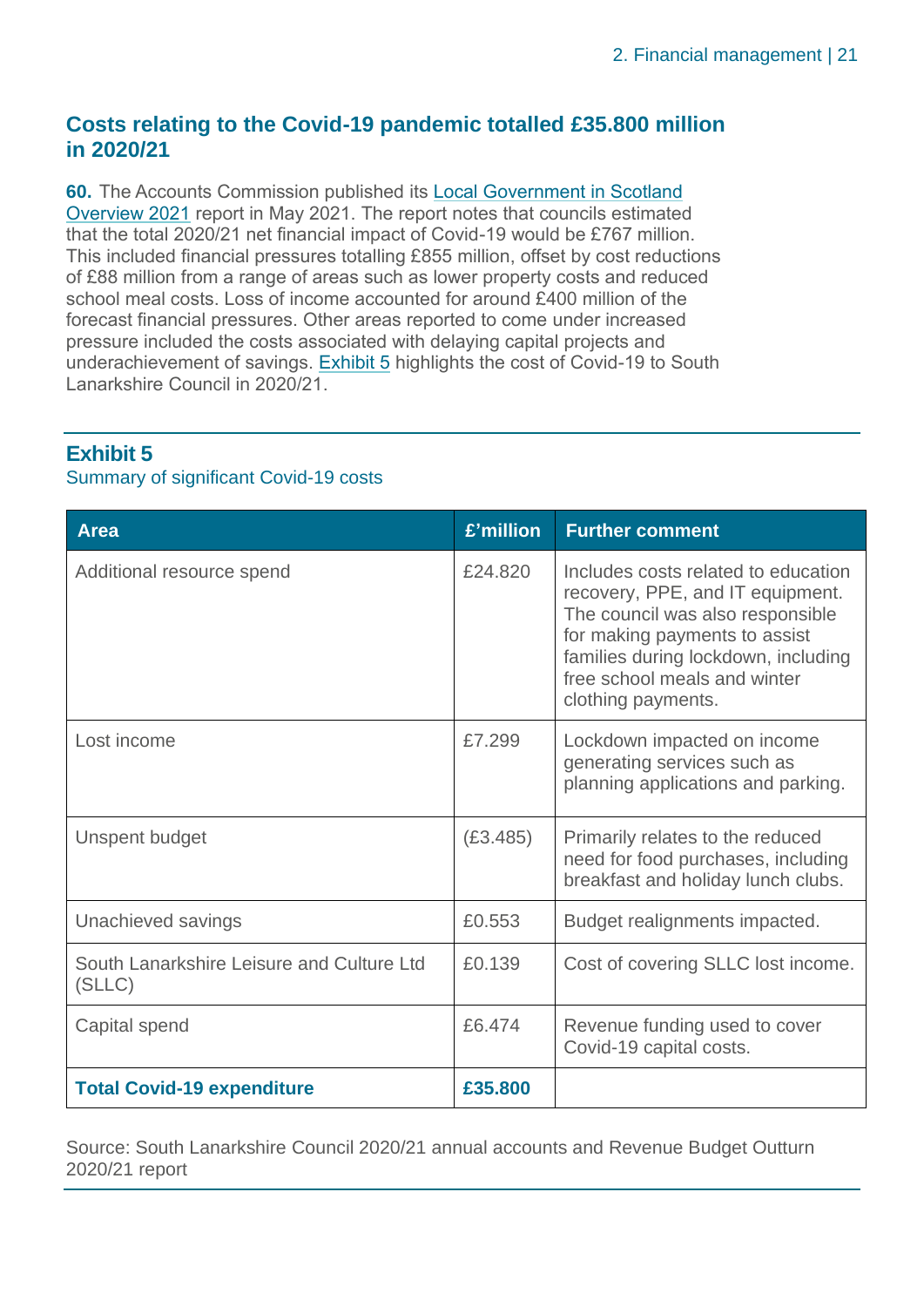## Costs relating to the Covid-19 pandemic totalled £35.800 million in 2020/21

**60.** The Accounts Commission published its Local Government in Scotland Overview 2021 report in May 2021. The report notes that councils estimated that the total 2020/21 net financial impact of Covid-19 would be £767 million. This included financial pressures totalling £855 million, offset by cost reductions of £88 million from a range of areas such as lower property costs and reduced school meal costs. Loss of income accounted for around £400 million of the forecast financial pressures. Other areas reported to come under increased pressure included the costs associated with delaying capital projects and underachievement of savings. Exhibit 5 highlights the cost of Covid-19 to South Lanarkshire Council in 2020/21.

### Exhibit 5

Summary of significant Covid-19 costs

| Area | £'million | Further comment |
|---|---|---|
| Additional resource spend | £24.820 | Includes costs related to education recovery, PPE, and IT equipment. The council was also responsible for making payments to assist families during lockdown, including free school meals and winter clothing payments. |
| Lost income | £7.299 | Lockdown impacted on income generating services such as planning applications and parking. |
| Unspent budget | (£3.485) | Primarily relates to the reduced need for food purchases, including breakfast and holiday lunch clubs. |
| Unachieved savings | £0.553 | Budget realignments impacted. |
| South Lanarkshire Leisure and Culture Ltd (SLLC) | £0.139 | Cost of covering SLLC lost income. |
| Capital spend | £6.474 | Revenue funding used to cover Covid-19 capital costs. |
| **Total Covid-19 expenditure** | **£35.800** | |

Source: South Lanarkshire Council 2020/21 annual accounts and Revenue Budget Outturn 2020/21 report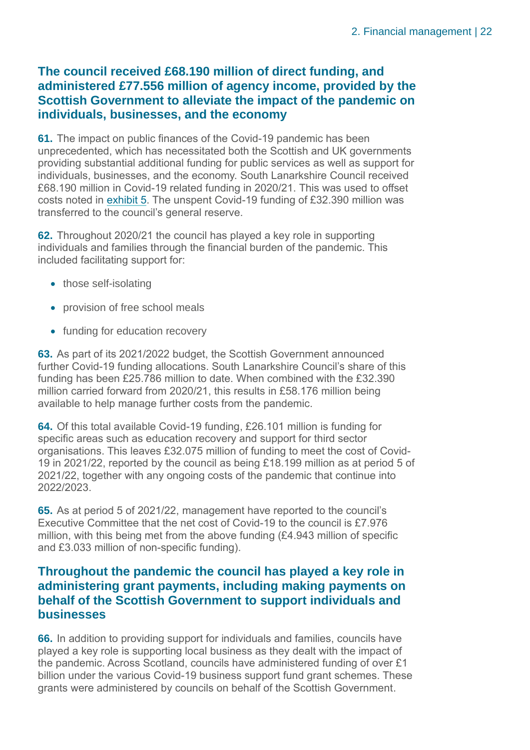### The council received £68.190 million of direct funding, and administered £77.556 million of agency income, provided by the Scottish Government to alleviate the impact of the pandemic on individuals, businesses, and the economy

**61.** The impact on public finances of the Covid-19 pandemic has been unprecedented, which has necessitated both the Scottish and UK governments providing substantial additional funding for public services as well as support for individuals, businesses, and the economy. South Lanarkshire Council received £68.190 million in Covid-19 related funding in 2020/21. This was used to offset costs noted in exhibit 5. The unspent Covid-19 funding of £32.390 million was transferred to the council's general reserve.

**62.** Throughout 2020/21 the council has played a key role in supporting individuals and families through the financial burden of the pandemic. This included facilitating support for:

- those self-isolating
- provision of free school meals
- funding for education recovery

**63.** As part of its 2021/2022 budget, the Scottish Government announced further Covid-19 funding allocations. South Lanarkshire Council's share of this funding has been £25.786 million to date. When combined with the £32.390 million carried forward from 2020/21, this results in £58.176 million being available to help manage further costs from the pandemic.

**64.** Of this total available Covid-19 funding, £26.101 million is funding for specific areas such as education recovery and support for third sector organisations. This leaves £32.075 million of funding to meet the cost of Covid-19 in 2021/22, reported by the council as being £18.199 million as at period 5 of 2021/22, together with any ongoing costs of the pandemic that continue into 2022/2023.

**65.** As at period 5 of 2021/22, management have reported to the council's Executive Committee that the net cost of Covid-19 to the council is £7.976 million, with this being met from the above funding (£4.943 million of specific and £3.033 million of non-specific funding).

### Throughout the pandemic the council has played a key role in administering grant payments, including making payments on behalf of the Scottish Government to support individuals and businesses

**66.** In addition to providing support for individuals and families, councils have played a key role is supporting local business as they dealt with the impact of the pandemic. Across Scotland, councils have administered funding of over £1 billion under the various Covid-19 business support fund grant schemes. These grants were administered by councils on behalf of the Scottish Government.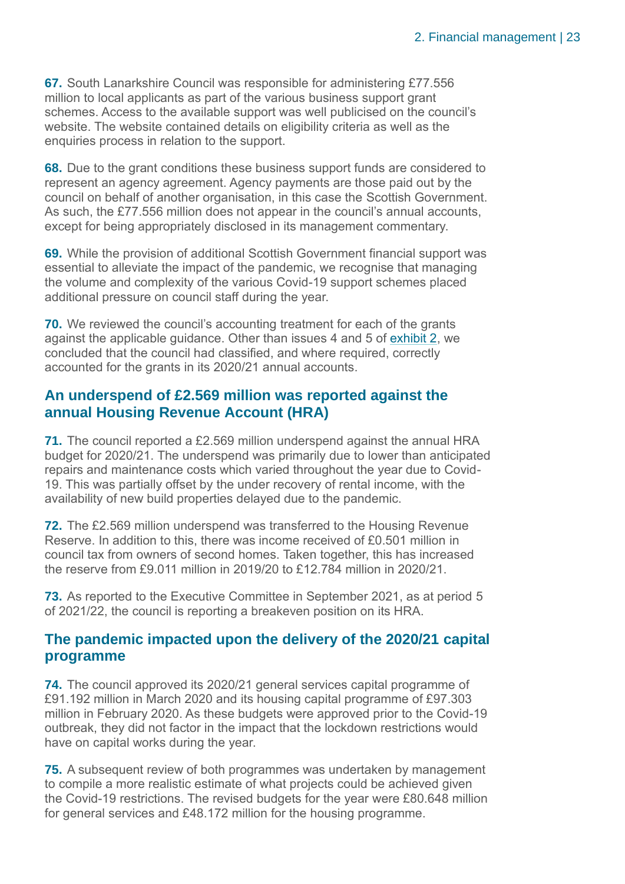**67.** South Lanarkshire Council was responsible for administering £77.556 million to local applicants as part of the various business support grant schemes. Access to the available support was well publicised on the council's website. The website contained details on eligibility criteria as well as the enquiries process in relation to the support.

**68.** Due to the grant conditions these business support funds are considered to represent an agency agreement. Agency payments are those paid out by the council on behalf of another organisation, in this case the Scottish Government. As such, the £77.556 million does not appear in the council's annual accounts, except for being appropriately disclosed in its management commentary.

**69.** While the provision of additional Scottish Government financial support was essential to alleviate the impact of the pandemic, we recognise that managing the volume and complexity of the various Covid-19 support schemes placed additional pressure on council staff during the year.

**70.** We reviewed the council's accounting treatment for each of the grants against the applicable guidance. Other than issues 4 and 5 of exhibit 2, we concluded that the council had classified, and where required, correctly accounted for the grants in its 2020/21 annual accounts.

## An underspend of £2.569 million was reported against the annual Housing Revenue Account (HRA)

**71.** The council reported a £2.569 million underspend against the annual HRA budget for 2020/21. The underspend was primarily due to lower than anticipated repairs and maintenance costs which varied throughout the year due to Covid-19. This was partially offset by the under recovery of rental income, with the availability of new build properties delayed due to the pandemic.

**72.** The £2.569 million underspend was transferred to the Housing Revenue Reserve. In addition to this, there was income received of £0.501 million in council tax from owners of second homes. Taken together, this has increased the reserve from £9.011 million in 2019/20 to £12.784 million in 2020/21.

**73.** As reported to the Executive Committee in September 2021, as at period 5 of 2021/22, the council is reporting a breakeven position on its HRA.

## The pandemic impacted upon the delivery of the 2020/21 capital programme

**74.** The council approved its 2020/21 general services capital programme of £91.192 million in March 2020 and its housing capital programme of £97.303 million in February 2020. As these budgets were approved prior to the Covid-19 outbreak, they did not factor in the impact that the lockdown restrictions would have on capital works during the year.

**75.** A subsequent review of both programmes was undertaken by management to compile a more realistic estimate of what projects could be achieved given the Covid-19 restrictions. The revised budgets for the year were £80.648 million for general services and £48.172 million for the housing programme.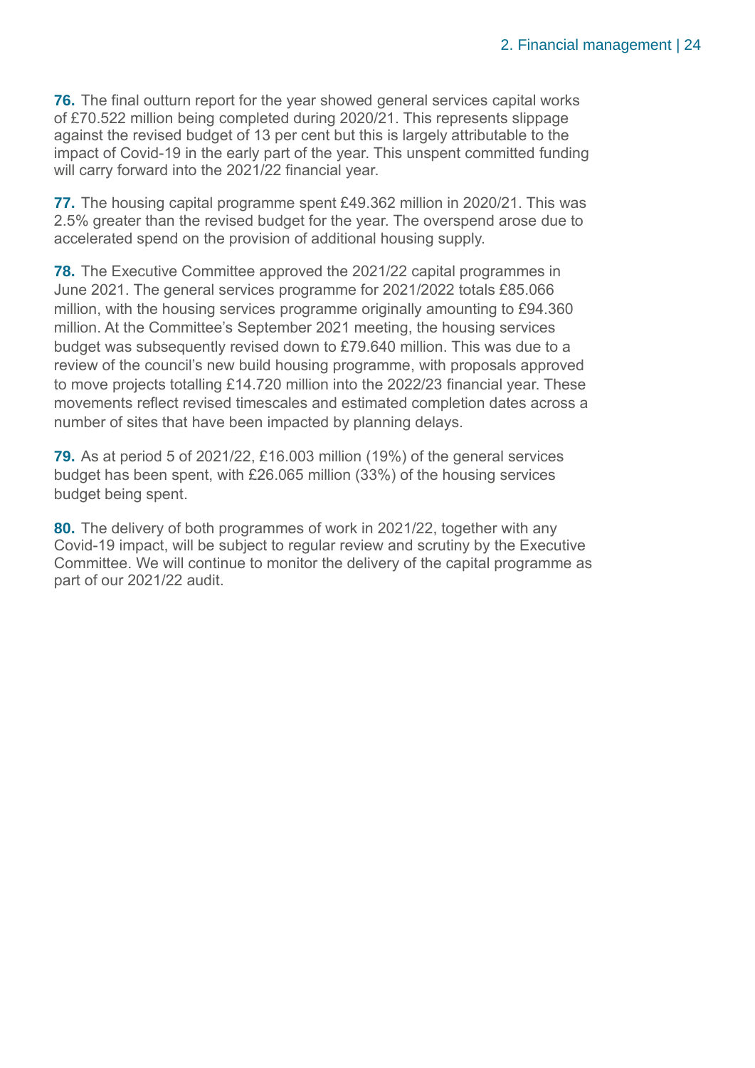**76.** The final outturn report for the year showed general services capital works of £70.522 million being completed during 2020/21. This represents slippage against the revised budget of 13 per cent but this is largely attributable to the impact of Covid-19 in the early part of the year. This unspent committed funding will carry forward into the 2021/22 financial year.

**77.** The housing capital programme spent £49.362 million in 2020/21. This was 2.5% greater than the revised budget for the year. The overspend arose due to accelerated spend on the provision of additional housing supply.

**78.** The Executive Committee approved the 2021/22 capital programmes in June 2021. The general services programme for 2021/2022 totals £85.066 million, with the housing services programme originally amounting to £94.360 million. At the Committee's September 2021 meeting, the housing services budget was subsequently revised down to £79.640 million. This was due to a review of the council's new build housing programme, with proposals approved to move projects totalling £14.720 million into the 2022/23 financial year. These movements reflect revised timescales and estimated completion dates across a number of sites that have been impacted by planning delays.

**79.** As at period 5 of 2021/22, £16.003 million (19%) of the general services budget has been spent, with £26.065 million (33%) of the housing services budget being spent.

**80.** The delivery of both programmes of work in 2021/22, together with any Covid-19 impact, will be subject to regular review and scrutiny by the Executive Committee. We will continue to monitor the delivery of the capital programme as part of our 2021/22 audit.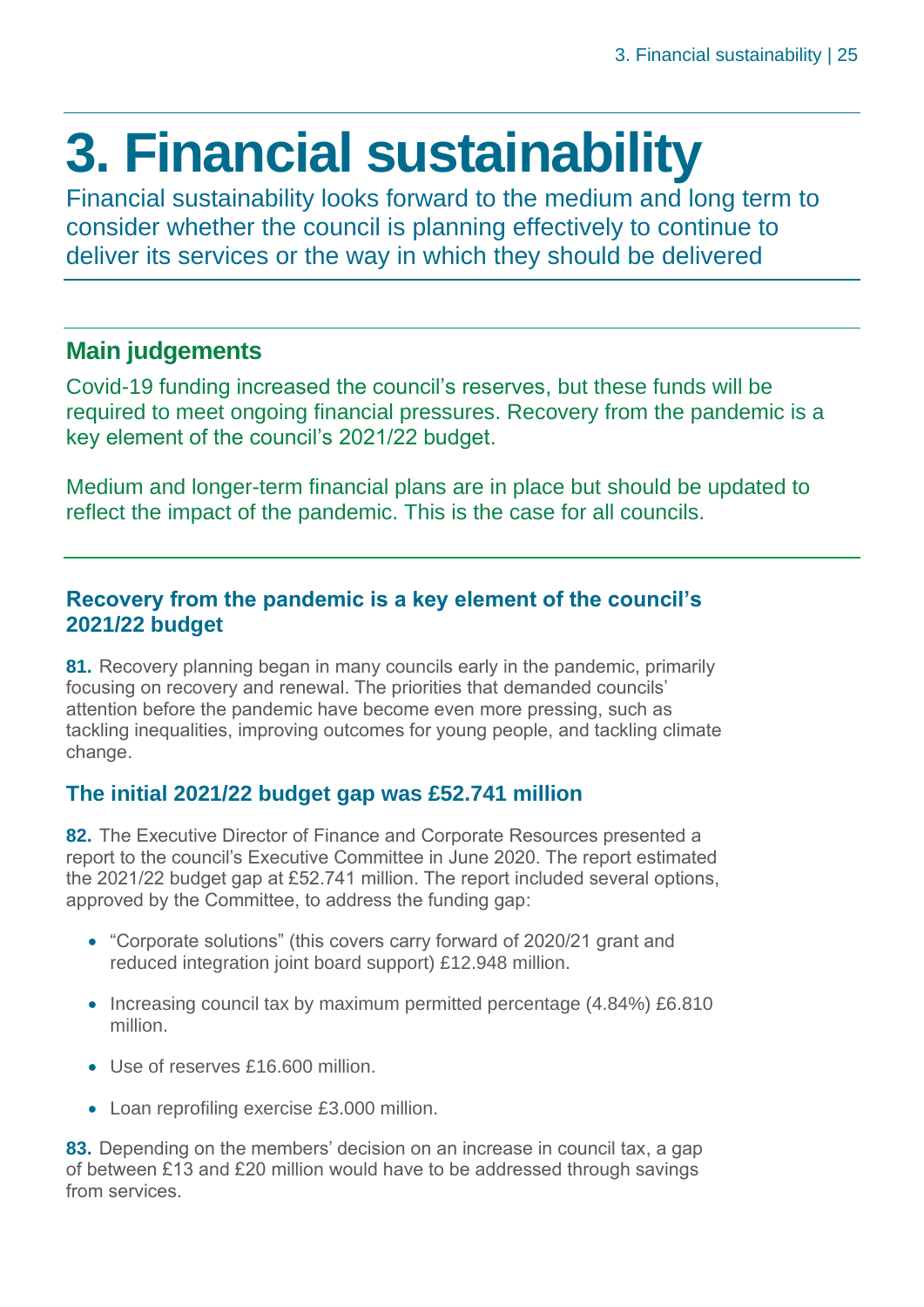# 3. Financial sustainability

Financial sustainability looks forward to the medium and long term to consider whether the council is planning effectively to continue to deliver its services or the way in which they should be delivered

## Main judgements

Covid-19 funding increased the council's reserves, but these funds will be required to meet ongoing financial pressures. Recovery from the pandemic is a key element of the council's 2021/22 budget.

Medium and longer-term financial plans are in place but should be updated to reflect the impact of the pandemic. This is the case for all councils.

### Recovery from the pandemic is a key element of the council's 2021/22 budget

**81.** Recovery planning began in many councils early in the pandemic, primarily focusing on recovery and renewal. The priorities that demanded councils' attention before the pandemic have become even more pressing, such as tackling inequalities, improving outcomes for young people, and tackling climate change.

### The initial 2021/22 budget gap was £52.741 million

**82.** The Executive Director of Finance and Corporate Resources presented a report to the council's Executive Committee in June 2020. The report estimated the 2021/22 budget gap at £52.741 million. The report included several options, approved by the Committee, to address the funding gap:

- "Corporate solutions" (this covers carry forward of 2020/21 grant and reduced integration joint board support) £12.948 million.
- Increasing council tax by maximum permitted percentage (4.84%) £6.810 million.
- Use of reserves £16.600 million.
- Loan reprofiling exercise £3.000 million.

**83.** Depending on the members' decision on an increase in council tax, a gap of between £13 and £20 million would have to be addressed through savings from services.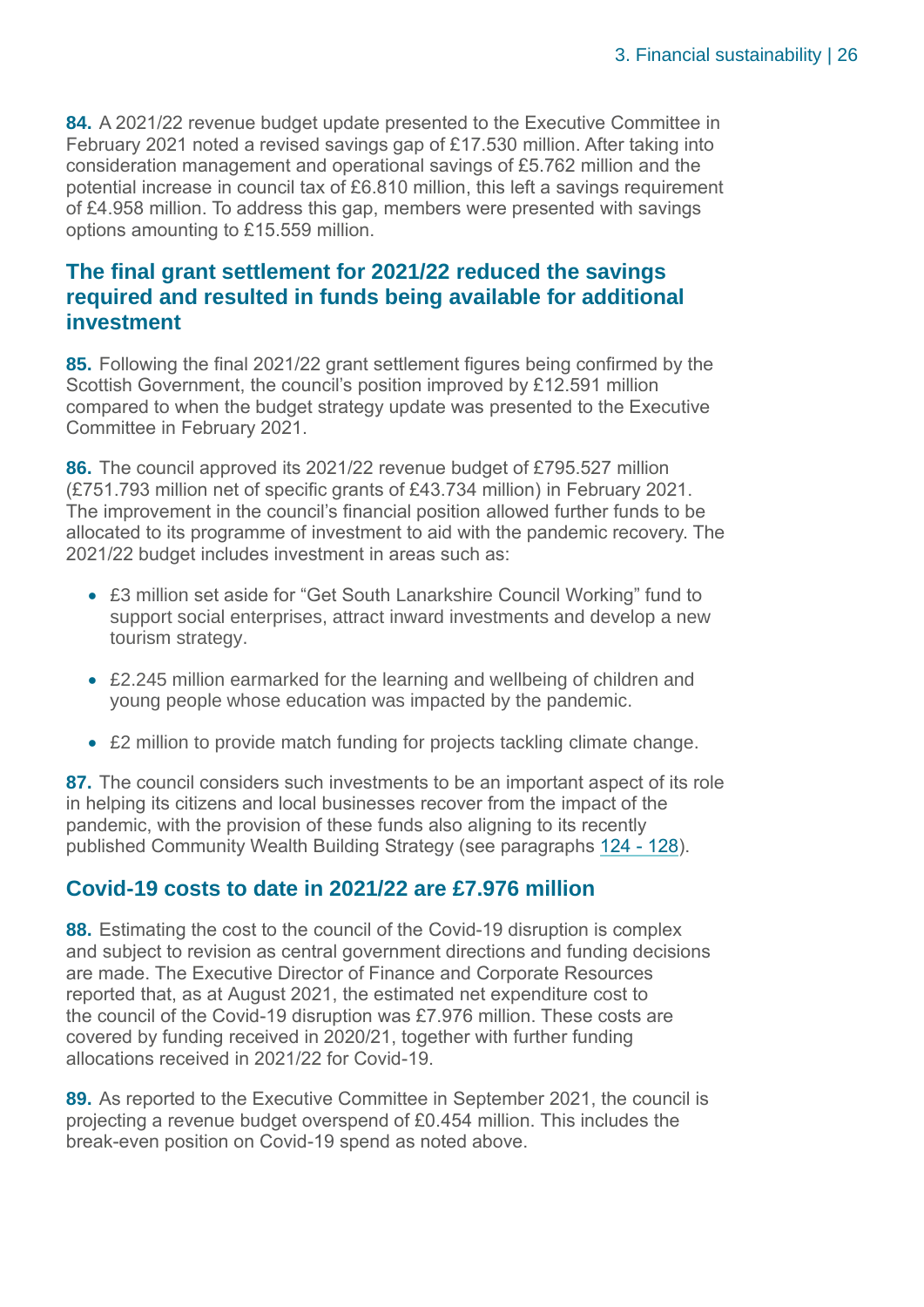**84.** A 2021/22 revenue budget update presented to the Executive Committee in February 2021 noted a revised savings gap of £17.530 million. After taking into consideration management and operational savings of £5.762 million and the potential increase in council tax of £6.810 million, this left a savings requirement of £4.958 million. To address this gap, members were presented with savings options amounting to £15.559 million.

## The final grant settlement for 2021/22 reduced the savings required and resulted in funds being available for additional investment

**85.** Following the final 2021/22 grant settlement figures being confirmed by the Scottish Government, the council's position improved by £12.591 million compared to when the budget strategy update was presented to the Executive Committee in February 2021.

**86.** The council approved its 2021/22 revenue budget of £795.527 million (£751.793 million net of specific grants of £43.734 million) in February 2021. The improvement in the council's financial position allowed further funds to be allocated to its programme of investment to aid with the pandemic recovery. The 2021/22 budget includes investment in areas such as:

- £3 million set aside for "Get South Lanarkshire Council Working" fund to support social enterprises, attract inward investments and develop a new tourism strategy.
- £2.245 million earmarked for the learning and wellbeing of children and young people whose education was impacted by the pandemic.
- £2 million to provide match funding for projects tackling climate change.

**87.** The council considers such investments to be an important aspect of its role in helping its citizens and local businesses recover from the impact of the pandemic, with the provision of these funds also aligning to its recently published Community Wealth Building Strategy (see paragraphs 124 - 128).

## Covid-19 costs to date in 2021/22 are £7.976 million

**88.** Estimating the cost to the council of the Covid-19 disruption is complex and subject to revision as central government directions and funding decisions are made. The Executive Director of Finance and Corporate Resources reported that, as at August 2021, the estimated net expenditure cost to the council of the Covid-19 disruption was £7.976 million. These costs are covered by funding received in 2020/21, together with further funding allocations received in 2021/22 for Covid-19.

**89.** As reported to the Executive Committee in September 2021, the council is projecting a revenue budget overspend of £0.454 million. This includes the break-even position on Covid-19 spend as noted above.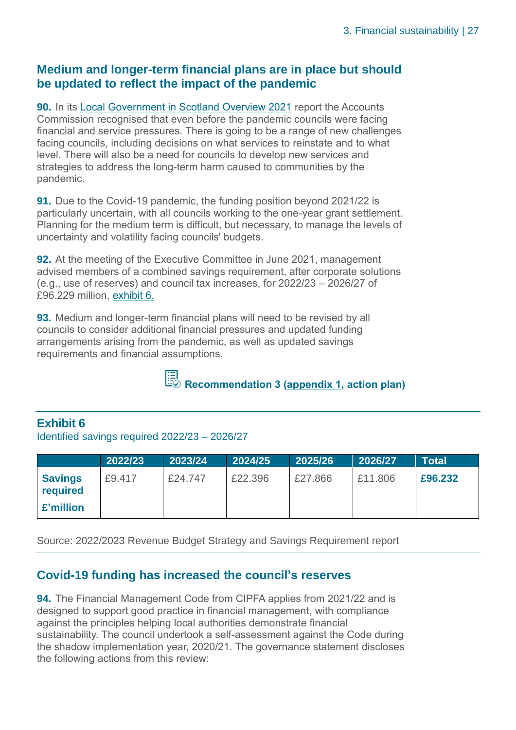## Medium and longer-term financial plans are in place but should be updated to reflect the impact of the pandemic

**90.** In its Local Government in Scotland Overview 2021 report the Accounts Commission recognised that even before the pandemic councils were facing financial and service pressures. There is going to be a range of new challenges facing councils, including decisions on what services to reinstate and to what level. There will also be a need for councils to develop new services and strategies to address the long-term harm caused to communities by the pandemic.

**91.** Due to the Covid-19 pandemic, the funding position beyond 2021/22 is particularly uncertain, with all councils working to the one-year grant settlement. Planning for the medium term is difficult, but necessary, to manage the levels of uncertainty and volatility facing councils' budgets.

**92.** At the meeting of the Executive Committee in June 2021, management advised members of a combined savings requirement, after corporate solutions (e.g., use of reserves) and council tax increases, for 2022/23 – 2026/27 of £96.229 million, exhibit 6.

**93.** Medium and longer-term financial plans will need to be revised by all councils to consider additional financial pressures and updated funding arrangements arising from the pandemic, as well as updated savings requirements and financial assumptions.

**Recommendation 3 (appendix 1, action plan)**

**Exhibit 6**
Identified savings required 2022/23 – 2026/27

| | 2022/23 | 2023/24 | 2024/25 | 2025/26 | 2026/27 | Total |
|---|---|---|---|---|---|---|
| **Savings required £'million** | £9.417 | £24.747 | £22.396 | £27.866 | £11.806 | **£96.232** |

Source: 2022/2023 Revenue Budget Strategy and Savings Requirement report

## Covid-19 funding has increased the council's reserves

**94.** The Financial Management Code from CIPFA applies from 2021/22 and is designed to support good practice in financial management, with compliance against the principles helping local authorities demonstrate financial sustainability. The council undertook a self-assessment against the Code during the shadow implementation year, 2020/21. The governance statement discloses the following actions from this review: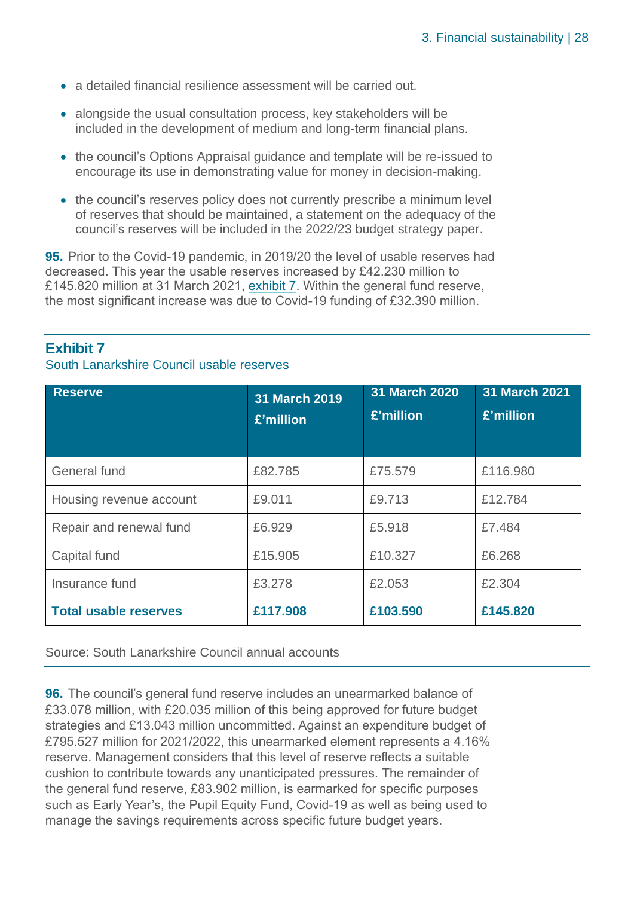- a detailed financial resilience assessment will be carried out.
- alongside the usual consultation process, key stakeholders will be included in the development of medium and long-term financial plans.
- the council's Options Appraisal guidance and template will be re-issued to encourage its use in demonstrating value for money in decision-making.
- the council's reserves policy does not currently prescribe a minimum level of reserves that should be maintained, a statement on the adequacy of the council's reserves will be included in the 2022/23 budget strategy paper.

**95.** Prior to the Covid-19 pandemic, in 2019/20 the level of usable reserves had decreased. This year the usable reserves increased by £42.230 million to £145.820 million at 31 March 2021, exhibit 7. Within the general fund reserve, the most significant increase was due to Covid-19 funding of £32.390 million.

**Exhibit 7**

South Lanarkshire Council usable reserves

| Reserve | 31 March 2019 £'million | 31 March 2020 £'million | 31 March 2021 £'million |
|---|---|---|---|
| General fund | £82.785 | £75.579 | £116.980 |
| Housing revenue account | £9.011 | £9.713 | £12.784 |
| Repair and renewal fund | £6.929 | £5.918 | £7.484 |
| Capital fund | £15.905 | £10.327 | £6.268 |
| Insurance fund | £3.278 | £2.053 | £2.304 |
| **Total usable reserves** | **£117.908** | **£103.590** | **£145.820** |

Source: South Lanarkshire Council annual accounts

**96.** The council's general fund reserve includes an unearmarked balance of £33.078 million, with £20.035 million of this being approved for future budget strategies and £13.043 million uncommitted. Against an expenditure budget of £795.527 million for 2021/2022, this unearmarked element represents a 4.16% reserve. Management considers that this level of reserve reflects a suitable cushion to contribute towards any unanticipated pressures. The remainder of the general fund reserve, £83.902 million, is earmarked for specific purposes such as Early Year's, the Pupil Equity Fund, Covid-19 as well as being used to manage the savings requirements across specific future budget years.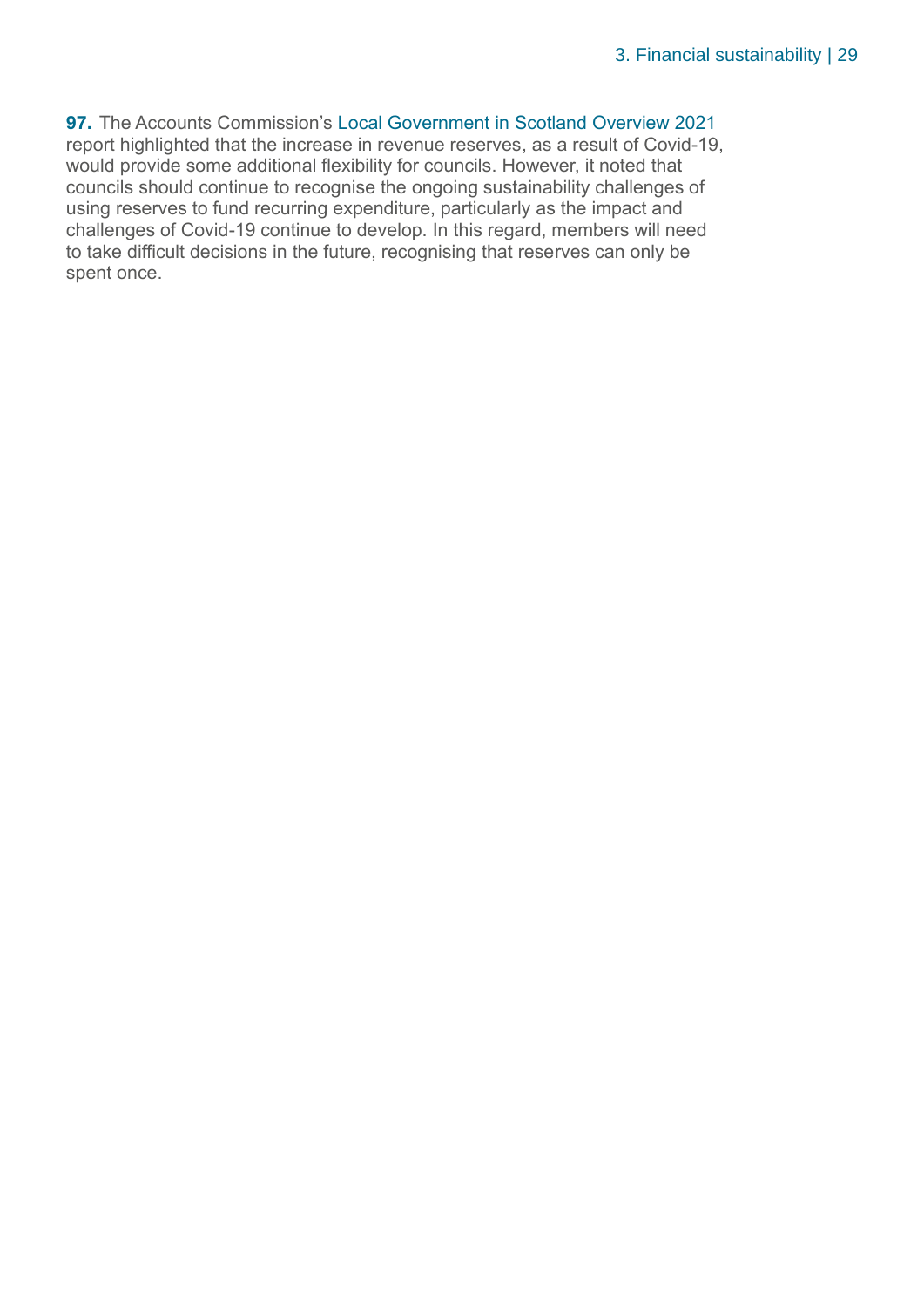**97.** The Accounts Commission's Local Government in Scotland Overview 2021 report highlighted that the increase in revenue reserves, as a result of Covid-19, would provide some additional flexibility for councils. However, it noted that councils should continue to recognise the ongoing sustainability challenges of using reserves to fund recurring expenditure, particularly as the impact and challenges of Covid-19 continue to develop. In this regard, members will need to take difficult decisions in the future, recognising that reserves can only be spent once.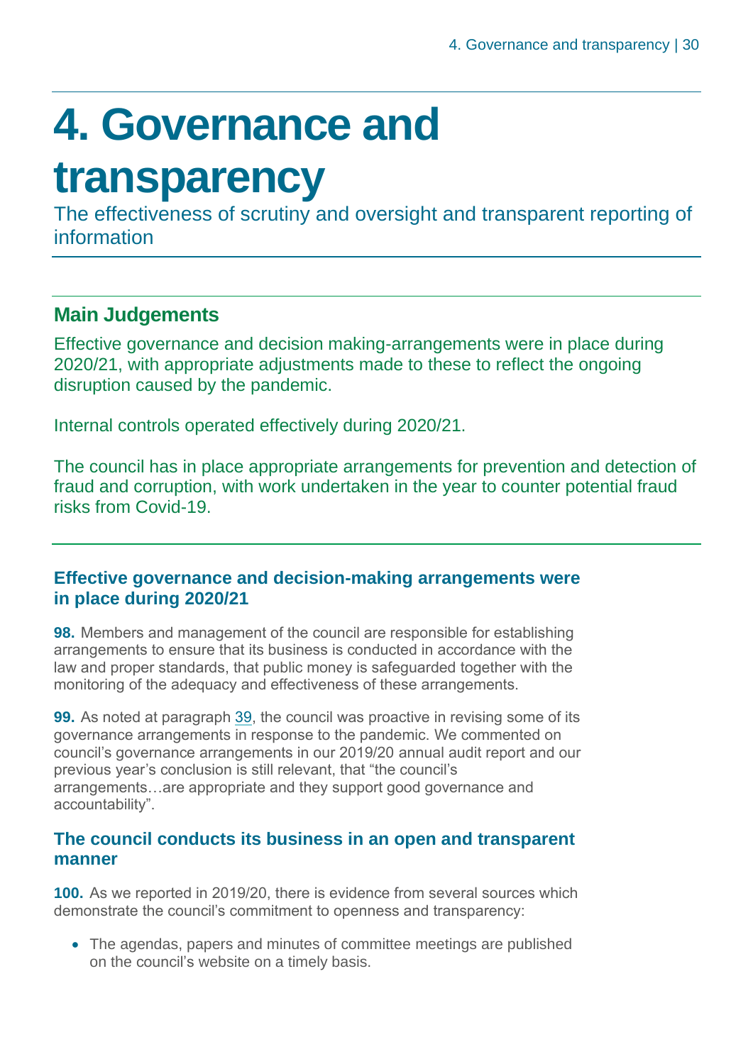# 4. Governance and transparency

The effectiveness of scrutiny and oversight and transparent reporting of information

## Main Judgements

Effective governance and decision making-arrangements were in place during 2020/21, with appropriate adjustments made to these to reflect the ongoing disruption caused by the pandemic.

Internal controls operated effectively during 2020/21.

The council has in place appropriate arrangements for prevention and detection of fraud and corruption, with work undertaken in the year to counter potential fraud risks from Covid-19.

### Effective governance and decision-making arrangements were in place during 2020/21

**98.** Members and management of the council are responsible for establishing arrangements to ensure that its business is conducted in accordance with the law and proper standards, that public money is safeguarded together with the monitoring of the adequacy and effectiveness of these arrangements.

**99.** As noted at paragraph 39, the council was proactive in revising some of its governance arrangements in response to the pandemic. We commented on council's governance arrangements in our 2019/20 annual audit report and our previous year's conclusion is still relevant, that "the council's arrangements…are appropriate and they support good governance and accountability".

### The council conducts its business in an open and transparent manner

**100.** As we reported in 2019/20, there is evidence from several sources which demonstrate the council's commitment to openness and transparency:

- The agendas, papers and minutes of committee meetings are published on the council's website on a timely basis.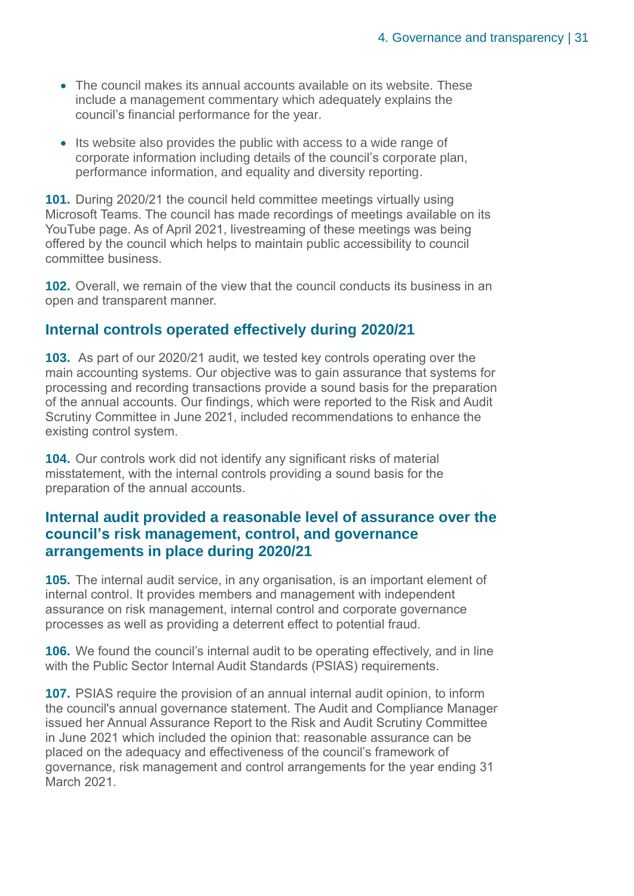- The council makes its annual accounts available on its website. These include a management commentary which adequately explains the council's financial performance for the year.
- Its website also provides the public with access to a wide range of corporate information including details of the council's corporate plan, performance information, and equality and diversity reporting.

**101.** During 2020/21 the council held committee meetings virtually using Microsoft Teams. The council has made recordings of meetings available on its YouTube page. As of April 2021, livestreaming of these meetings was being offered by the council which helps to maintain public accessibility to council committee business.

**102.** Overall, we remain of the view that the council conducts its business in an open and transparent manner.

## Internal controls operated effectively during 2020/21

**103.** As part of our 2020/21 audit, we tested key controls operating over the main accounting systems. Our objective was to gain assurance that systems for processing and recording transactions provide a sound basis for the preparation of the annual accounts. Our findings, which were reported to the Risk and Audit Scrutiny Committee in June 2021, included recommendations to enhance the existing control system.

**104.** Our controls work did not identify any significant risks of material misstatement, with the internal controls providing a sound basis for the preparation of the annual accounts.

## Internal audit provided a reasonable level of assurance over the council's risk management, control, and governance arrangements in place during 2020/21

**105.** The internal audit service, in any organisation, is an important element of internal control. It provides members and management with independent assurance on risk management, internal control and corporate governance processes as well as providing a deterrent effect to potential fraud.

**106.** We found the council's internal audit to be operating effectively, and in line with the Public Sector Internal Audit Standards (PSIAS) requirements.

**107.** PSIAS require the provision of an annual internal audit opinion, to inform the council's annual governance statement. The Audit and Compliance Manager issued her Annual Assurance Report to the Risk and Audit Scrutiny Committee in June 2021 which included the opinion that: reasonable assurance can be placed on the adequacy and effectiveness of the council's framework of governance, risk management and control arrangements for the year ending 31 March 2021.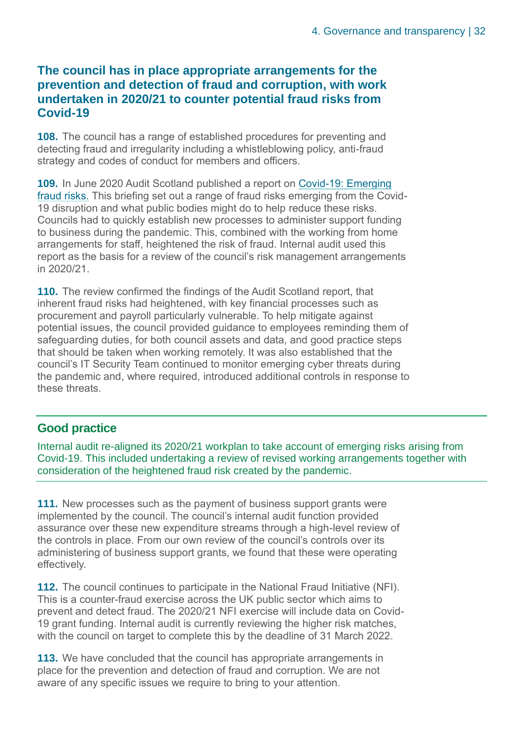## The council has in place appropriate arrangements for the prevention and detection of fraud and corruption, with work undertaken in 2020/21 to counter potential fraud risks from Covid-19

**108.** The council has a range of established procedures for preventing and detecting fraud and irregularity including a whistleblowing policy, anti-fraud strategy and codes of conduct for members and officers.

**109.** In June 2020 Audit Scotland published a report on Covid-19: Emerging fraud risks. This briefing set out a range of fraud risks emerging from the Covid-19 disruption and what public bodies might do to help reduce these risks. Councils had to quickly establish new processes to administer support funding to business during the pandemic. This, combined with the working from home arrangements for staff, heightened the risk of fraud. Internal audit used this report as the basis for a review of the council's risk management arrangements in 2020/21.

**110.** The review confirmed the findings of the Audit Scotland report, that inherent fraud risks had heightened, with key financial processes such as procurement and payroll particularly vulnerable. To help mitigate against potential issues, the council provided guidance to employees reminding them of safeguarding duties, for both council assets and data, and good practice steps that should be taken when working remotely. It was also established that the council's IT Security Team continued to monitor emerging cyber threats during the pandemic and, where required, introduced additional controls in response to these threats.

### Good practice

Internal audit re-aligned its 2020/21 workplan to take account of emerging risks arising from Covid-19. This included undertaking a review of revised working arrangements together with consideration of the heightened fraud risk created by the pandemic.

**111.** New processes such as the payment of business support grants were implemented by the council. The council's internal audit function provided assurance over these new expenditure streams through a high-level review of the controls in place. From our own review of the council's controls over its administering of business support grants, we found that these were operating effectively.

**112.** The council continues to participate in the National Fraud Initiative (NFI). This is a counter-fraud exercise across the UK public sector which aims to prevent and detect fraud. The 2020/21 NFI exercise will include data on Covid-19 grant funding. Internal audit is currently reviewing the higher risk matches, with the council on target to complete this by the deadline of 31 March 2022.

**113.** We have concluded that the council has appropriate arrangements in place for the prevention and detection of fraud and corruption. We are not aware of any specific issues we require to bring to your attention.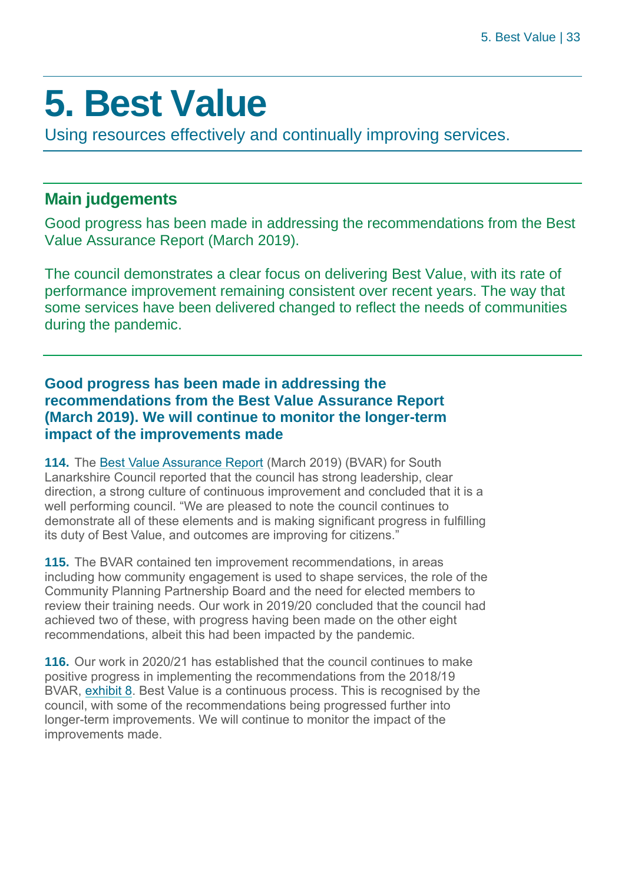# 5. Best Value

Using resources effectively and continually improving services.

## Main judgements

Good progress has been made in addressing the recommendations from the Best Value Assurance Report (March 2019).

The council demonstrates a clear focus on delivering Best Value, with its rate of performance improvement remaining consistent over recent years. The way that some services have been delivered changed to reflect the needs of communities during the pandemic.

### Good progress has been made in addressing the recommendations from the Best Value Assurance Report (March 2019). We will continue to monitor the longer-term impact of the improvements made

**114.** The Best Value Assurance Report (March 2019) (BVAR) for South Lanarkshire Council reported that the council has strong leadership, clear direction, a strong culture of continuous improvement and concluded that it is a well performing council. "We are pleased to note the council continues to demonstrate all of these elements and is making significant progress in fulfilling its duty of Best Value, and outcomes are improving for citizens."

**115.** The BVAR contained ten improvement recommendations, in areas including how community engagement is used to shape services, the role of the Community Planning Partnership Board and the need for elected members to review their training needs. Our work in 2019/20 concluded that the council had achieved two of these, with progress having been made on the other eight recommendations, albeit this had been impacted by the pandemic.

**116.** Our work in 2020/21 has established that the council continues to make positive progress in implementing the recommendations from the 2018/19 BVAR, exhibit 8. Best Value is a continuous process. This is recognised by the council, with some of the recommendations being progressed further into longer-term improvements. We will continue to monitor the impact of the improvements made.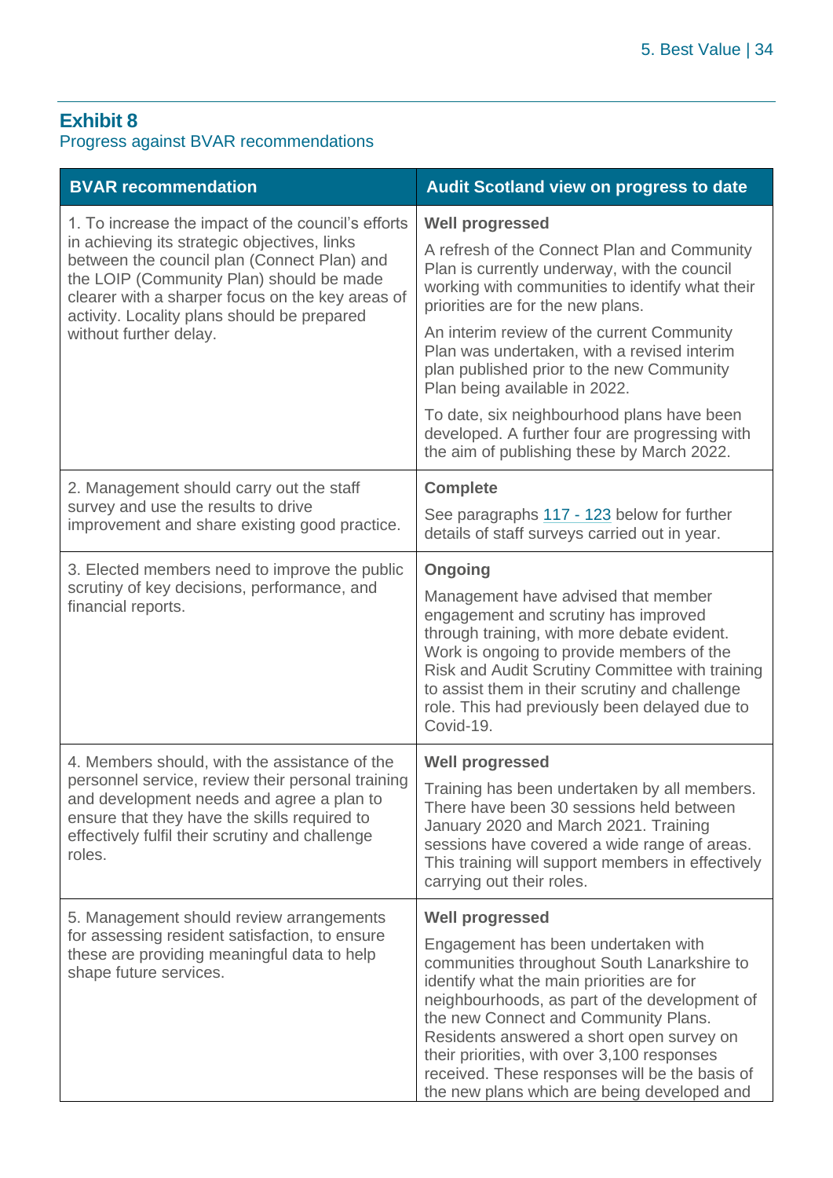## Exhibit 8

Progress against BVAR recommendations

| BVAR recommendation | Audit Scotland view on progress to date |
| --- | --- |
| 1. To increase the impact of the council's efforts in achieving its strategic objectives, links between the council plan (Connect Plan) and the LOIP (Community Plan) should be made clearer with a sharper focus on the key areas of activity. Locality plans should be prepared without further delay. | **Well progressed**<br><br>A refresh of the Connect Plan and Community Plan is currently underway, with the council working with communities to identify what their priorities are for the new plans.<br><br>An interim review of the current Community Plan was undertaken, with a revised interim plan published prior to the new Community Plan being available in 2022.<br><br>To date, six neighbourhood plans have been developed. A further four are progressing with the aim of publishing these by March 2022. |
| 2. Management should carry out the staff survey and use the results to drive improvement and share existing good practice. | **Complete**<br><br>See paragraphs 117 - 123 below for further details of staff surveys carried out in year. |
| 3. Elected members need to improve the public scrutiny of key decisions, performance, and financial reports. | **Ongoing**<br><br>Management have advised that member engagement and scrutiny has improved through training, with more debate evident. Work is ongoing to provide members of the Risk and Audit Scrutiny Committee with training to assist them in their scrutiny and challenge role. This had previously been delayed due to Covid-19. |
| 4. Members should, with the assistance of the personnel service, review their personal training and development needs and agree a plan to ensure that they have the skills required to effectively fulfil their scrutiny and challenge roles. | **Well progressed**<br><br>Training has been undertaken by all members. There have been 30 sessions held between January 2020 and March 2021. Training sessions have covered a wide range of areas. This training will support members in effectively carrying out their roles. |
| 5. Management should review arrangements for assessing resident satisfaction, to ensure these are providing meaningful data to help shape future services. | **Well progressed**<br><br>Engagement has been undertaken with communities throughout South Lanarkshire to identify what the main priorities are for neighbourhoods, as part of the development of the new Connect and Community Plans. Residents answered a short open survey on their priorities, with over 3,100 responses received. These responses will be the basis of the new plans which are being developed and |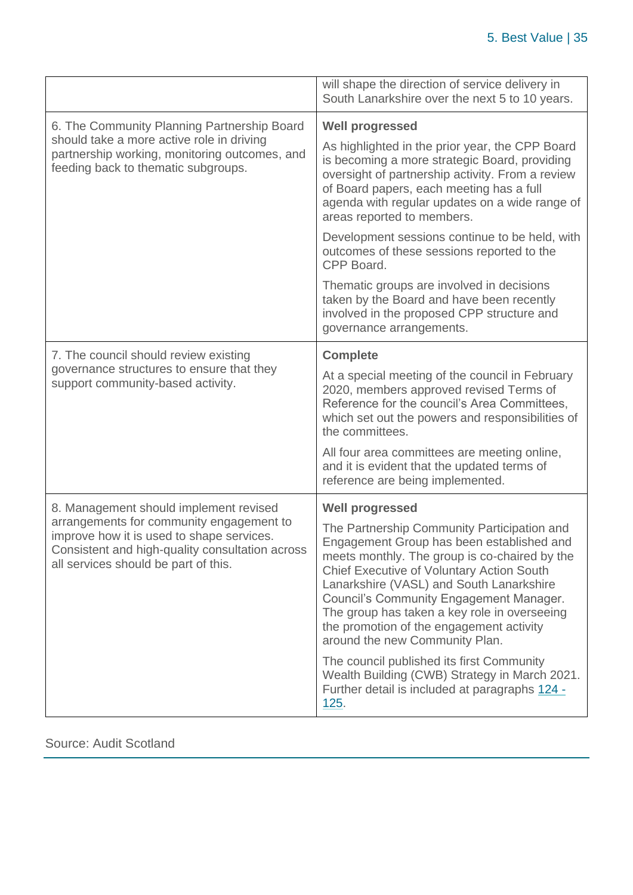| | |
|---|---|
| | will shape the direction of service delivery in South Lanarkshire over the next 5 to 10 years. |
| 6. The Community Planning Partnership Board should take a more active role in driving partnership working, monitoring outcomes, and feeding back to thematic subgroups. | **Well progressed**<br><br>As highlighted in the prior year, the CPP Board is becoming a more strategic Board, providing oversight of partnership activity. From a review of Board papers, each meeting has a full agenda with regular updates on a wide range of areas reported to members.<br><br>Development sessions continue to be held, with outcomes of these sessions reported to the CPP Board.<br><br>Thematic groups are involved in decisions taken by the Board and have been recently involved in the proposed CPP structure and governance arrangements. |
| 7. The council should review existing governance structures to ensure that they support community-based activity. | **Complete**<br><br>At a special meeting of the council in February 2020, members approved revised Terms of Reference for the council's Area Committees, which set out the powers and responsibilities of the committees.<br><br>All four area committees are meeting online, and it is evident that the updated terms of reference are being implemented. |
| 8. Management should implement revised arrangements for community engagement to improve how it is used to shape services. Consistent and high-quality consultation across all services should be part of this. | **Well progressed**<br><br>The Partnership Community Participation and Engagement Group has been established and meets monthly. The group is co-chaired by the Chief Executive of Voluntary Action South Lanarkshire (VASL) and South Lanarkshire Council's Community Engagement Manager. The group has taken a key role in overseeing the promotion of the engagement activity around the new Community Plan.<br><br>The council published its first Community Wealth Building (CWB) Strategy in March 2021. Further detail is included at paragraphs 124 - 125. |

Source: Audit Scotland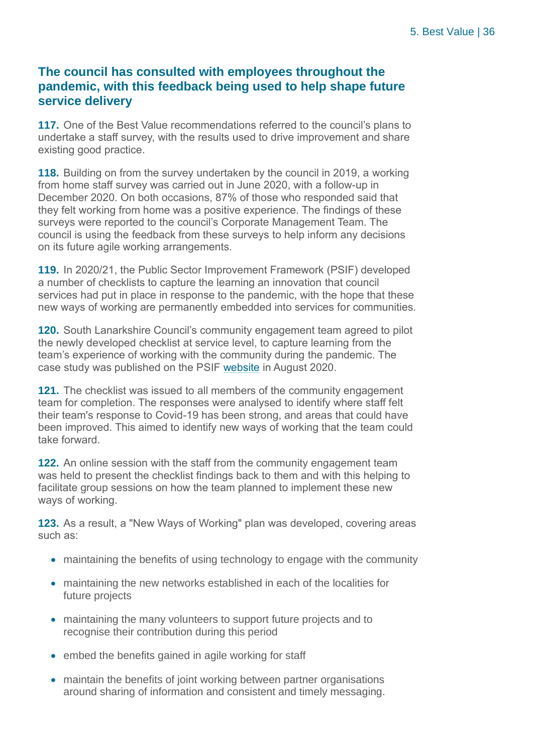## The council has consulted with employees throughout the pandemic, with this feedback being used to help shape future service delivery

**117.** One of the Best Value recommendations referred to the council's plans to undertake a staff survey, with the results used to drive improvement and share existing good practice.

**118.** Building on from the survey undertaken by the council in 2019, a working from home staff survey was carried out in June 2020, with a follow-up in December 2020. On both occasions, 87% of those who responded said that they felt working from home was a positive experience. The findings of these surveys were reported to the council's Corporate Management Team. The council is using the feedback from these surveys to help inform any decisions on its future agile working arrangements.

**119.** In 2020/21, the Public Sector Improvement Framework (PSIF) developed a number of checklists to capture the learning an innovation that council services had put in place in response to the pandemic, with the hope that these new ways of working are permanently embedded into services for communities.

**120.** South Lanarkshire Council's community engagement team agreed to pilot the newly developed checklist at service level, to capture learning from the team's experience of working with the community during the pandemic. The case study was published on the PSIF website in August 2020.

**121.** The checklist was issued to all members of the community engagement team for completion. The responses were analysed to identify where staff felt their team's response to Covid-19 has been strong, and areas that could have been improved. This aimed to identify new ways of working that the team could take forward.

**122.** An online session with the staff from the community engagement team was held to present the checklist findings back to them and with this helping to facilitate group sessions on how the team planned to implement these new ways of working.

**123.** As a result, a "New Ways of Working" plan was developed, covering areas such as:

- maintaining the benefits of using technology to engage with the community
- maintaining the new networks established in each of the localities for future projects
- maintaining the many volunteers to support future projects and to recognise their contribution during this period
- embed the benefits gained in agile working for staff
- maintain the benefits of joint working between partner organisations around sharing of information and consistent and timely messaging.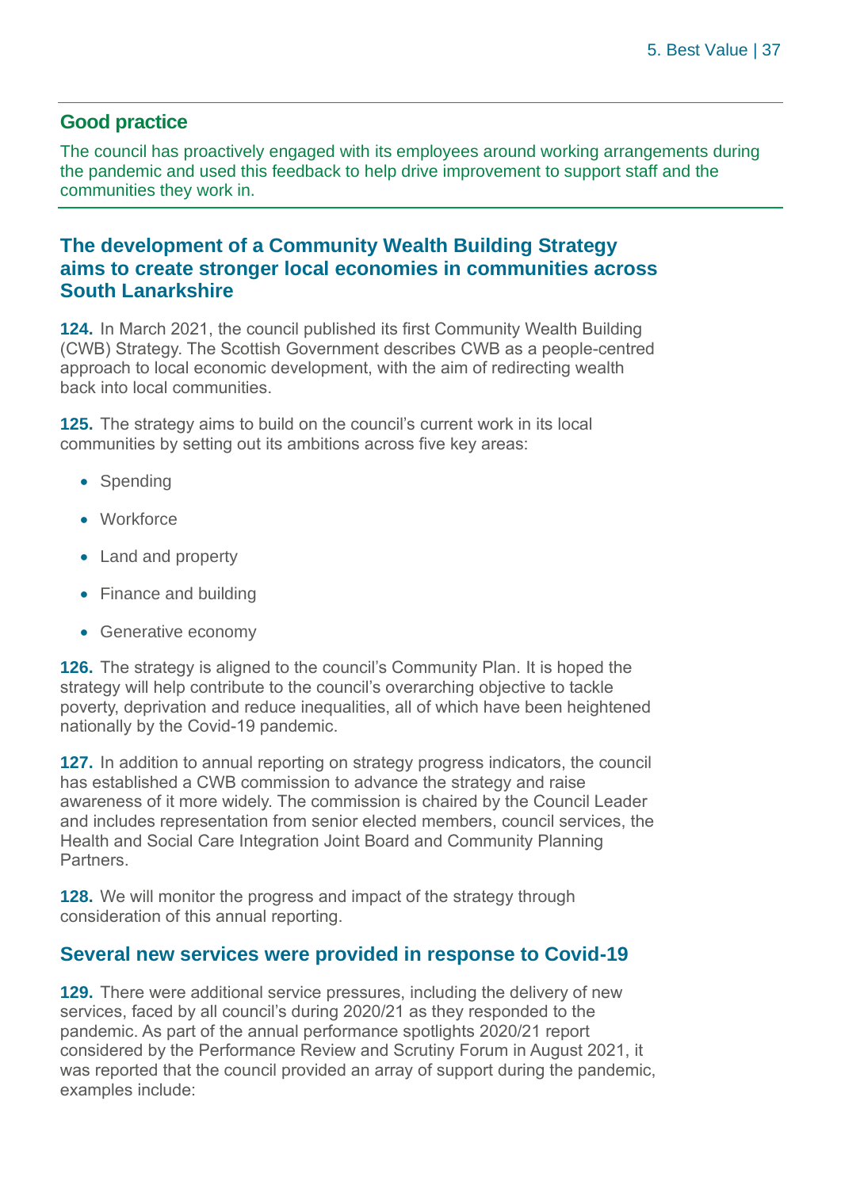## Good practice

The council has proactively engaged with its employees around working arrangements during the pandemic and used this feedback to help drive improvement to support staff and the communities they work in.

### The development of a Community Wealth Building Strategy aims to create stronger local economies in communities across South Lanarkshire

**124.** In March 2021, the council published its first Community Wealth Building (CWB) Strategy. The Scottish Government describes CWB as a people-centred approach to local economic development, with the aim of redirecting wealth back into local communities.

**125.** The strategy aims to build on the council's current work in its local communities by setting out its ambitions across five key areas:

- Spending
- Workforce
- Land and property
- Finance and building
- Generative economy

**126.** The strategy is aligned to the council's Community Plan. It is hoped the strategy will help contribute to the council's overarching objective to tackle poverty, deprivation and reduce inequalities, all of which have been heightened nationally by the Covid-19 pandemic.

**127.** In addition to annual reporting on strategy progress indicators, the council has established a CWB commission to advance the strategy and raise awareness of it more widely. The commission is chaired by the Council Leader and includes representation from senior elected members, council services, the Health and Social Care Integration Joint Board and Community Planning Partners.

**128.** We will monitor the progress and impact of the strategy through consideration of this annual reporting.

### Several new services were provided in response to Covid-19

**129.** There were additional service pressures, including the delivery of new services, faced by all council's during 2020/21 as they responded to the pandemic. As part of the annual performance spotlights 2020/21 report considered by the Performance Review and Scrutiny Forum in August 2021, it was reported that the council provided an array of support during the pandemic, examples include: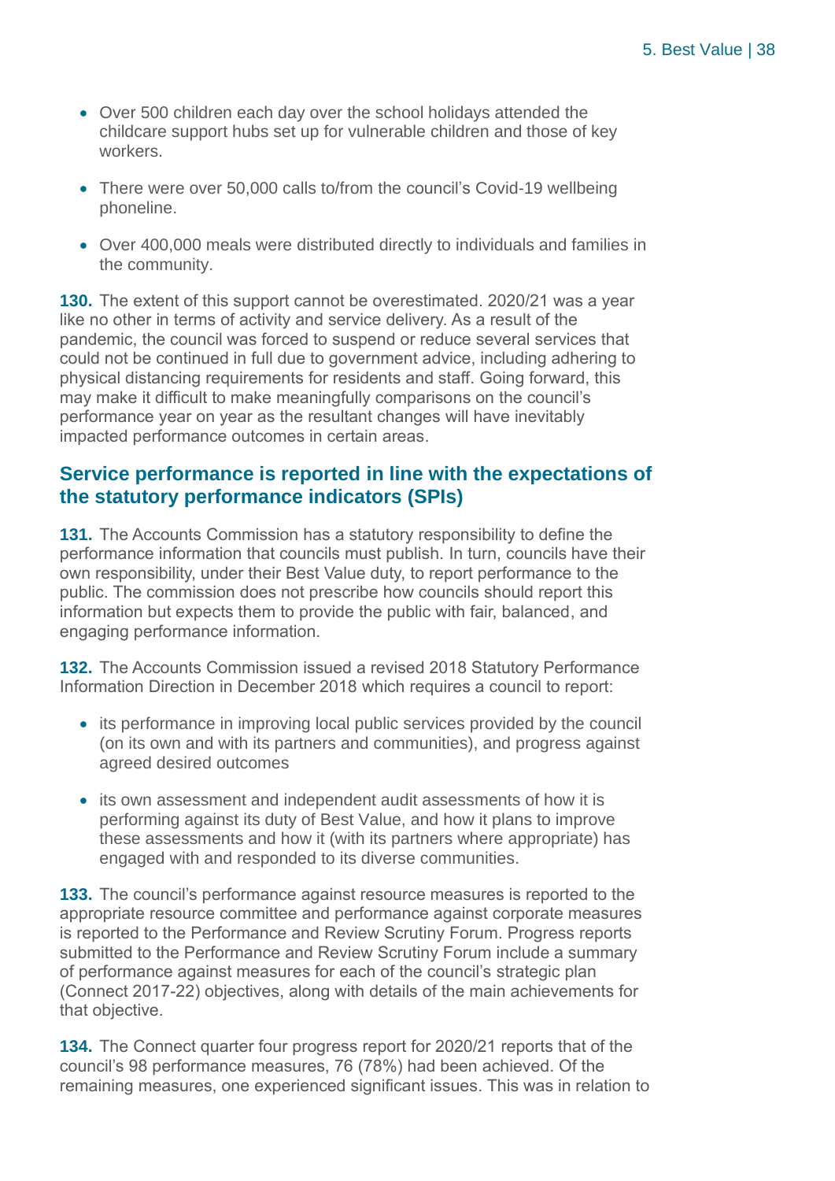- Over 500 children each day over the school holidays attended the childcare support hubs set up for vulnerable children and those of key workers.
- There were over 50,000 calls to/from the council's Covid-19 wellbeing phoneline.
- Over 400,000 meals were distributed directly to individuals and families in the community.

**130.** The extent of this support cannot be overestimated. 2020/21 was a year like no other in terms of activity and service delivery. As a result of the pandemic, the council was forced to suspend or reduce several services that could not be continued in full due to government advice, including adhering to physical distancing requirements for residents and staff. Going forward, this may make it difficult to make meaningfully comparisons on the council's performance year on year as the resultant changes will have inevitably impacted performance outcomes in certain areas.

## Service performance is reported in line with the expectations of the statutory performance indicators (SPIs)

**131.** The Accounts Commission has a statutory responsibility to define the performance information that councils must publish. In turn, councils have their own responsibility, under their Best Value duty, to report performance to the public. The commission does not prescribe how councils should report this information but expects them to provide the public with fair, balanced, and engaging performance information.

**132.** The Accounts Commission issued a revised 2018 Statutory Performance Information Direction in December 2018 which requires a council to report:

- its performance in improving local public services provided by the council (on its own and with its partners and communities), and progress against agreed desired outcomes
- its own assessment and independent audit assessments of how it is performing against its duty of Best Value, and how it plans to improve these assessments and how it (with its partners where appropriate) has engaged with and responded to its diverse communities.

**133.** The council's performance against resource measures is reported to the appropriate resource committee and performance against corporate measures is reported to the Performance and Review Scrutiny Forum. Progress reports submitted to the Performance and Review Scrutiny Forum include a summary of performance against measures for each of the council's strategic plan (Connect 2017-22) objectives, along with details of the main achievements for that objective.

**134.** The Connect quarter four progress report for 2020/21 reports that of the council's 98 performance measures, 76 (78%) had been achieved. Of the remaining measures, one experienced significant issues. This was in relation to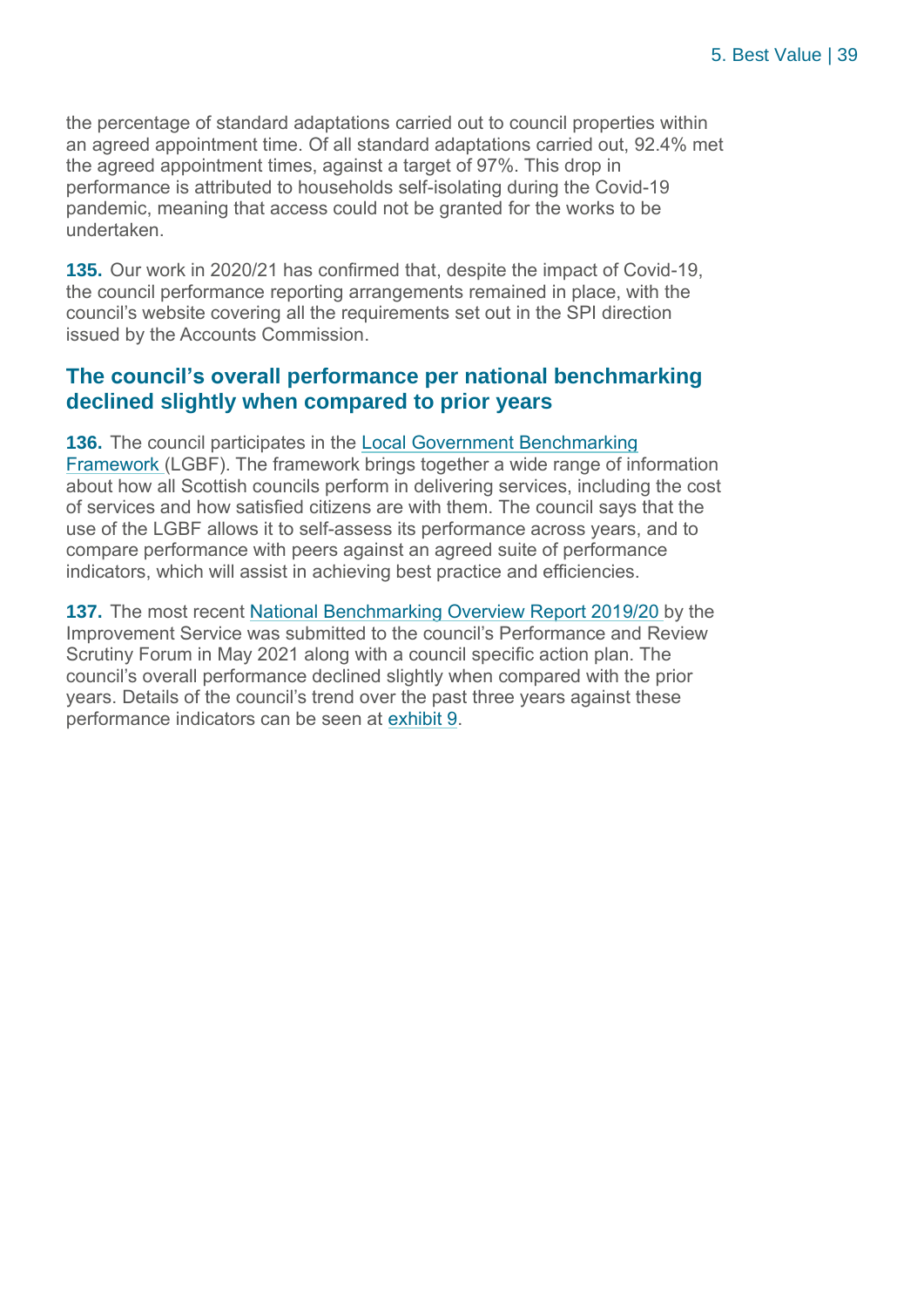the percentage of standard adaptations carried out to council properties within an agreed appointment time. Of all standard adaptations carried out, 92.4% met the agreed appointment times, against a target of 97%. This drop in performance is attributed to households self-isolating during the Covid-19 pandemic, meaning that access could not be granted for the works to be undertaken.

**135.** Our work in 2020/21 has confirmed that, despite the impact of Covid-19, the council performance reporting arrangements remained in place, with the council's website covering all the requirements set out in the SPI direction issued by the Accounts Commission.

## The council's overall performance per national benchmarking declined slightly when compared to prior years

**136.** The council participates in the Local Government Benchmarking Framework (LGBF). The framework brings together a wide range of information about how all Scottish councils perform in delivering services, including the cost of services and how satisfied citizens are with them. The council says that the use of the LGBF allows it to self-assess its performance across years, and to compare performance with peers against an agreed suite of performance indicators, which will assist in achieving best practice and efficiencies.

**137.** The most recent National Benchmarking Overview Report 2019/20 by the Improvement Service was submitted to the council's Performance and Review Scrutiny Forum in May 2021 along with a council specific action plan. The council's overall performance declined slightly when compared with the prior years. Details of the council's trend over the past three years against these performance indicators can be seen at exhibit 9.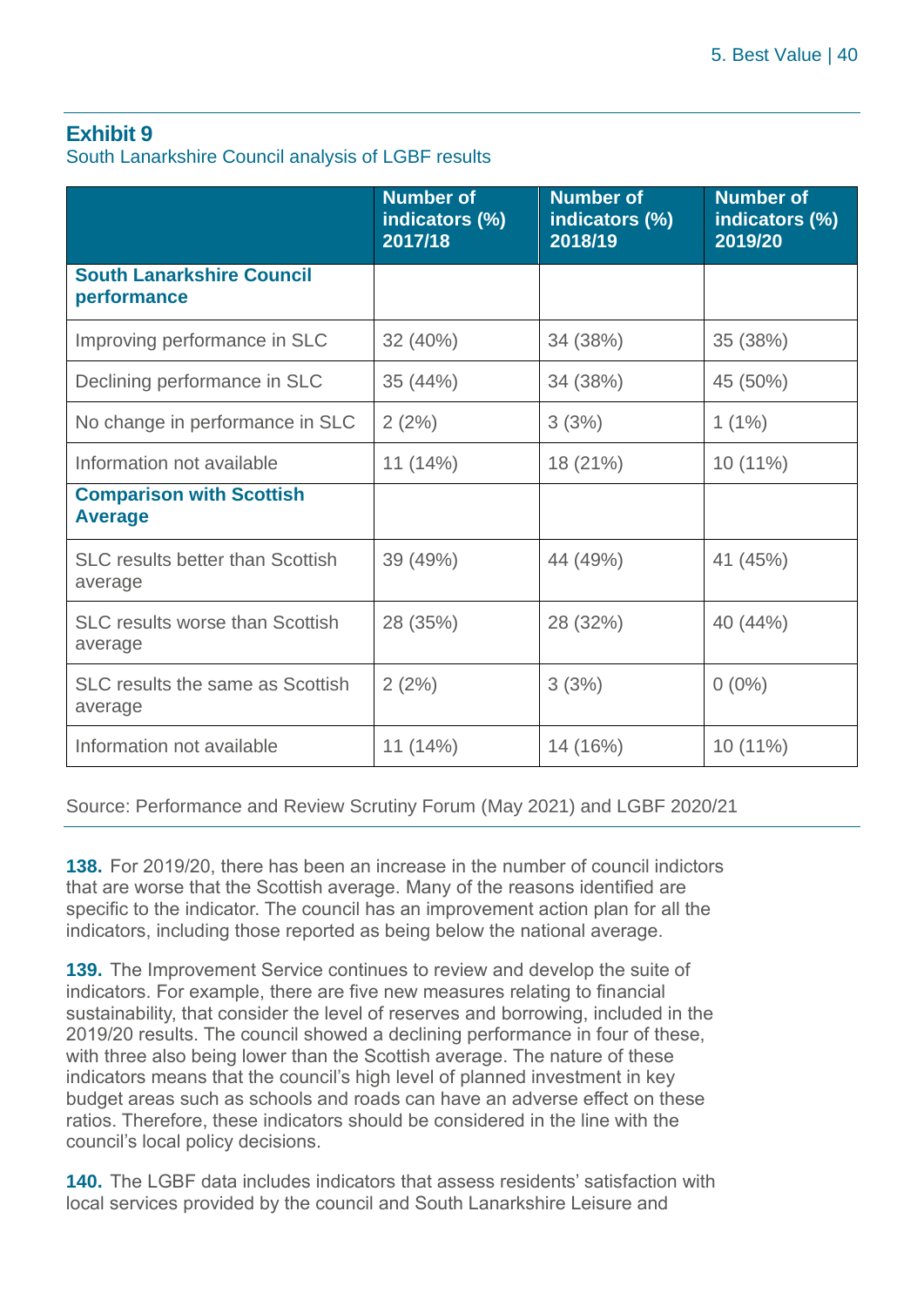## Exhibit 9

South Lanarkshire Council analysis of LGBF results

| | Number of indicators (%) 2017/18 | Number of indicators (%) 2018/19 | Number of indicators (%) 2019/20 |
|---|---|---|---|
| **South Lanarkshire Council performance** | | | |
| Improving performance in SLC | 32 (40%) | 34 (38%) | 35 (38%) |
| Declining performance in SLC | 35 (44%) | 34 (38%) | 45 (50%) |
| No change in performance in SLC | 2 (2%) | 3 (3%) | 1 (1%) |
| Information not available | 11 (14%) | 18 (21%) | 10 (11%) |
| **Comparison with Scottish Average** | | | |
| SLC results better than Scottish average | 39 (49%) | 44 (49%) | 41 (45%) |
| SLC results worse than Scottish average | 28 (35%) | 28 (32%) | 40 (44%) |
| SLC results the same as Scottish average | 2 (2%) | 3 (3%) | 0 (0%) |
| Information not available | 11 (14%) | 14 (16%) | 10 (11%) |

Source: Performance and Review Scrutiny Forum (May 2021) and LGBF 2020/21

**138.** For 2019/20, there has been an increase in the number of council indictors that are worse that the Scottish average. Many of the reasons identified are specific to the indicator. The council has an improvement action plan for all the indicators, including those reported as being below the national average.

**139.** The Improvement Service continues to review and develop the suite of indicators. For example, there are five new measures relating to financial sustainability, that consider the level of reserves and borrowing, included in the 2019/20 results. The council showed a declining performance in four of these, with three also being lower than the Scottish average. The nature of these indicators means that the council's high level of planned investment in key budget areas such as schools and roads can have an adverse effect on these ratios. Therefore, these indicators should be considered in the line with the council's local policy decisions.

**140.** The LGBF data includes indicators that assess residents' satisfaction with local services provided by the council and South Lanarkshire Leisure and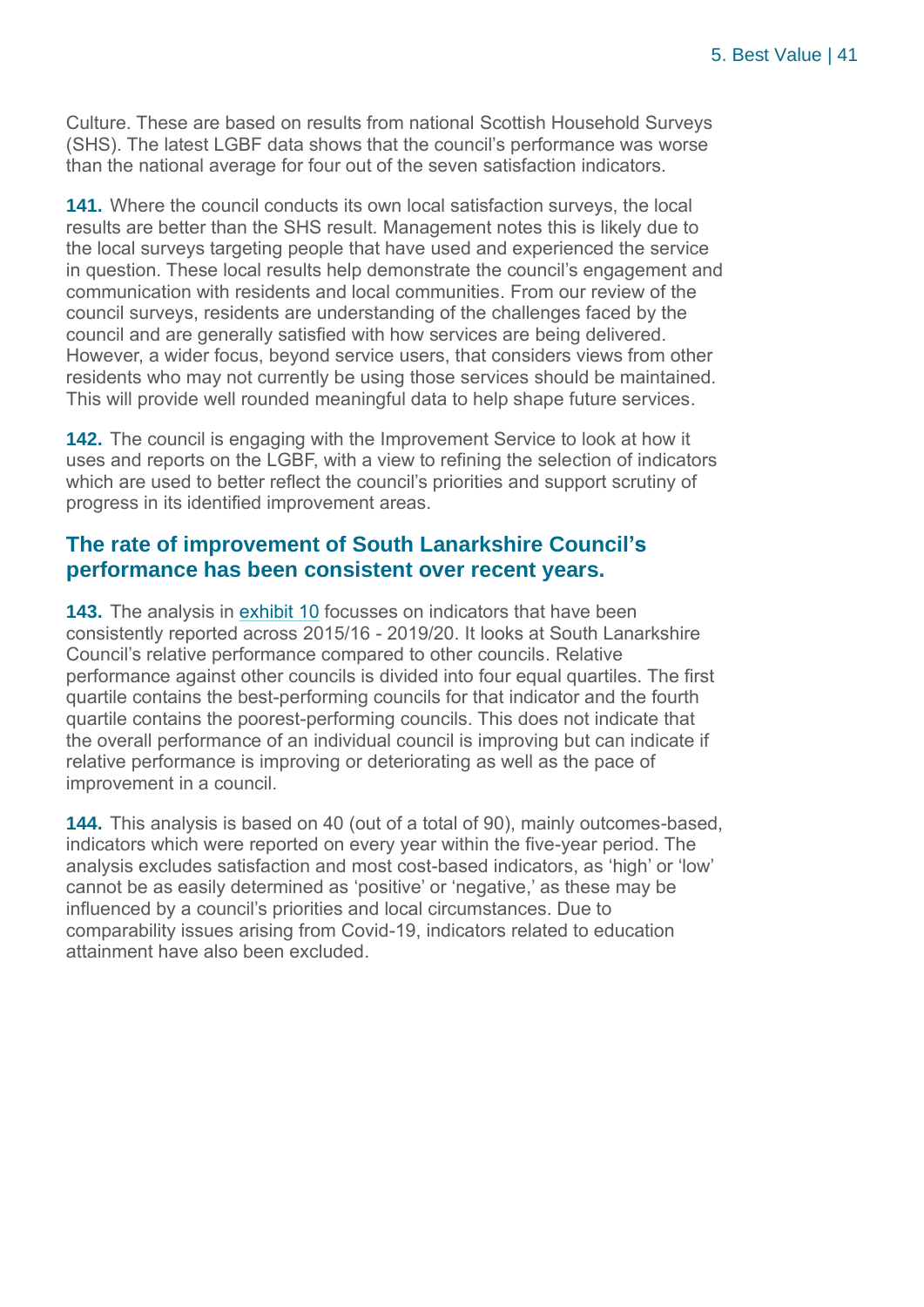Culture. These are based on results from national Scottish Household Surveys (SHS). The latest LGBF data shows that the council's performance was worse than the national average for four out of the seven satisfaction indicators.

**141.** Where the council conducts its own local satisfaction surveys, the local results are better than the SHS result. Management notes this is likely due to the local surveys targeting people that have used and experienced the service in question. These local results help demonstrate the council's engagement and communication with residents and local communities. From our review of the council surveys, residents are understanding of the challenges faced by the council and are generally satisfied with how services are being delivered. However, a wider focus, beyond service users, that considers views from other residents who may not currently be using those services should be maintained. This will provide well rounded meaningful data to help shape future services.

**142.** The council is engaging with the Improvement Service to look at how it uses and reports on the LGBF, with a view to refining the selection of indicators which are used to better reflect the council's priorities and support scrutiny of progress in its identified improvement areas.

## The rate of improvement of South Lanarkshire Council's performance has been consistent over recent years.

**143.** The analysis in exhibit 10 focusses on indicators that have been consistently reported across 2015/16 - 2019/20. It looks at South Lanarkshire Council's relative performance compared to other councils. Relative performance against other councils is divided into four equal quartiles. The first quartile contains the best-performing councils for that indicator and the fourth quartile contains the poorest-performing councils. This does not indicate that the overall performance of an individual council is improving but can indicate if relative performance is improving or deteriorating as well as the pace of improvement in a council.

**144.** This analysis is based on 40 (out of a total of 90), mainly outcomes-based, indicators which were reported on every year within the five-year period. The analysis excludes satisfaction and most cost-based indicators, as 'high' or 'low' cannot be as easily determined as 'positive' or 'negative,' as these may be influenced by a council's priorities and local circumstances. Due to comparability issues arising from Covid-19, indicators related to education attainment have also been excluded.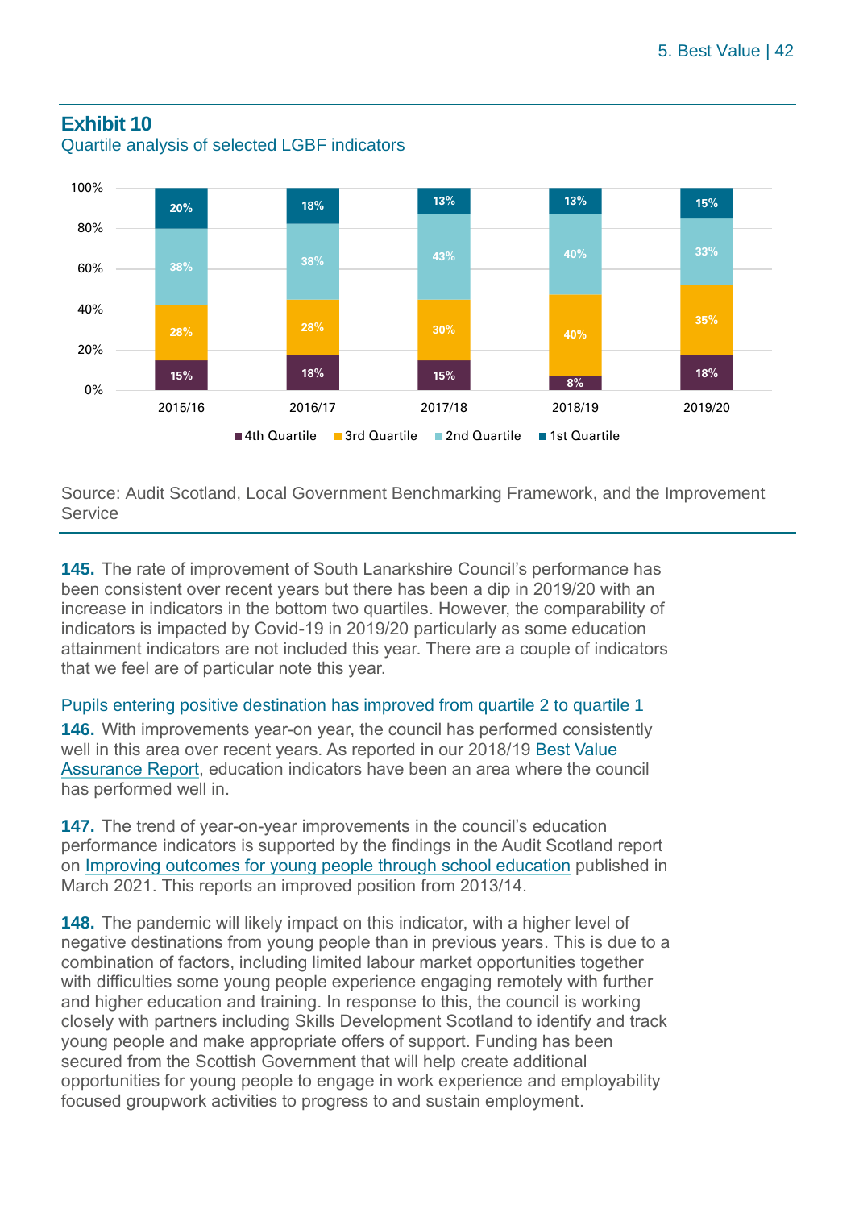## Exhibit 10

Quartile analysis of selected LGBF indicators

| | 2015/16 | 2016/17 | 2017/18 | 2018/19 | 2019/20 |
|---|---|---|---|---|---|
| 1st Quartile | 20% | 18% | 13% | 13% | 15% |
| 2nd Quartile | 38% | 38% | 43% | 40% | 33% |
| 3rd Quartile | 28% | 28% | 30% | 40% | 35% |
| 4th Quartile | 15% | 18% | 15% | 8% | 18% |

Source: Audit Scotland, Local Government Benchmarking Framework, and the Improvement Service

**145.** The rate of improvement of South Lanarkshire Council's performance has been consistent over recent years but there has been a dip in 2019/20 with an increase in indicators in the bottom two quartiles. However, the comparability of indicators is impacted by Covid-19 in 2019/20 particularly as some education attainment indicators are not included this year. There are a couple of indicators that we feel are of particular note this year.

### Pupils entering positive destination has improved from quartile 2 to quartile 1

**146.** With improvements year-on year, the council has performed consistently well in this area over recent years. As reported in our 2018/19 Best Value Assurance Report, education indicators have been an area where the council has performed well in.

**147.** The trend of year-on-year improvements in the council's education performance indicators is supported by the findings in the Audit Scotland report on Improving outcomes for young people through school education published in March 2021. This reports an improved position from 2013/14.

**148.** The pandemic will likely impact on this indicator, with a higher level of negative destinations from young people than in previous years. This is due to a combination of factors, including limited labour market opportunities together with difficulties some young people experience engaging remotely with further and higher education and training. In response to this, the council is working closely with partners including Skills Development Scotland to identify and track young people and make appropriate offers of support. Funding has been secured from the Scottish Government that will help create additional opportunities for young people to engage in work experience and employability focused groupwork activities to progress to and sustain employment.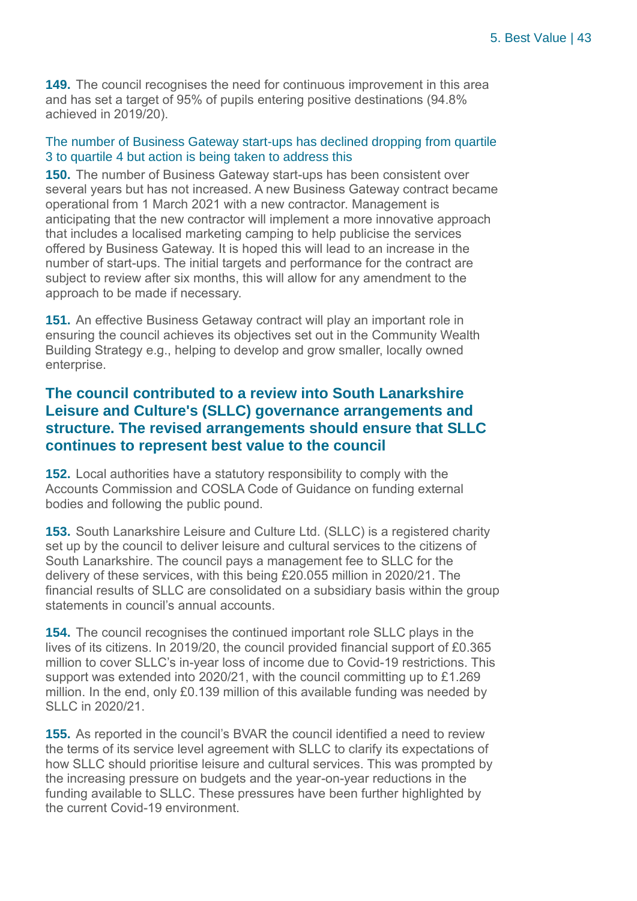**149.** The council recognises the need for continuous improvement in this area and has set a target of 95% of pupils entering positive destinations (94.8% achieved in 2019/20).

### The number of Business Gateway start-ups has declined dropping from quartile 3 to quartile 4 but action is being taken to address this

**150.** The number of Business Gateway start-ups has been consistent over several years but has not increased. A new Business Gateway contract became operational from 1 March 2021 with a new contractor. Management is anticipating that the new contractor will implement a more innovative approach that includes a localised marketing camping to help publicise the services offered by Business Gateway. It is hoped this will lead to an increase in the number of start-ups. The initial targets and performance for the contract are subject to review after six months, this will allow for any amendment to the approach to be made if necessary.

**151.** An effective Business Getaway contract will play an important role in ensuring the council achieves its objectives set out in the Community Wealth Building Strategy e.g., helping to develop and grow smaller, locally owned enterprise.

## The council contributed to a review into South Lanarkshire Leisure and Culture's (SLLC) governance arrangements and structure. The revised arrangements should ensure that SLLC continues to represent best value to the council

**152.** Local authorities have a statutory responsibility to comply with the Accounts Commission and COSLA Code of Guidance on funding external bodies and following the public pound.

**153.** South Lanarkshire Leisure and Culture Ltd. (SLLC) is a registered charity set up by the council to deliver leisure and cultural services to the citizens of South Lanarkshire. The council pays a management fee to SLLC for the delivery of these services, with this being £20.055 million in 2020/21. The financial results of SLLC are consolidated on a subsidiary basis within the group statements in council's annual accounts.

**154.** The council recognises the continued important role SLLC plays in the lives of its citizens. In 2019/20, the council provided financial support of £0.365 million to cover SLLC's in-year loss of income due to Covid-19 restrictions. This support was extended into 2020/21, with the council committing up to £1.269 million. In the end, only £0.139 million of this available funding was needed by SLLC in 2020/21.

**155.** As reported in the council's BVAR the council identified a need to review the terms of its service level agreement with SLLC to clarify its expectations of how SLLC should prioritise leisure and cultural services. This was prompted by the increasing pressure on budgets and the year-on-year reductions in the funding available to SLLC. These pressures have been further highlighted by the current Covid-19 environment.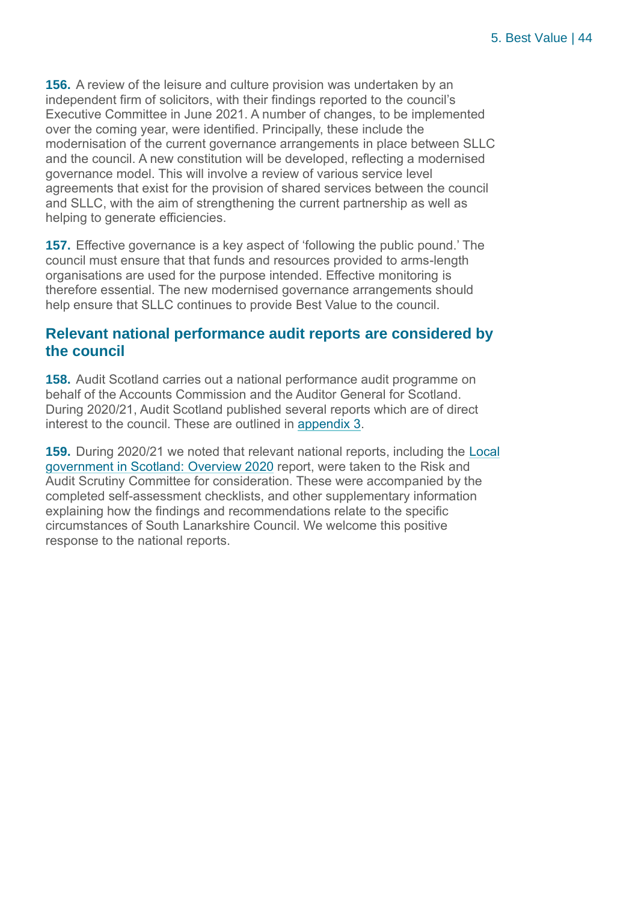**156.** A review of the leisure and culture provision was undertaken by an independent firm of solicitors, with their findings reported to the council's Executive Committee in June 2021. A number of changes, to be implemented over the coming year, were identified. Principally, these include the modernisation of the current governance arrangements in place between SLLC and the council. A new constitution will be developed, reflecting a modernised governance model. This will involve a review of various service level agreements that exist for the provision of shared services between the council and SLLC, with the aim of strengthening the current partnership as well as helping to generate efficiencies.

**157.** Effective governance is a key aspect of 'following the public pound.' The council must ensure that that funds and resources provided to arms-length organisations are used for the purpose intended. Effective monitoring is therefore essential. The new modernised governance arrangements should help ensure that SLLC continues to provide Best Value to the council.

## Relevant national performance audit reports are considered by the council

**158.** Audit Scotland carries out a national performance audit programme on behalf of the Accounts Commission and the Auditor General for Scotland. During 2020/21, Audit Scotland published several reports which are of direct interest to the council. These are outlined in appendix 3.

**159.** During 2020/21 we noted that relevant national reports, including the Local government in Scotland: Overview 2020 report, were taken to the Risk and Audit Scrutiny Committee for consideration. These were accompanied by the completed self-assessment checklists, and other supplementary information explaining how the findings and recommendations relate to the specific circumstances of South Lanarkshire Council. We welcome this positive response to the national reports.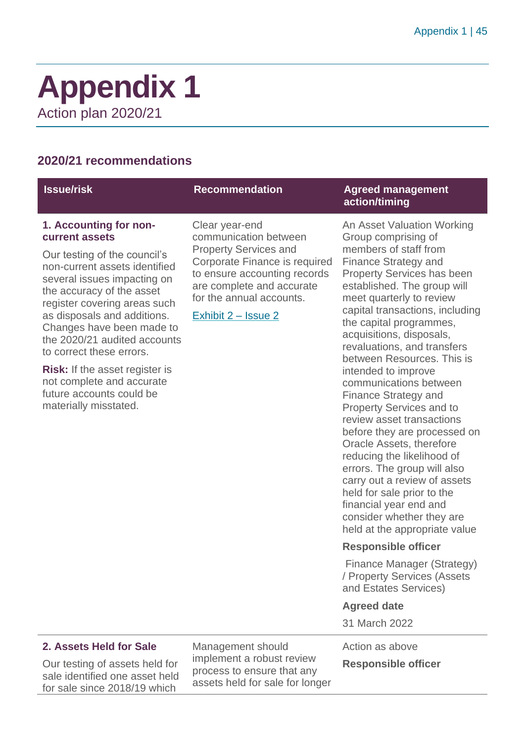# Appendix 1

Action plan 2020/21

## 2020/21 recommendations

| Issue/risk | Recommendation | Agreed management action/timing |
|---|---|---|
| **1. Accounting for non-current assets**<br><br>Our testing of the council's non-current assets identified several issues impacting on the accuracy of the asset register covering areas such as disposals and additions. Changes have been made to the 2020/21 audited accounts to correct these errors.<br><br>**Risk:** If the asset register is not complete and accurate future accounts could be materially misstated. | Clear year-end communication between Property Services and Corporate Finance is required to ensure accounting records are complete and accurate for the annual accounts.<br><br>Exhibit 2 – Issue 2 | An Asset Valuation Working Group comprising of members of staff from Finance Strategy and Property Services has been established. The group will meet quarterly to review capital transactions, including the capital programmes, acquisitions, disposals, revaluations, and transfers between Resources. This is intended to improve communications between Finance Strategy and Property Services and to review asset transactions before they are processed on Oracle Assets, therefore reducing the likelihood of errors. The group will also carry out a review of assets held for sale prior to the financial year end and consider whether they are held at the appropriate value<br><br>**Responsible officer**<br><br>Finance Manager (Strategy) / Property Services (Assets and Estates Services)<br><br>**Agreed date**<br><br>31 March 2022 |
| **2. Assets Held for Sale**<br><br>Our testing of assets held for sale identified one asset held for sale since 2018/19 which | Management should implement a robust review process to ensure that any assets held for sale for longer | Action as above<br><br>**Responsible officer** |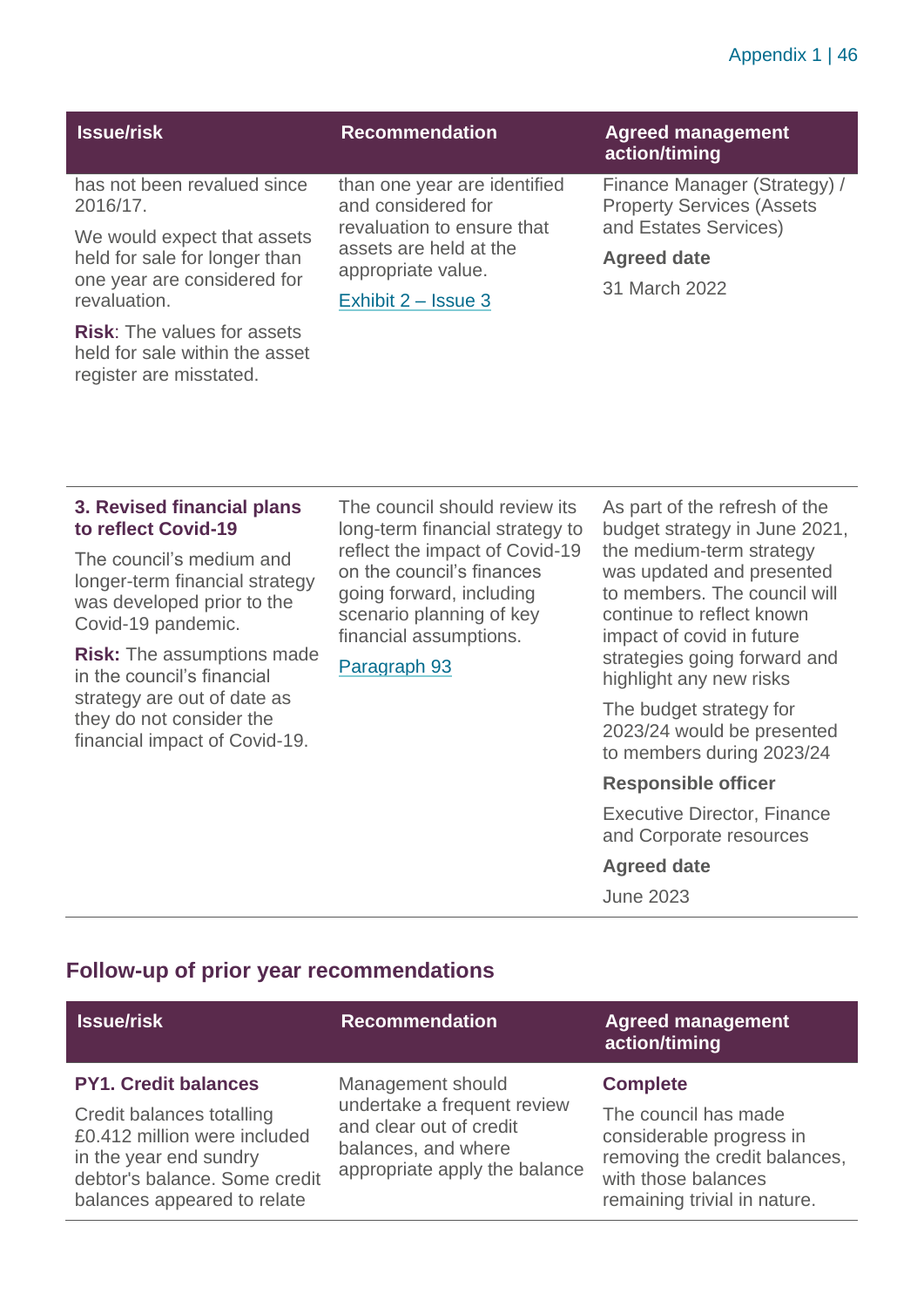| Issue/risk | Recommendation | Agreed management action/timing |
|---|---|---|
| has not been revalued since 2016/17.<br><br>We would expect that assets held for sale for longer than one year are considered for revaluation.<br><br>**Risk**: The values for assets held for sale within the asset register are misstated. | than one year are identified and considered for revaluation to ensure that assets are held at the appropriate value.<br><br>[Exhibit 2 – Issue 3]() | Finance Manager (Strategy) / Property Services (Assets and Estates Services)<br><br>**Agreed date**<br><br>31 March 2022 |
| **3. Revised financial plans to reflect Covid-19**<br><br>The council's medium and longer-term financial strategy was developed prior to the Covid-19 pandemic.<br><br>**Risk:** The assumptions made in the council's financial strategy are out of date as they do not consider the financial impact of Covid-19. | The council should review its long-term financial strategy to reflect the impact of Covid-19 on the council's finances going forward, including scenario planning of key financial assumptions.<br><br>[Paragraph 93]() | As part of the refresh of the budget strategy in June 2021, the medium-term strategy was updated and presented to members. The council will continue to reflect known impact of covid in future strategies going forward and highlight any new risks<br><br>The budget strategy for 2023/24 would be presented to members during 2023/24<br><br>**Responsible officer**<br><br>Executive Director, Finance and Corporate resources<br><br>**Agreed date**<br><br>June 2023 |

## Follow-up of prior year recommendations

| Issue/risk | Recommendation | Agreed management action/timing |
|---|---|---|
| **PY1. Credit balances**<br><br>Credit balances totalling £0.412 million were included in the year end sundry debtor's balance. Some credit balances appeared to relate | Management should undertake a frequent review and clear out of credit balances, and where appropriate apply the balance | **Complete**<br><br>The council has made considerable progress in removing the credit balances, with those balances remaining trivial in nature. |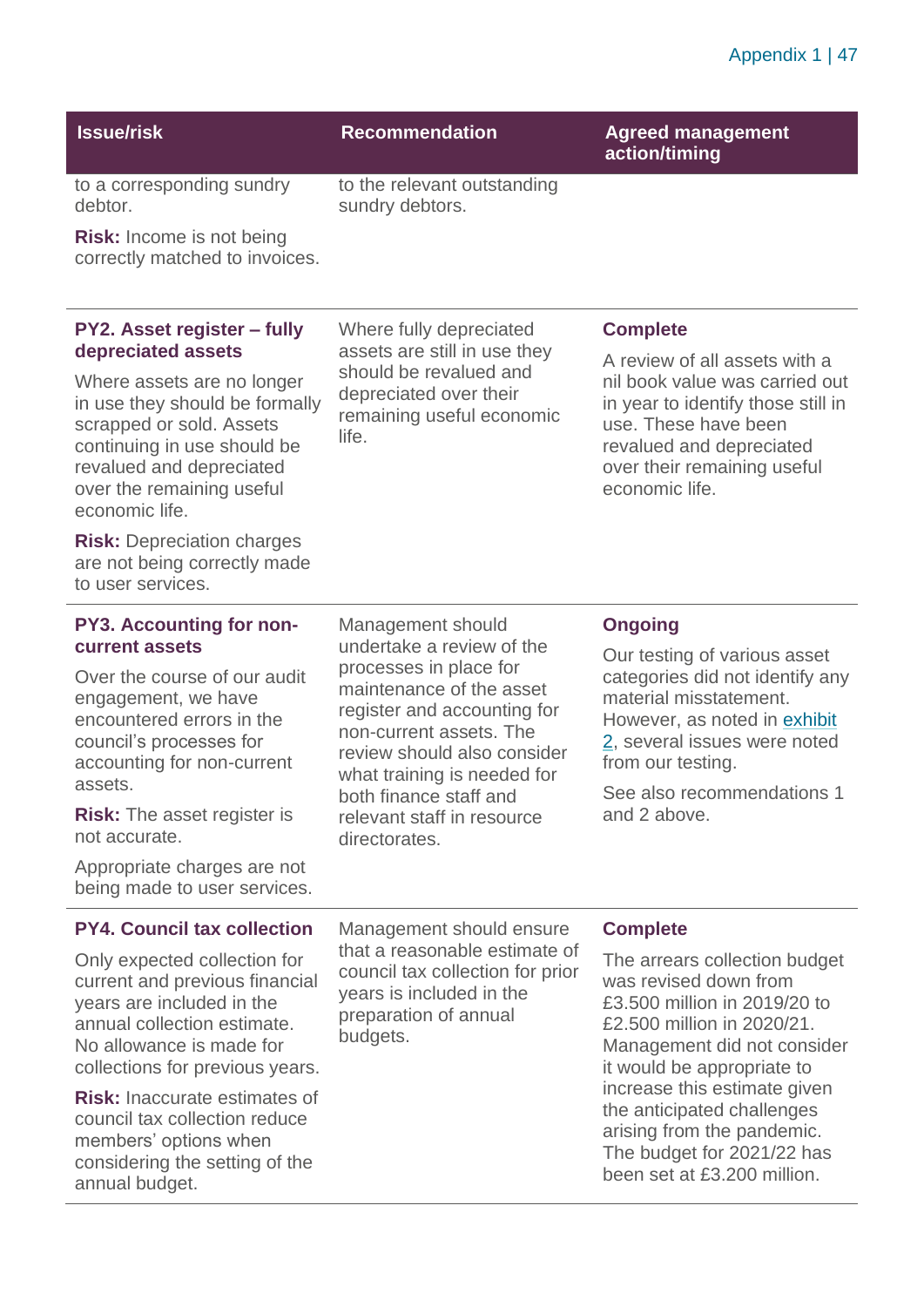| Issue/risk | Recommendation | Agreed management action/timing |
|---|---|---|
| to a corresponding sundry debtor.<br><br>**Risk:** Income is not being correctly matched to invoices. | to the relevant outstanding sundry debtors. | |
| **PY2. Asset register – fully depreciated assets**<br><br>Where assets are no longer in use they should be formally scrapped or sold. Assets continuing in use should be revalued and depreciated over the remaining useful economic life.<br><br>**Risk:** Depreciation charges are not being correctly made to user services. | Where fully depreciated assets are still in use they should be revalued and depreciated over their remaining useful economic life. | **Complete**<br><br>A review of all assets with a nil book value was carried out in year to identify those still in use. These have been revalued and depreciated over their remaining useful economic life. |
| **PY3. Accounting for non-current assets**<br><br>Over the course of our audit engagement, we have encountered errors in the council's processes for accounting for non-current assets.<br><br>**Risk:** The asset register is not accurate.<br><br>Appropriate charges are not being made to user services. | Management should undertake a review of the processes in place for maintenance of the asset register and accounting for non-current assets. The review should also consider what training is needed for both finance staff and relevant staff in resource directorates. | **Ongoing**<br><br>Our testing of various asset categories did not identify any material misstatement. However, as noted in exhibit 2, several issues were noted from our testing.<br><br>See also recommendations 1 and 2 above. |
| **PY4. Council tax collection**<br><br>Only expected collection for current and previous financial years are included in the annual collection estimate. No allowance is made for collections for previous years.<br><br>**Risk:** Inaccurate estimates of council tax collection reduce members' options when considering the setting of the annual budget. | Management should ensure that a reasonable estimate of council tax collection for prior years is included in the preparation of annual budgets. | **Complete**<br><br>The arrears collection budget was revised down from £3.500 million in 2019/20 to £2.500 million in 2020/21. Management did not consider it would be appropriate to increase this estimate given the anticipated challenges arising from the pandemic. The budget for 2021/22 has been set at £3.200 million. |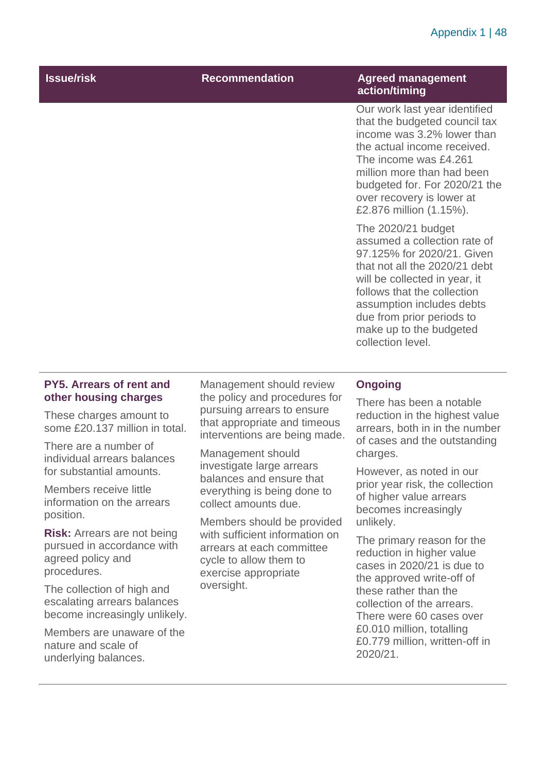| Issue/risk | Recommendation | Agreed management action/timing |
|---|---|---|
| | | Our work last year identified that the budgeted council tax income was 3.2% lower than the actual income received. The income was £4.261 million more than had been budgeted for. For 2020/21 the over recovery is lower at £2.876 million (1.15%).<br><br>The 2020/21 budget assumed a collection rate of 97.125% for 2020/21. Given that not all the 2020/21 debt will be collected in year, it follows that the collection assumption includes debts due from prior periods to make up to the budgeted collection level. |
| **PY5. Arrears of rent and other housing charges**<br><br>These charges amount to some £20.137 million in total.<br><br>There are a number of individual arrears balances for substantial amounts.<br><br>Members receive little information on the arrears position.<br><br>**Risk:** Arrears are not being pursued in accordance with agreed policy and procedures.<br><br>The collection of high and escalating arrears balances become increasingly unlikely.<br><br>Members are unaware of the nature and scale of underlying balances. | Management should review the policy and procedures for pursuing arrears to ensure that appropriate and timeous interventions are being made.<br><br>Management should investigate large arrears balances and ensure that everything is being done to collect amounts due.<br><br>Members should be provided with sufficient information on arrears at each committee cycle to allow them to exercise appropriate oversight. | **Ongoing**<br><br>There has been a notable reduction in the highest value arrears, both in in the number of cases and the outstanding charges.<br><br>However, as noted in our prior year risk, the collection of higher value arrears becomes increasingly unlikely.<br><br>The primary reason for the reduction in higher value cases in 2020/21 is due to the approved write-off of these rather than the collection of the arrears. There were 60 cases over £0.010 million, totalling £0.779 million, written-off in 2020/21. |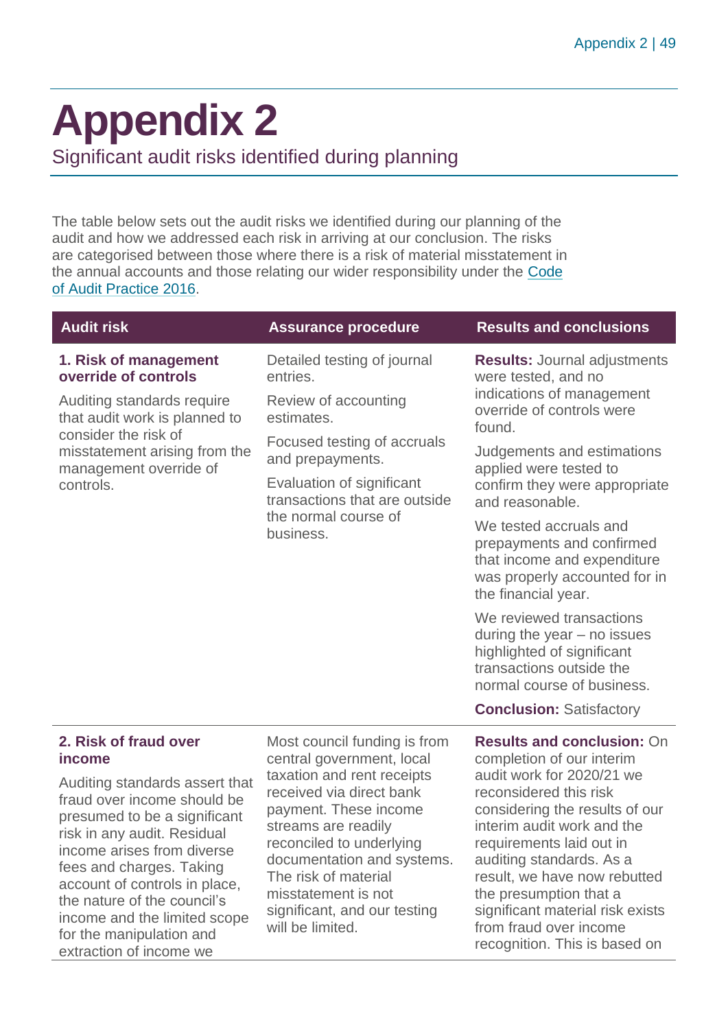# Appendix 2

Significant audit risks identified during planning

The table below sets out the audit risks we identified during our planning of the audit and how we addressed each risk in arriving at our conclusion. The risks are categorised between those where there is a risk of material misstatement in the annual accounts and those relating our wider responsibility under the Code of Audit Practice 2016.

| Audit risk | Assurance procedure | Results and conclusions |
|---|---|---|
| **1. Risk of management override of controls**<br><br>Auditing standards require that audit work is planned to consider the risk of misstatement arising from the management override of controls. | Detailed testing of journal entries.<br><br>Review of accounting estimates.<br><br>Focused testing of accruals and prepayments.<br><br>Evaluation of significant transactions that are outside the normal course of business. | **Results:** Journal adjustments were tested, and no indications of management override of controls were found.<br><br>Judgements and estimations applied were tested to confirm they were appropriate and reasonable.<br><br>We tested accruals and prepayments and confirmed that income and expenditure was properly accounted for in the financial year.<br><br>We reviewed transactions during the year – no issues highlighted of significant transactions outside the normal course of business.<br><br>**Conclusion:** Satisfactory |
| **2. Risk of fraud over income**<br><br>Auditing standards assert that fraud over income should be presumed to be a significant risk in any audit. Residual income arises from diverse fees and charges. Taking account of controls in place, the nature of the council's income and the limited scope for the manipulation and extraction of income we | Most council funding is from central government, local taxation and rent receipts received via direct bank payment. These income streams are readily reconciled to underlying documentation and systems. The risk of material misstatement is not significant, and our testing will be limited. | **Results and conclusion:** On completion of our interim audit work for 2020/21 we reconsidered this risk considering the results of our interim audit work and the requirements laid out in auditing standards. As a result, we have now rebutted the presumption that a significant material risk exists from fraud over income recognition. This is based on |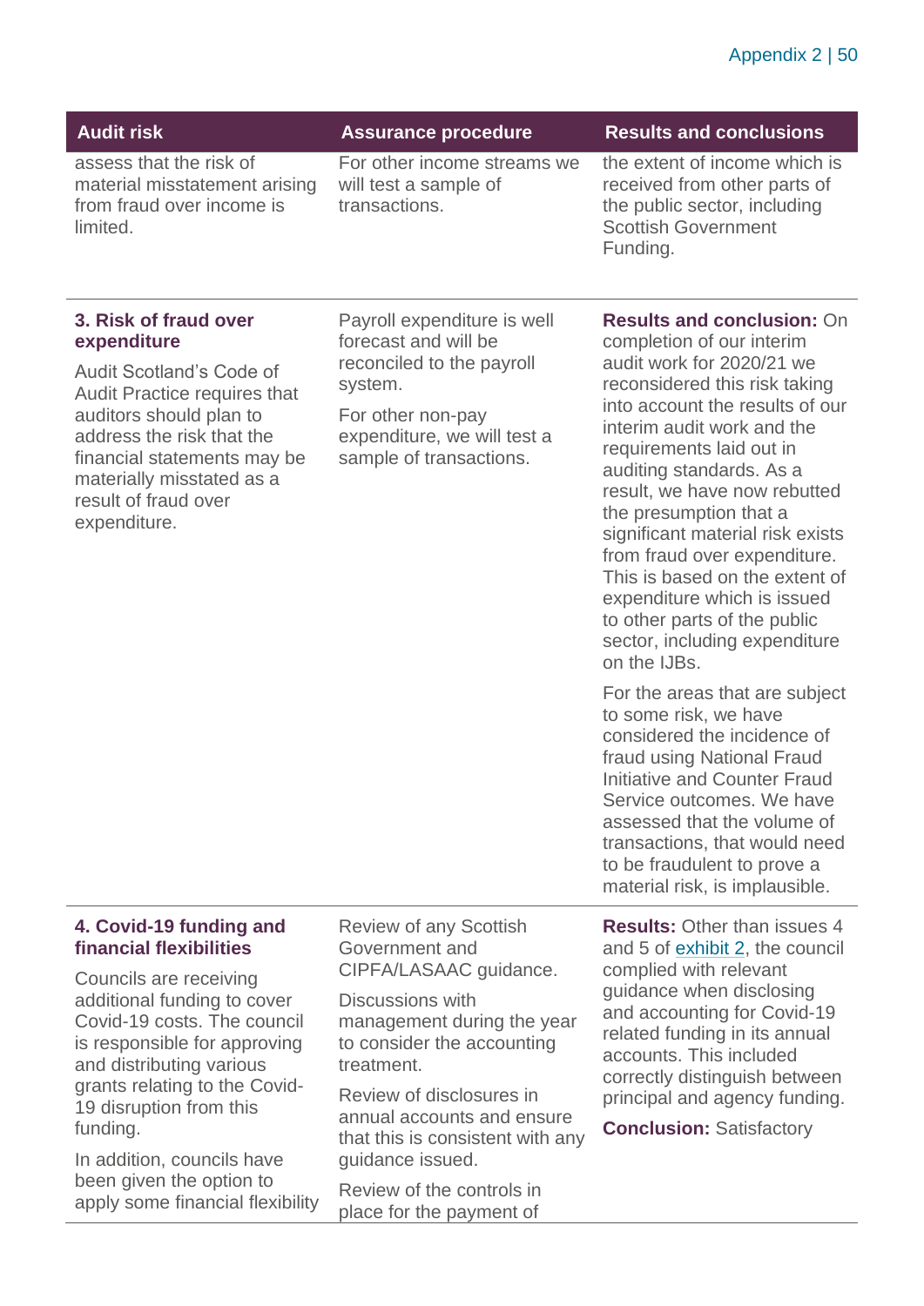| Audit risk | Assurance procedure | Results and conclusions |
| --- | --- | --- |
| assess that the risk of material misstatement arising from fraud over income is limited. | For other income streams we will test a sample of transactions. | the extent of income which is received from other parts of the public sector, including Scottish Government Funding. |
| **3. Risk of fraud over expenditure**<br><br>Audit Scotland's Code of Audit Practice requires that auditors should plan to address the risk that the financial statements may be materially misstated as a result of fraud over expenditure. | Payroll expenditure is well forecast and will be reconciled to the payroll system.<br><br>For other non-pay expenditure, we will test a sample of transactions. | **Results and conclusion:** On completion of our interim audit work for 2020/21 we reconsidered this risk taking into account the results of our interim audit work and the requirements laid out in auditing standards. As a result, we have now rebutted the presumption that a significant material risk exists from fraud over expenditure. This is based on the extent of expenditure which is issued to other parts of the public sector, including expenditure on the IJBs.<br><br>For the areas that are subject to some risk, we have considered the incidence of fraud using National Fraud Initiative and Counter Fraud Service outcomes. We have assessed that the volume of transactions, that would need to be fraudulent to prove a material risk, is implausible. |
| **4. Covid-19 funding and financial flexibilities**<br><br>Councils are receiving additional funding to cover Covid-19 costs. The council is responsible for approving and distributing various grants relating to the Covid-19 disruption from this funding.<br><br>In addition, councils have been given the option to apply some financial flexibility | Review of any Scottish Government and CIPFA/LASAAC guidance.<br><br>Discussions with management during the year to consider the accounting treatment.<br><br>Review of disclosures in annual accounts and ensure that this is consistent with any guidance issued.<br><br>Review of the controls in place for the payment of | **Results:** Other than issues 4 and 5 of exhibit 2, the council complied with relevant guidance when disclosing and accounting for Covid-19 related funding in its annual accounts. This included correctly distinguish between principal and agency funding.<br><br>**Conclusion:** Satisfactory |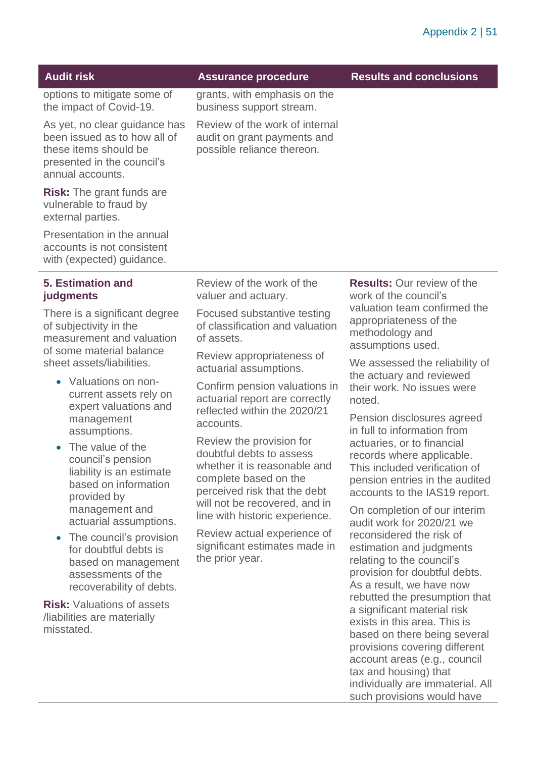| Audit risk | Assurance procedure | Results and conclusions |
|---|---|---|
| options to mitigate some of the impact of Covid-19.<br><br>As yet, no clear guidance has been issued as to how all of these items should be presented in the council's annual accounts.<br><br>**Risk:** The grant funds are vulnerable to fraud by external parties.<br><br>Presentation in the annual accounts is not consistent with (expected) guidance. | grants, with emphasis on the business support stream.<br><br>Review of the work of internal audit on grant payments and possible reliance thereon. | |
| **5. Estimation and judgments**<br><br>There is a significant degree of subjectivity in the measurement and valuation of some material balance sheet assets/liabilities.<br><br>• Valuations on non-current assets rely on expert valuations and management assumptions.<br>• The value of the council's pension liability is an estimate based on information provided by management and actuarial assumptions.<br>• The council's provision for doubtful debts is based on management assessments of the recoverability of debts.<br><br>**Risk:** Valuations of assets /liabilities are materially misstated. | Review of the work of the valuer and actuary.<br><br>Focused substantive testing of classification and valuation of assets.<br><br>Review appropriateness of actuarial assumptions.<br><br>Confirm pension valuations in actuarial report are correctly reflected within the 2020/21 accounts.<br><br>Review the provision for doubtful debts to assess whether it is reasonable and complete based on the perceived risk that the debt will not be recovered, and in line with historic experience.<br><br>Review actual experience of significant estimates made in the prior year. | **Results:** Our review of the work of the council's valuation team confirmed the appropriateness of the methodology and assumptions used.<br><br>We assessed the reliability of the actuary and reviewed their work. No issues were noted.<br><br>Pension disclosures agreed in full to information from actuaries, or to financial records where applicable. This included verification of pension entries in the audited accounts to the IAS19 report.<br><br>On completion of our interim audit work for 2020/21 we reconsidered the risk of estimation and judgments relating to the council's provision for doubtful debts. As a result, we have now rebutted the presumption that a significant material risk exists in this area. This is based on there being several provisions covering different account areas (e.g., council tax and housing) that individually are immaterial. All such provisions would have |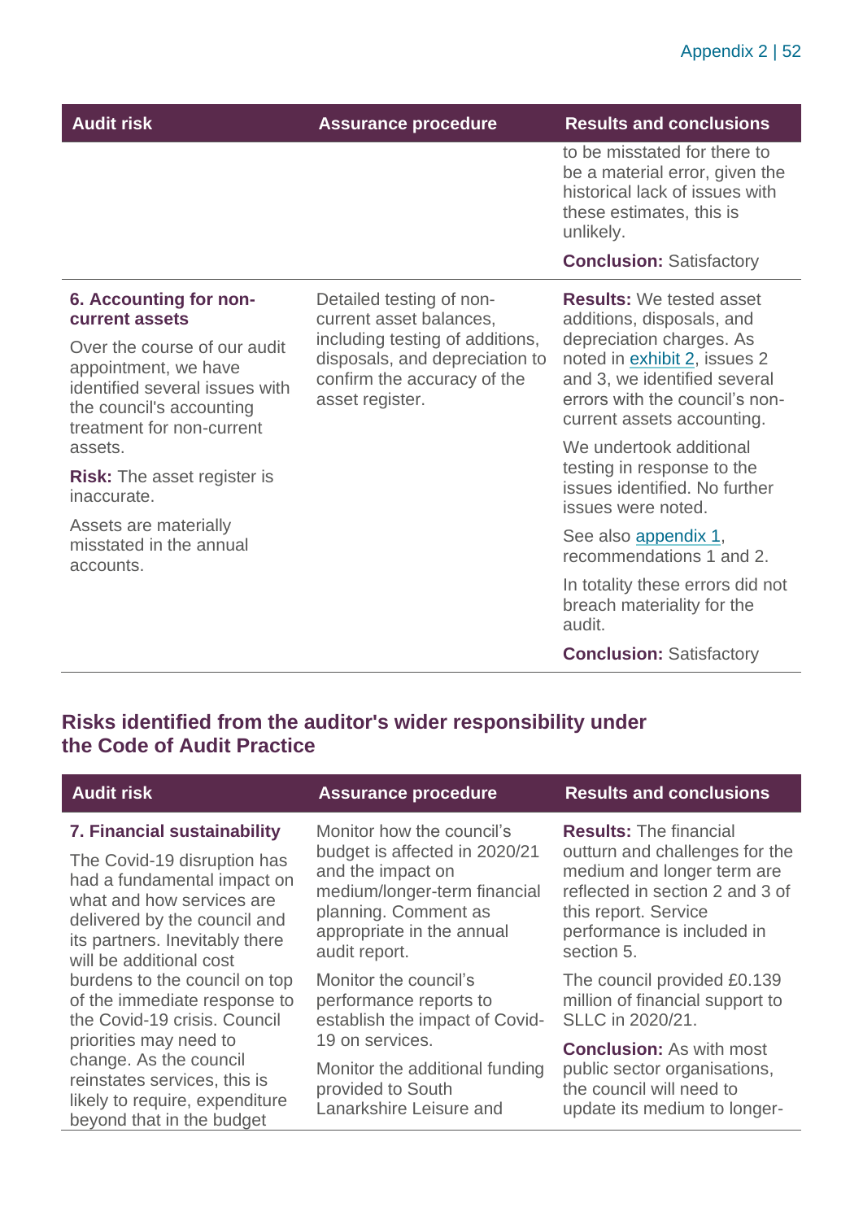| Audit risk | Assurance procedure | Results and conclusions |
| --- | --- | --- |
| | | to be misstated for there to be a material error, given the historical lack of issues with these estimates, this is unlikely.<br><br>**Conclusion:** Satisfactory |
| **6. Accounting for non-current assets**<br><br>Over the course of our audit appointment, we have identified several issues with the council's accounting treatment for non-current assets.<br><br>**Risk:** The asset register is inaccurate.<br><br>Assets are materially misstated in the annual accounts. | Detailed testing of non-current asset balances, including testing of additions, disposals, and depreciation to confirm the accuracy of the asset register. | **Results:** We tested asset additions, disposals, and depreciation charges. As noted in exhibit 2, issues 2 and 3, we identified several errors with the council's non-current assets accounting.<br><br>We undertook additional testing in response to the issues identified. No further issues were noted.<br><br>See also appendix 1, recommendations 1 and 2.<br><br>In totality these errors did not breach materiality for the audit.<br><br>**Conclusion:** Satisfactory |

## Risks identified from the auditor's wider responsibility under the Code of Audit Practice

| Audit risk | Assurance procedure | Results and conclusions |
| --- | --- | --- |
| **7. Financial sustainability**<br><br>The Covid-19 disruption has had a fundamental impact on what and how services are delivered by the council and its partners. Inevitably there will be additional cost burdens to the council on top of the immediate response to the Covid-19 crisis. Council priorities may need to change. As the council reinstates services, this is likely to require, expenditure beyond that in the budget | Monitor how the council's budget is affected in 2020/21 and the impact on medium/longer-term financial planning. Comment as appropriate in the annual audit report.<br><br>Monitor the council's performance reports to establish the impact of Covid-19 on services.<br><br>Monitor the additional funding provided to South Lanarkshire Leisure and | **Results:** The financial outturn and challenges for the medium and longer term are reflected in section 2 and 3 of this report. Service performance is included in section 5.<br><br>The council provided £0.139 million of financial support to SLLC in 2020/21.<br><br>**Conclusion:** As with most public sector organisations, the council will need to update its medium to longer- |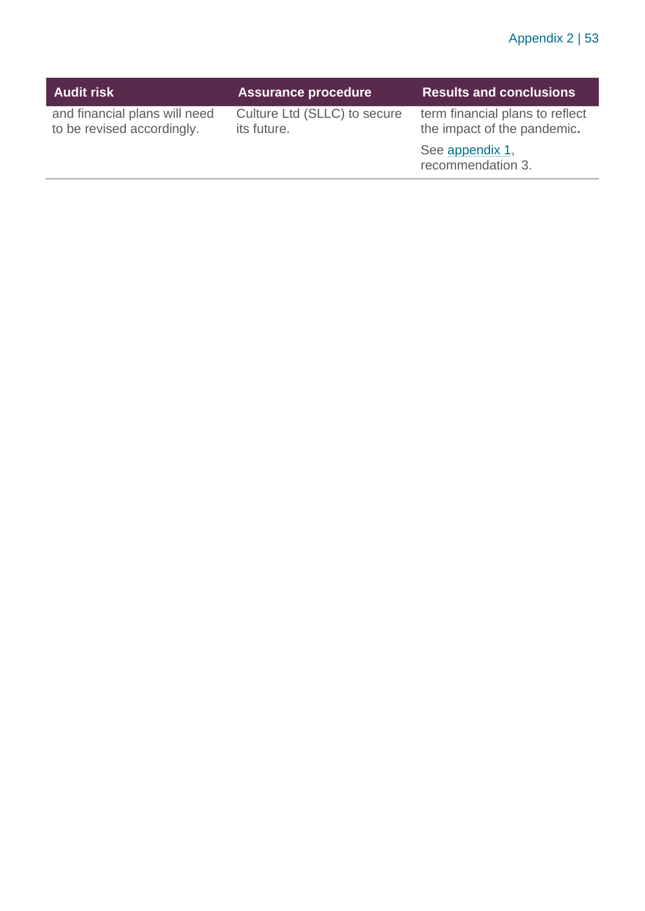| Audit risk | Assurance procedure | Results and conclusions |
| --- | --- | --- |
| and financial plans will need to be revised accordingly. | Culture Ltd (SLLC) to secure its future. | term financial plans to reflect the impact of the pandemic.<br><br>See appendix 1, recommendation 3. |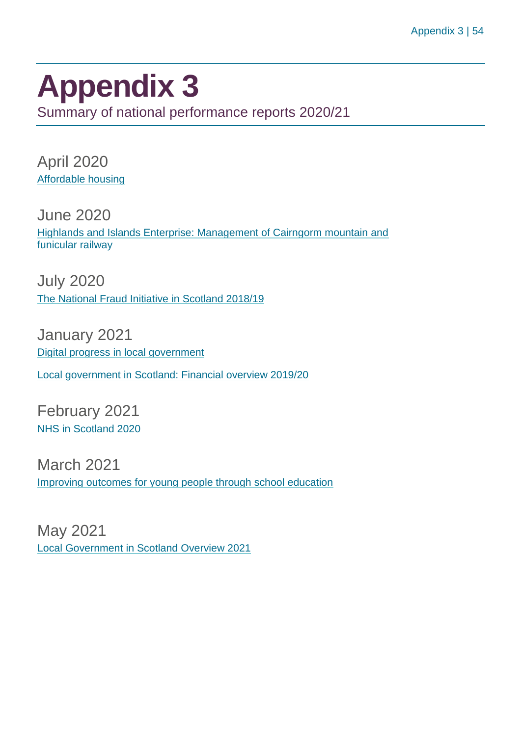# Appendix 3

Summary of national performance reports 2020/21

## April 2020

Affordable housing

## June 2020

Highlands and Islands Enterprise: Management of Cairngorm mountain and funicular railway

## July 2020

The National Fraud Initiative in Scotland 2018/19

## January 2021

Digital progress in local government

Local government in Scotland: Financial overview 2019/20

## February 2021

NHS in Scotland 2020

## March 2021

Improving outcomes for young people through school education

## May 2021

Local Government in Scotland Overview 2021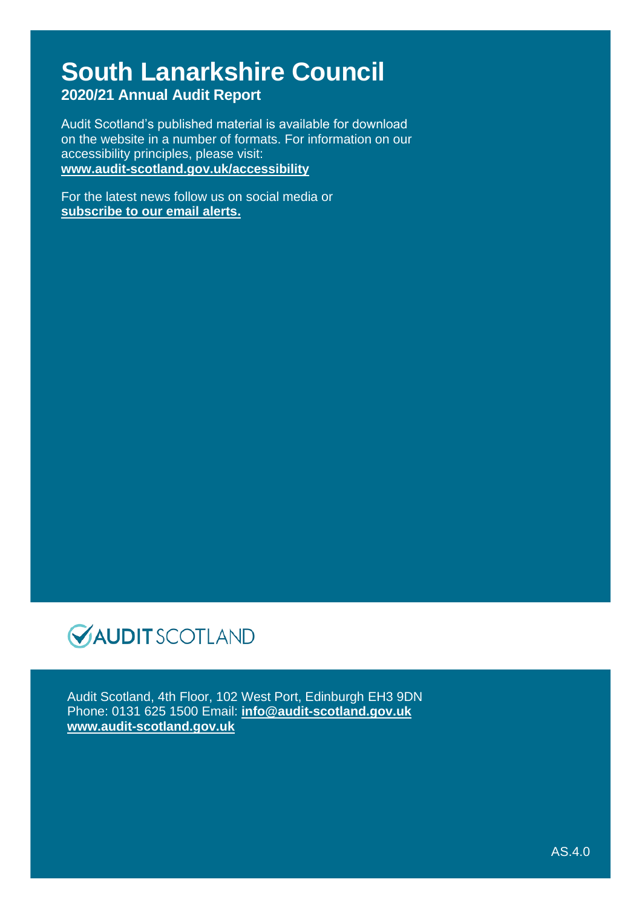# South Lanarkshire Council

## 2020/21 Annual Audit Report

Audit Scotland's published material is available for download on the website in a number of formats. For information on our accessibility principles, please visit: **www.audit-scotland.gov.uk/accessibility**

For the latest news follow us on social media or **subscribe to our email alerts.**

AUDIT SCOTLAND

Audit Scotland, 4th Floor, 102 West Port, Edinburgh EH3 9DN
Phone: 0131 625 1500 Email: **info@audit-scotland.gov.uk**
**www.audit-scotland.gov.uk**

AS.4.0